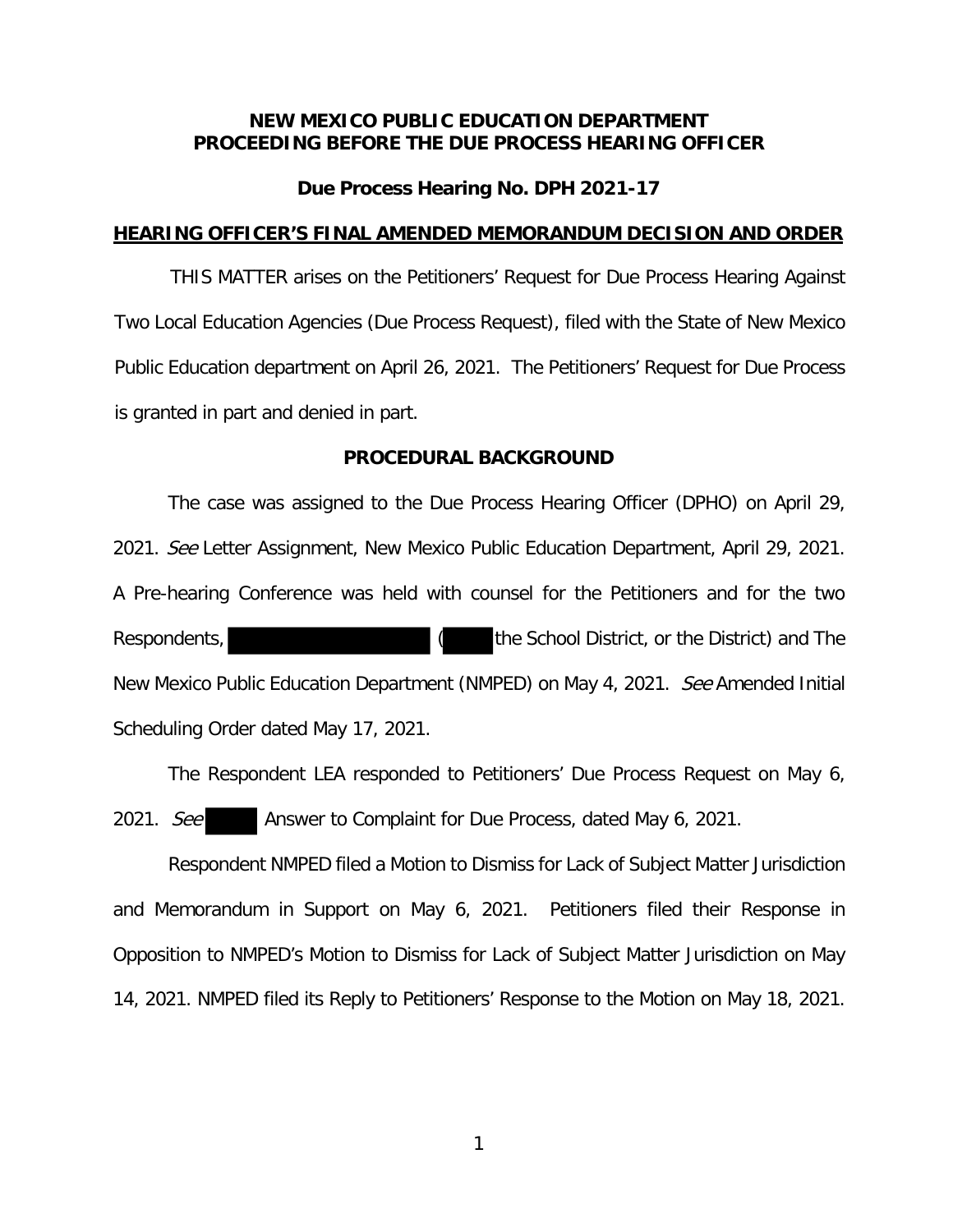**NEW MEXICO PUBLIC EDUCATION DEPARTMENT**
**PROCEEDING BEFORE THE DUE PROCESS HEARING OFFICER**

**Due Process Hearing No. DPH 2021-17**

**HEARING OFFICER'S FINAL AMENDED MEMORANDUM DECISION AND ORDER**

THIS MATTER arises on the Petitioners' Request for Due Process Hearing Against Two Local Education Agencies (Due Process Request), filed with the State of New Mexico Public Education department on April 26, 2021. The Petitioners' Request for Due Process is granted in part and denied in part.

**PROCEDURAL BACKGROUND**

The case was assigned to the Due Process Hearing Officer (DPHO) on April 29, 2021. *See* Letter Assignment, New Mexico Public Education Department, April 29, 2021. A Pre-hearing Conference was held with counsel for the Petitioners and for the two Respondents, ( the School District, or the District) and The New Mexico Public Education Department (NMPED) on May 4, 2021. *See* Amended Initial Scheduling Order dated May 17, 2021.

The Respondent LEA responded to Petitioners' Due Process Request on May 6, 2021. *See* Answer to Complaint for Due Process, dated May 6, 2021.

Respondent NMPED filed a Motion to Dismiss for Lack of Subject Matter Jurisdiction and Memorandum in Support on May 6, 2021. Petitioners filed their Response in Opposition to NMPED's Motion to Dismiss for Lack of Subject Matter Jurisdiction on May 14, 2021. NMPED filed its Reply to Petitioners' Response to the Motion on May 18, 2021.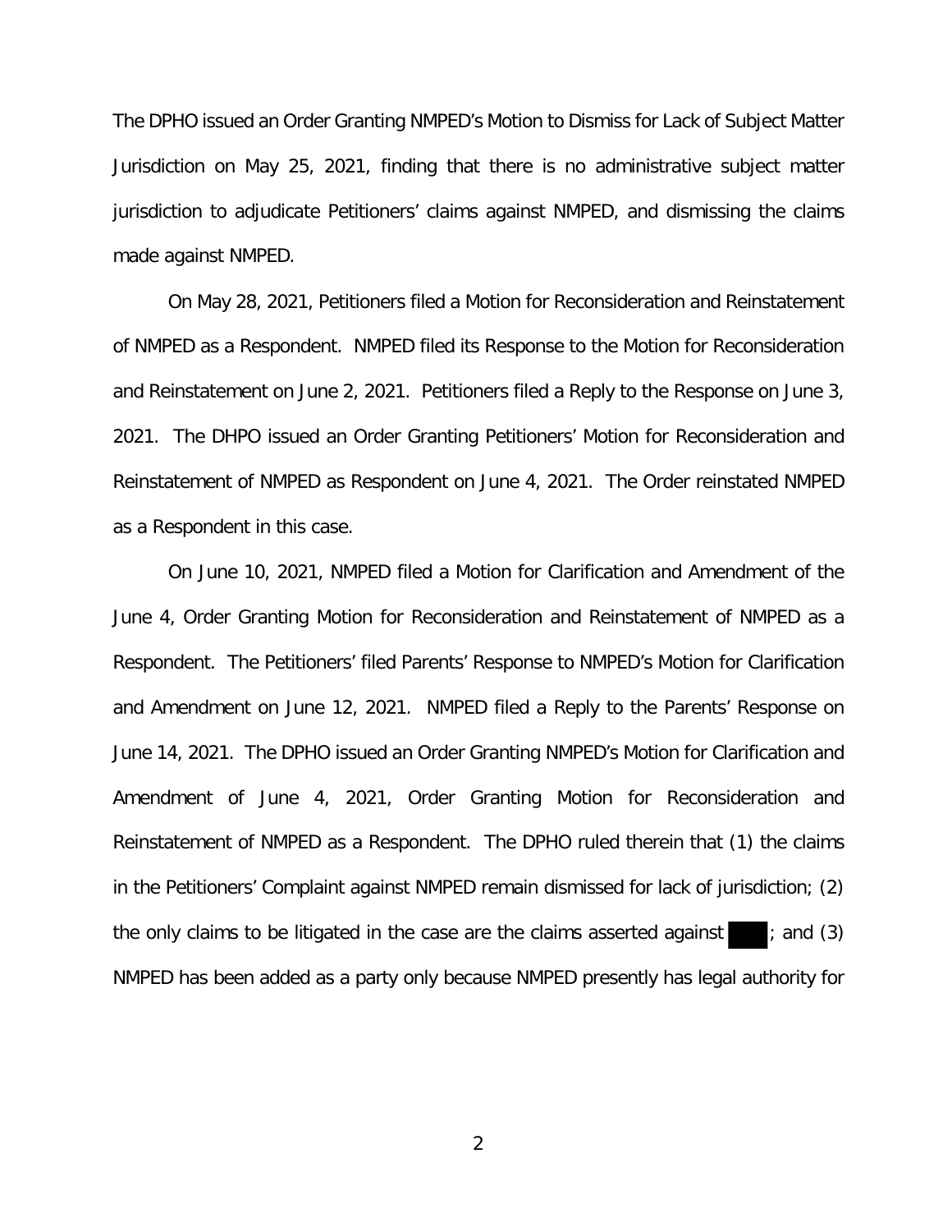The DPHO issued an Order Granting NMPED's Motion to Dismiss for Lack of Subject Matter Jurisdiction on May 25, 2021, finding that there is no administrative subject matter jurisdiction to adjudicate Petitioners' claims against NMPED, and dismissing the claims made against NMPED.

On May 28, 2021, Petitioners filed a Motion for Reconsideration and Reinstatement of NMPED as a Respondent. NMPED filed its Response to the Motion for Reconsideration and Reinstatement on June 2, 2021. Petitioners filed a Reply to the Response on June 3, 2021. The DHPO issued an Order Granting Petitioners' Motion for Reconsideration and Reinstatement of NMPED as Respondent on June 4, 2021. The Order reinstated NMPED as a Respondent in this case.

On June 10, 2021, NMPED filed a Motion for Clarification and Amendment of the June 4, Order Granting Motion for Reconsideration and Reinstatement of NMPED as a Respondent. The Petitioners' filed Parents' Response to NMPED's Motion for Clarification and Amendment on June 12, 2021. NMPED filed a Reply to the Parents' Response on June 14, 2021. The DPHO issued an Order Granting NMPED's Motion for Clarification and Amendment of June 4, 2021, Order Granting Motion for Reconsideration and Reinstatement of NMPED as a Respondent. The DPHO ruled therein that (1) the claims in the Petitioners' Complaint against NMPED remain dismissed for lack of jurisdiction; (2) the only claims to be litigated in the case are the claims asserted against ████; and (3) NMPED has been added as a party only because NMPED presently has legal authority for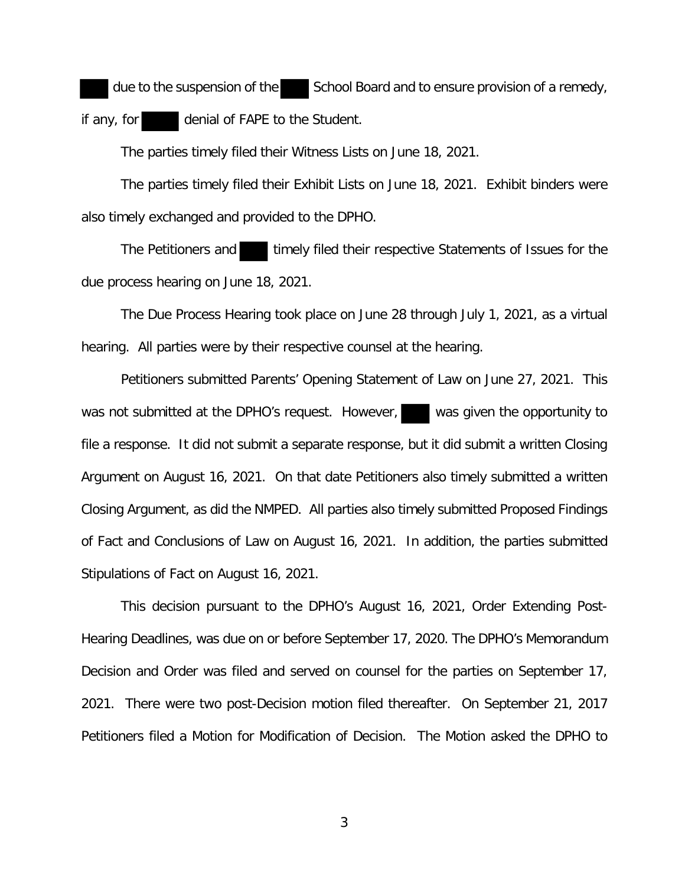due to the suspension of the School Board and to ensure provision of a remedy, if any, for denial of FAPE to the Student.

The parties timely filed their Witness Lists on June 18, 2021.

The parties timely filed their Exhibit Lists on June 18, 2021. Exhibit binders were also timely exchanged and provided to the DPHO.

The Petitioners and timely filed their respective Statements of Issues for the due process hearing on June 18, 2021.

The Due Process Hearing took place on June 28 through July 1, 2021, as a virtual hearing. All parties were by their respective counsel at the hearing.

Petitioners submitted Parents' Opening Statement of Law on June 27, 2021. This was not submitted at the DPHO's request. However, was given the opportunity to file a response. It did not submit a separate response, but it did submit a written Closing Argument on August 16, 2021. On that date Petitioners also timely submitted a written Closing Argument, as did the NMPED. All parties also timely submitted Proposed Findings of Fact and Conclusions of Law on August 16, 2021. In addition, the parties submitted Stipulations of Fact on August 16, 2021.

This decision pursuant to the DPHO's August 16, 2021, Order Extending Post-Hearing Deadlines, was due on or before September 17, 2020. The DPHO's Memorandum Decision and Order was filed and served on counsel for the parties on September 17, 2021. There were two post-Decision motion filed thereafter. On September 21, 2017 Petitioners filed a Motion for Modification of Decision. The Motion asked the DPHO to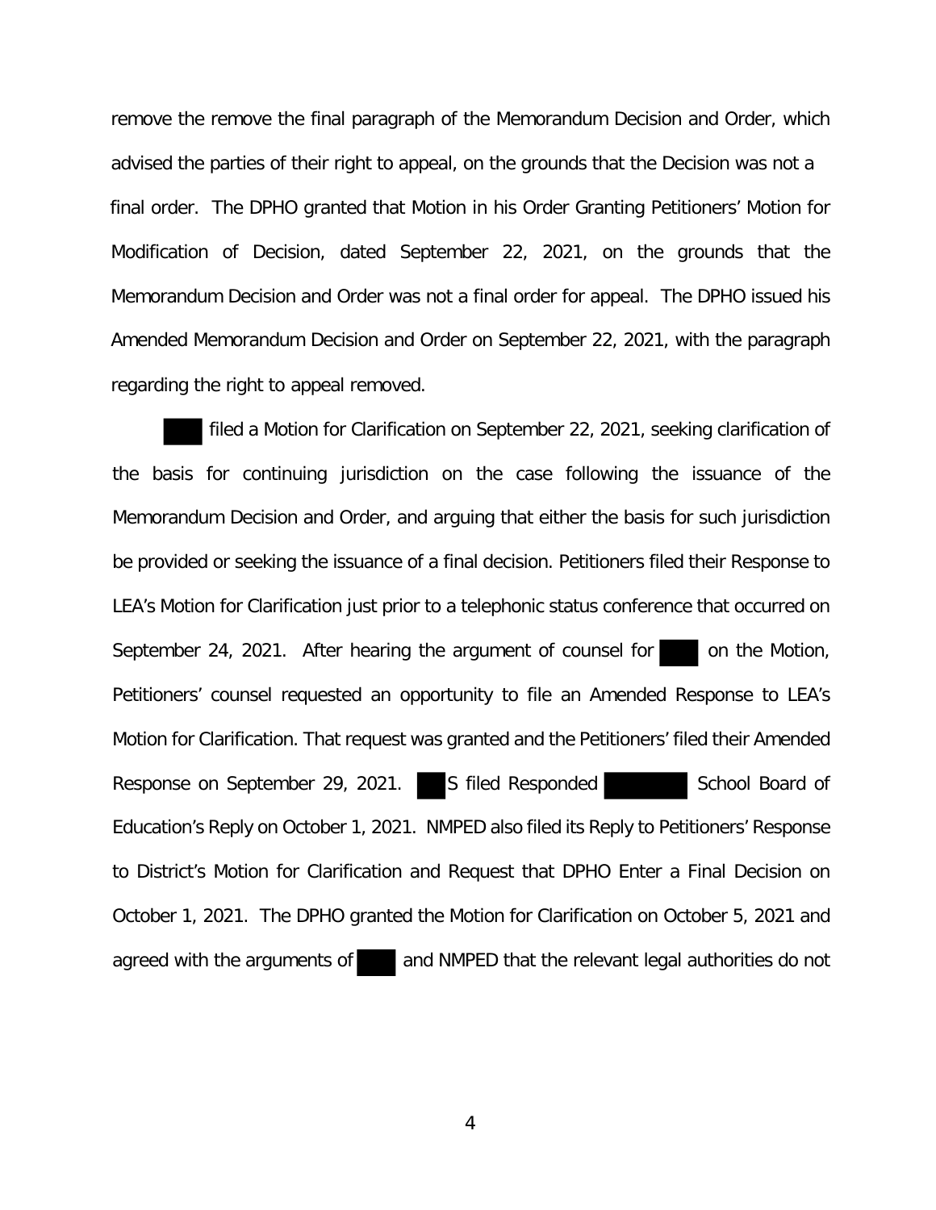remove the remove the final paragraph of the Memorandum Decision and Order, which advised the parties of their right to appeal, on the grounds that the Decision was not a final order. The DPHO granted that Motion in his Order Granting Petitioners' Motion for Modification of Decision, dated September 22, 2021, on the grounds that the Memorandum Decision and Order was not a final order for appeal. The DPHO issued his Amended Memorandum Decision and Order on September 22, 2021, with the paragraph regarding the right to appeal removed.

███ filed a Motion for Clarification on September 22, 2021, seeking clarification of the basis for continuing jurisdiction on the case following the issuance of the Memorandum Decision and Order, and arguing that either the basis for such jurisdiction be provided or seeking the issuance of a final decision. Petitioners filed their Response to LEA's Motion for Clarification just prior to a telephonic status conference that occurred on September 24, 2021. After hearing the argument of counsel for ███ on the Motion, Petitioners' counsel requested an opportunity to file an Amended Response to LEA's Motion for Clarification. That request was granted and the Petitioners' filed their Amended Response on September 29, 2021. ██S filed Responded ███████ School Board of Education's Reply on October 1, 2021. NMPED also filed its Reply to Petitioners' Response to District's Motion for Clarification and Request that DPHO Enter a Final Decision on October 1, 2021. The DPHO granted the Motion for Clarification on October 5, 2021 and agreed with the arguments of ███ and NMPED that the relevant legal authorities do not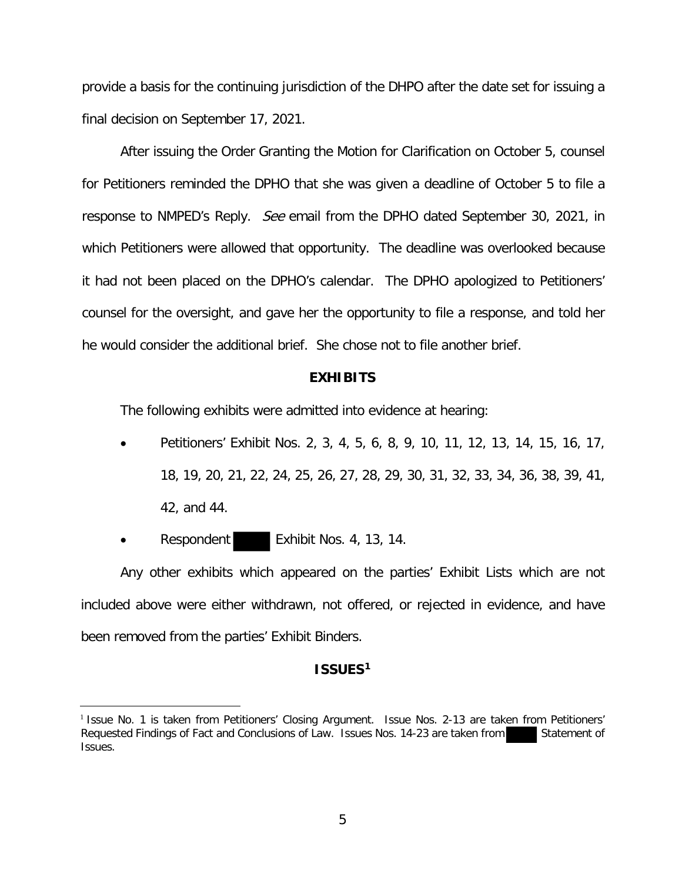provide a basis for the continuing jurisdiction of the DHPO after the date set for issuing a final decision on September 17, 2021.

After issuing the Order Granting the Motion for Clarification on October 5, counsel for Petitioners reminded the DPHO that she was given a deadline of October 5 to file a response to NMPED's Reply. *See* email from the DPHO dated September 30, 2021, in which Petitioners were allowed that opportunity. The deadline was overlooked because it had not been placed on the DPHO's calendar. The DPHO apologized to Petitioners' counsel for the oversight, and gave her the opportunity to file a response, and told her he would consider the additional brief. She chose not to file another brief.

**EXHIBITS**

The following exhibits were admitted into evidence at hearing:

- Petitioners' Exhibit Nos. 2, 3, 4, 5, 6, 8, 9, 10, 11, 12, 13, 14, 15, 16, 17, 18, 19, 20, 21, 22, 24, 25, 26, 27, 28, 29, 30, 31, 32, 33, 34, 36, 38, 39, 41, 42, and 44.
- Respondent ████ Exhibit Nos. 4, 13, 14.

Any other exhibits which appeared on the parties' Exhibit Lists which are not included above were either withdrawn, not offered, or rejected in evidence, and have been removed from the parties' Exhibit Binders.

**ISSUES[1]**

[1] Issue No. 1 is taken from Petitioners' Closing Argument. Issue Nos. 2-13 are taken from Petitioners' Requested Findings of Fact and Conclusions of Law. Issues Nos. 14-23 are taken from ████ Statement of Issues.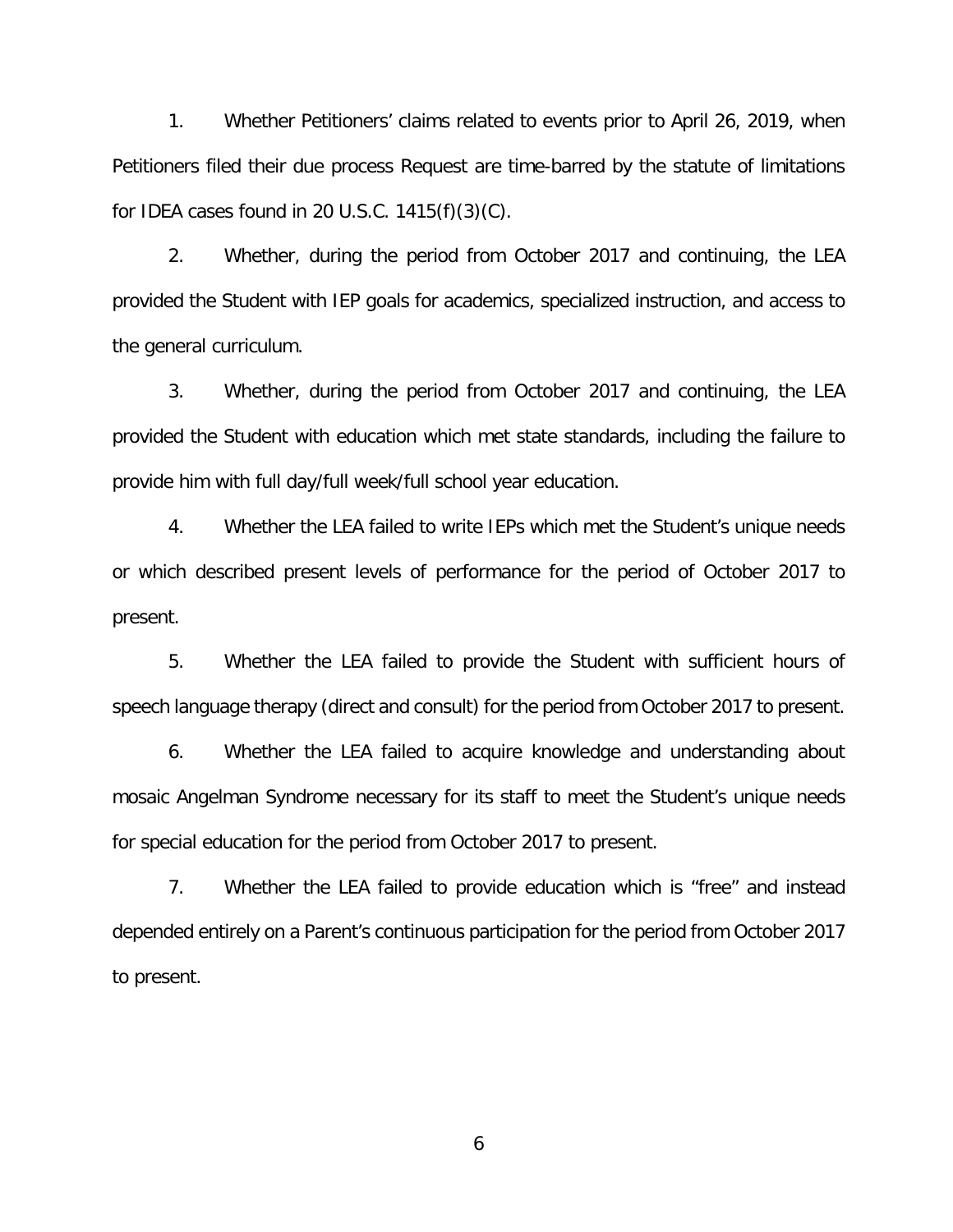1. Whether Petitioners' claims related to events prior to April 26, 2019, when Petitioners filed their due process Request are time-barred by the statute of limitations for IDEA cases found in 20 U.S.C. 1415(f)(3)(C).

2. Whether, during the period from October 2017 and continuing, the LEA provided the Student with IEP goals for academics, specialized instruction, and access to the general curriculum.

3. Whether, during the period from October 2017 and continuing, the LEA provided the Student with education which met state standards, including the failure to provide him with full day/full week/full school year education.

4. Whether the LEA failed to write IEPs which met the Student's unique needs or which described present levels of performance for the period of October 2017 to present.

5. Whether the LEA failed to provide the Student with sufficient hours of speech language therapy (direct and consult) for the period from October 2017 to present.

6. Whether the LEA failed to acquire knowledge and understanding about mosaic Angelman Syndrome necessary for its staff to meet the Student's unique needs for special education for the period from October 2017 to present.

7. Whether the LEA failed to provide education which is "free" and instead depended entirely on a Parent's continuous participation for the period from October 2017 to present.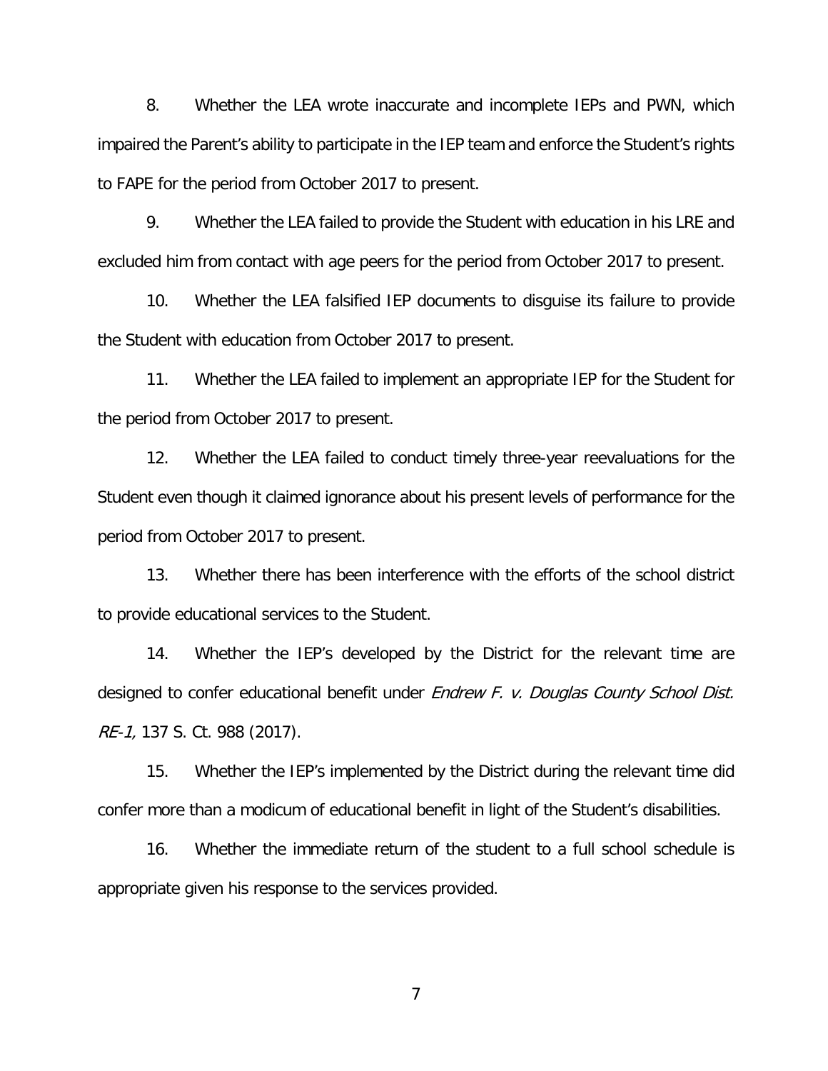8. Whether the LEA wrote inaccurate and incomplete IEPs and PWN, which impaired the Parent's ability to participate in the IEP team and enforce the Student's rights to FAPE for the period from October 2017 to present.

9. Whether the LEA failed to provide the Student with education in his LRE and excluded him from contact with age peers for the period from October 2017 to present.

10. Whether the LEA falsified IEP documents to disguise its failure to provide the Student with education from October 2017 to present.

11. Whether the LEA failed to implement an appropriate IEP for the Student for the period from October 2017 to present.

12. Whether the LEA failed to conduct timely three-year reevaluations for the Student even though it claimed ignorance about his present levels of performance for the period from October 2017 to present.

13. Whether there has been interference with the efforts of the school district to provide educational services to the Student.

14. Whether the IEP's developed by the District for the relevant time are designed to confer educational benefit under *Endrew F. v. Douglas County School Dist. RE-1,* 137 S. Ct. 988 (2017).

15. Whether the IEP's implemented by the District during the relevant time did confer more than a modicum of educational benefit in light of the Student's disabilities.

16. Whether the immediate return of the student to a full school schedule is appropriate given his response to the services provided.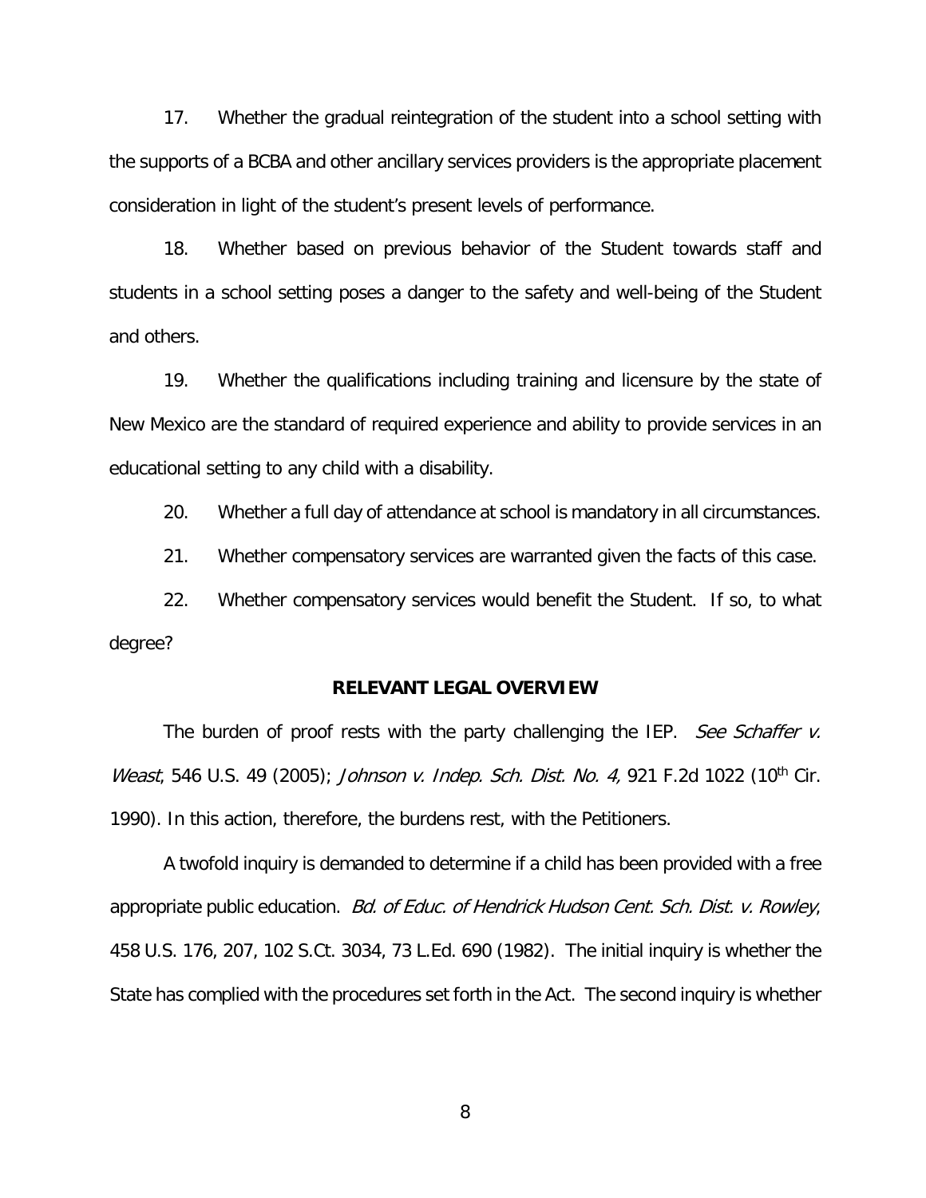17. Whether the gradual reintegration of the student into a school setting with the supports of a BCBA and other ancillary services providers is the appropriate placement consideration in light of the student's present levels of performance.

18. Whether based on previous behavior of the Student towards staff and students in a school setting poses a danger to the safety and well-being of the Student and others.

19. Whether the qualifications including training and licensure by the state of New Mexico are the standard of required experience and ability to provide services in an educational setting to any child with a disability.

20. Whether a full day of attendance at school is mandatory in all circumstances.

21. Whether compensatory services are warranted given the facts of this case.

22. Whether compensatory services would benefit the Student. If so, to what degree?

**RELEVANT LEGAL OVERVIEW**

The burden of proof rests with the party challenging the IEP. *See Schaffer v. Weast*, 546 U.S. 49 (2005); *Johnson v. Indep. Sch. Dist. No. 4,* 921 F.2d 1022 (10th Cir. 1990). In this action, therefore, the burdens rest, with the Petitioners.

A twofold inquiry is demanded to determine if a child has been provided with a free appropriate public education. *Bd. of Educ. of Hendrick Hudson Cent. Sch. Dist. v. Rowley*, 458 U.S. 176, 207, 102 S.Ct. 3034, 73 L.Ed. 690 (1982). The initial inquiry is whether the State has complied with the procedures set forth in the Act. The second inquiry is whether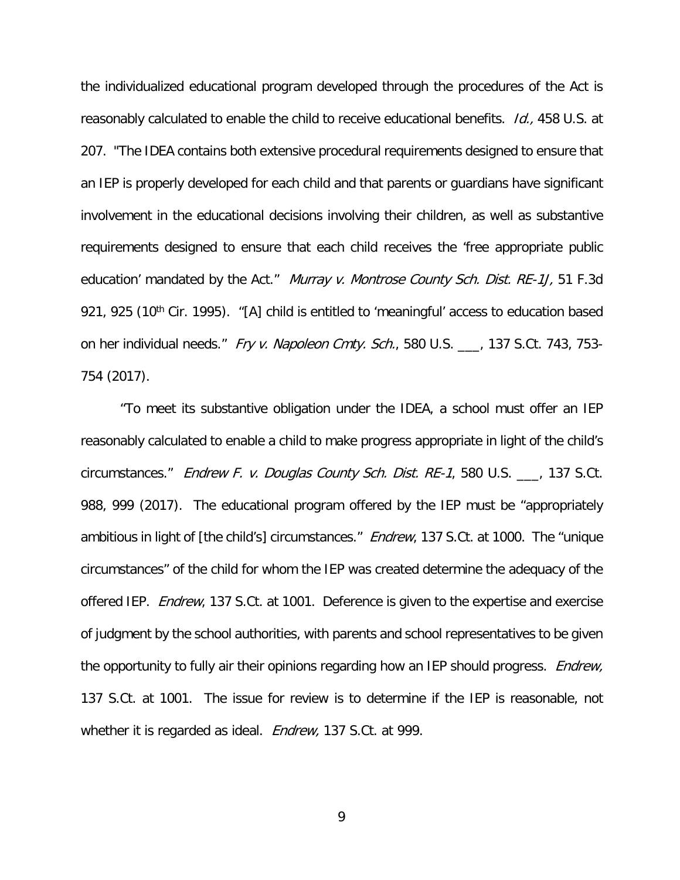the individualized educational program developed through the procedures of the Act is reasonably calculated to enable the child to receive educational benefits. *Id.,* 458 U.S. at 207. "The IDEA contains both extensive procedural requirements designed to ensure that an IEP is properly developed for each child and that parents or guardians have significant involvement in the educational decisions involving their children, as well as substantive requirements designed to ensure that each child receives the 'free appropriate public education' mandated by the Act." *Murray v. Montrose County Sch. Dist. RE-1J,* 51 F.3d 921, 925 (10th Cir. 1995). "[A] child is entitled to 'meaningful' access to education based on her individual needs." *Fry v. Napoleon Cmty. Sch.*, 580 U.S. ___, 137 S.Ct. 743, 753-754 (2017).

"To meet its substantive obligation under the IDEA, a school must offer an IEP reasonably calculated to enable a child to make progress appropriate in light of the child's circumstances." *Endrew F. v. Douglas County Sch. Dist. RE-1*, 580 U.S. ___, 137 S.Ct. 988, 999 (2017). The educational program offered by the IEP must be "appropriately ambitious in light of [the child's] circumstances." *Endrew*, 137 S.Ct. at 1000. The "unique circumstances" of the child for whom the IEP was created determine the adequacy of the offered IEP. *Endrew*, 137 S.Ct. at 1001. Deference is given to the expertise and exercise of judgment by the school authorities, with parents and school representatives to be given the opportunity to fully air their opinions regarding how an IEP should progress. *Endrew,* 137 S.Ct. at 1001. The issue for review is to determine if the IEP is reasonable, not whether it is regarded as ideal. *Endrew,* 137 S.Ct. at 999.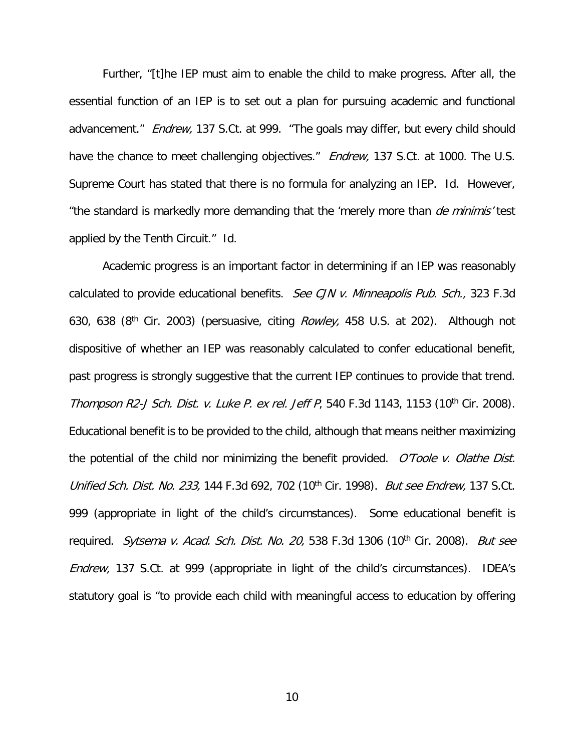Further, "[t]he IEP must aim to enable the child to make progress. After all, the essential function of an IEP is to set out a plan for pursuing academic and functional advancement." *Endrew,* 137 S.Ct. at 999. "The goals may differ, but every child should have the chance to meet challenging objectives." *Endrew,* 137 S.Ct. at 1000. The U.S. Supreme Court has stated that there is no formula for analyzing an IEP. Id. However, "the standard is markedly more demanding that the 'merely more than *de minimis'* test applied by the Tenth Circuit." Id.

Academic progress is an important factor in determining if an IEP was reasonably calculated to provide educational benefits. *See CJN v. Minneapolis Pub. Sch.,* 323 F.3d 630, 638 (8th Cir. 2003) (persuasive, citing *Rowley,* 458 U.S. at 202). Although not dispositive of whether an IEP was reasonably calculated to confer educational benefit, past progress is strongly suggestive that the current IEP continues to provide that trend. *Thompson R2-J Sch. Dist. v. Luke P. ex rel. Jeff P*, 540 F.3d 1143, 1153 (10th Cir. 2008). Educational benefit is to be provided to the child, although that means neither maximizing the potential of the child nor minimizing the benefit provided. *O'Toole v. Olathe Dist. Unified Sch. Dist. No. 233,* 144 F.3d 692, 702 (10th Cir. 1998). *But see Endrew,* 137 S.Ct. 999 (appropriate in light of the child's circumstances). Some educational benefit is required. *Sytsema v. Acad. Sch. Dist. No. 20,* 538 F.3d 1306 (10th Cir. 2008). *But see Endrew,* 137 S.Ct. at 999 (appropriate in light of the child's circumstances). IDEA's statutory goal is "to provide each child with meaningful access to education by offering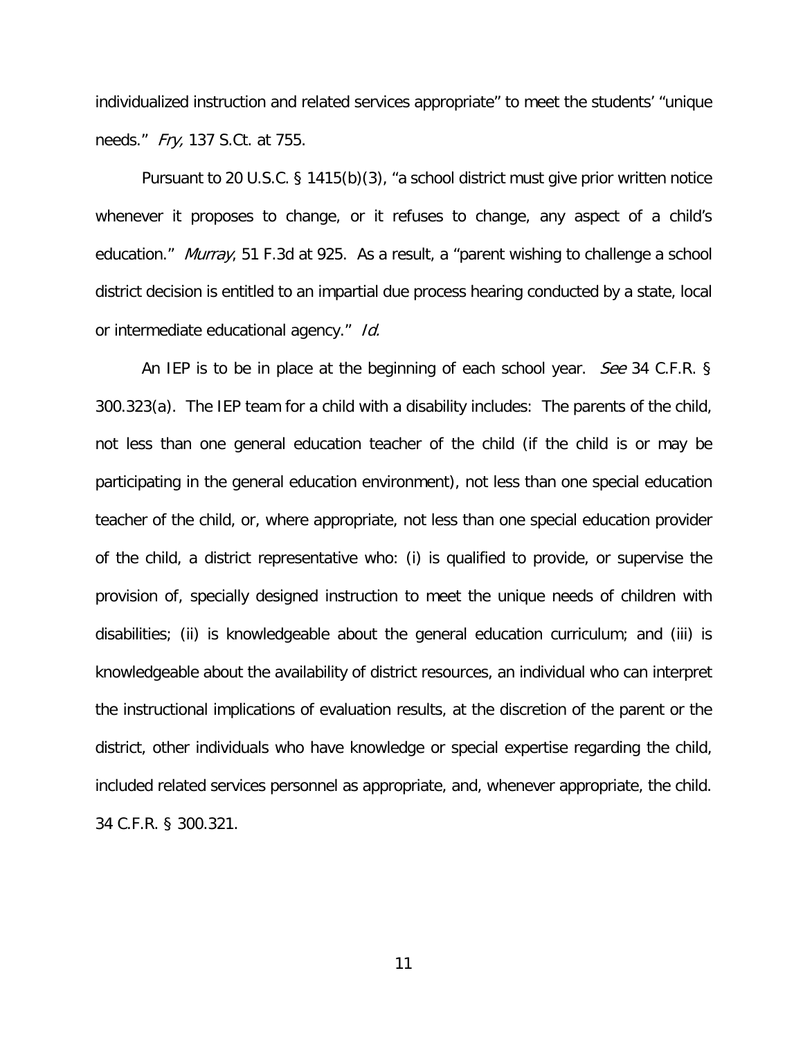individualized instruction and related services appropriate" to meet the students' "unique needs." *Fry,* 137 S.Ct. at 755.

Pursuant to 20 U.S.C. § 1415(b)(3), "a school district must give prior written notice whenever it proposes to change, or it refuses to change, any aspect of a child's education." *Murray*, 51 F.3d at 925. As a result, a "parent wishing to challenge a school district decision is entitled to an impartial due process hearing conducted by a state, local or intermediate educational agency." *Id.*

An IEP is to be in place at the beginning of each school year. *See* 34 C.F.R. § 300.323(a). The IEP team for a child with a disability includes: The parents of the child, not less than one general education teacher of the child (if the child is or may be participating in the general education environment), not less than one special education teacher of the child, or, where appropriate, not less than one special education provider of the child, a district representative who: (i) is qualified to provide, or supervise the provision of, specially designed instruction to meet the unique needs of children with disabilities; (ii) is knowledgeable about the general education curriculum; and (iii) is knowledgeable about the availability of district resources, an individual who can interpret the instructional implications of evaluation results, at the discretion of the parent or the district, other individuals who have knowledge or special expertise regarding the child, included related services personnel as appropriate, and, whenever appropriate, the child. 34 C.F.R. § 300.321.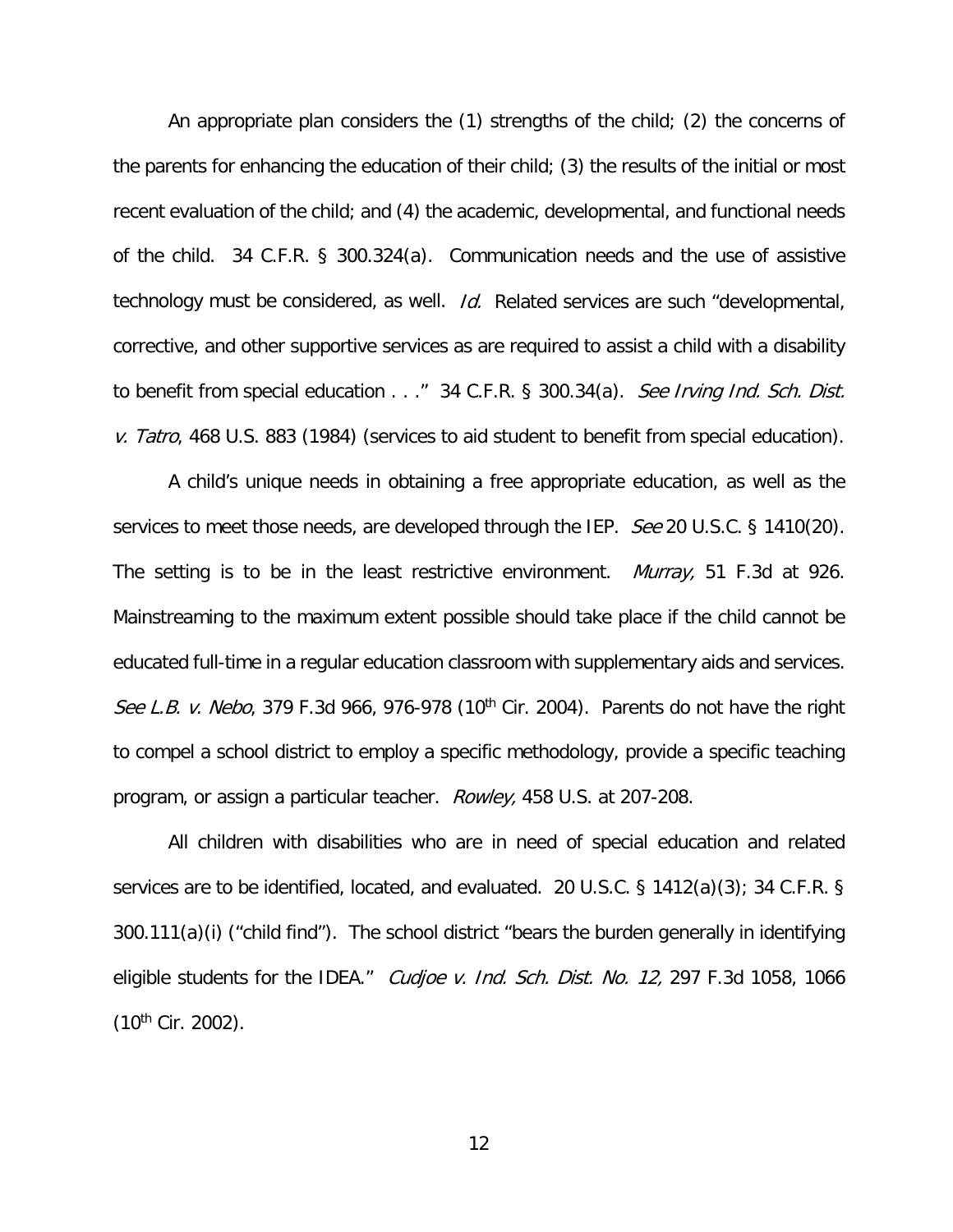An appropriate plan considers the (1) strengths of the child; (2) the concerns of the parents for enhancing the education of their child; (3) the results of the initial or most recent evaluation of the child; and (4) the academic, developmental, and functional needs of the child. 34 C.F.R. § 300.324(a). Communication needs and the use of assistive technology must be considered, as well. *Id.* Related services are such "developmental, corrective, and other supportive services as are required to assist a child with a disability to benefit from special education . . ." 34 C.F.R. § 300.34(a). *See Irving Ind. Sch. Dist. v. Tatro*, 468 U.S. 883 (1984) (services to aid student to benefit from special education).

A child's unique needs in obtaining a free appropriate education, as well as the services to meet those needs, are developed through the IEP. *See* 20 U.S.C. § 1410(20). The setting is to be in the least restrictive environment. *Murray,* 51 F.3d at 926. Mainstreaming to the maximum extent possible should take place if the child cannot be educated full-time in a regular education classroom with supplementary aids and services. *See L.B. v. Nebo*, 379 F.3d 966, 976-978 (10th Cir. 2004). Parents do not have the right to compel a school district to employ a specific methodology, provide a specific teaching program, or assign a particular teacher. *Rowley,* 458 U.S. at 207-208.

All children with disabilities who are in need of special education and related services are to be identified, located, and evaluated. 20 U.S.C. § 1412(a)(3); 34 C.F.R. § 300.111(a)(i) ("child find"). The school district "bears the burden generally in identifying eligible students for the IDEA." *Cudjoe v. Ind. Sch. Dist. No. 12,* 297 F.3d 1058, 1066 (10th Cir. 2002).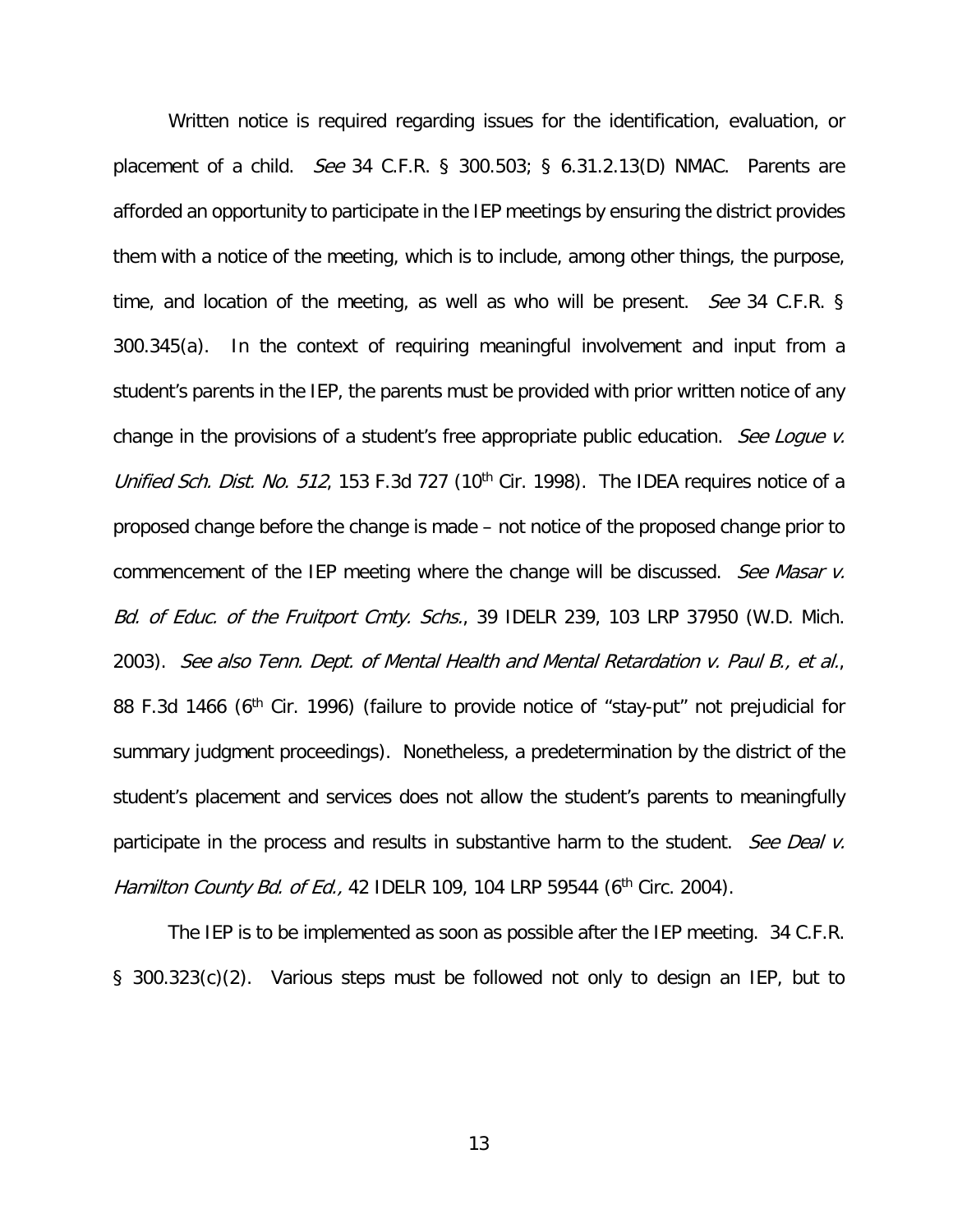Written notice is required regarding issues for the identification, evaluation, or placement of a child. *See* 34 C.F.R. § 300.503; § 6.31.2.13(D) NMAC. Parents are afforded an opportunity to participate in the IEP meetings by ensuring the district provides them with a notice of the meeting, which is to include, among other things, the purpose, time, and location of the meeting, as well as who will be present. *See* 34 C.F.R. § 300.345(a). In the context of requiring meaningful involvement and input from a student's parents in the IEP, the parents must be provided with prior written notice of any change in the provisions of a student's free appropriate public education. *See Logue v. Unified Sch. Dist. No. 512*, 153 F.3d 727 (10th Cir. 1998). The IDEA requires notice of a proposed change before the change is made – not notice of the proposed change prior to commencement of the IEP meeting where the change will be discussed. *See Masar v. Bd. of Educ. of the Fruitport Cmty. Schs.*, 39 IDELR 239, 103 LRP 37950 (W.D. Mich. 2003). *See also Tenn. Dept. of Mental Health and Mental Retardation v. Paul B., et al.*, 88 F.3d 1466 (6th Cir. 1996) (failure to provide notice of "stay-put" not prejudicial for summary judgment proceedings). Nonetheless, a predetermination by the district of the student's placement and services does not allow the student's parents to meaningfully participate in the process and results in substantive harm to the student. *See Deal v. Hamilton County Bd. of Ed.,* 42 IDELR 109, 104 LRP 59544 (6th Circ. 2004).

The IEP is to be implemented as soon as possible after the IEP meeting. 34 C.F.R. § 300.323(c)(2). Various steps must be followed not only to design an IEP, but to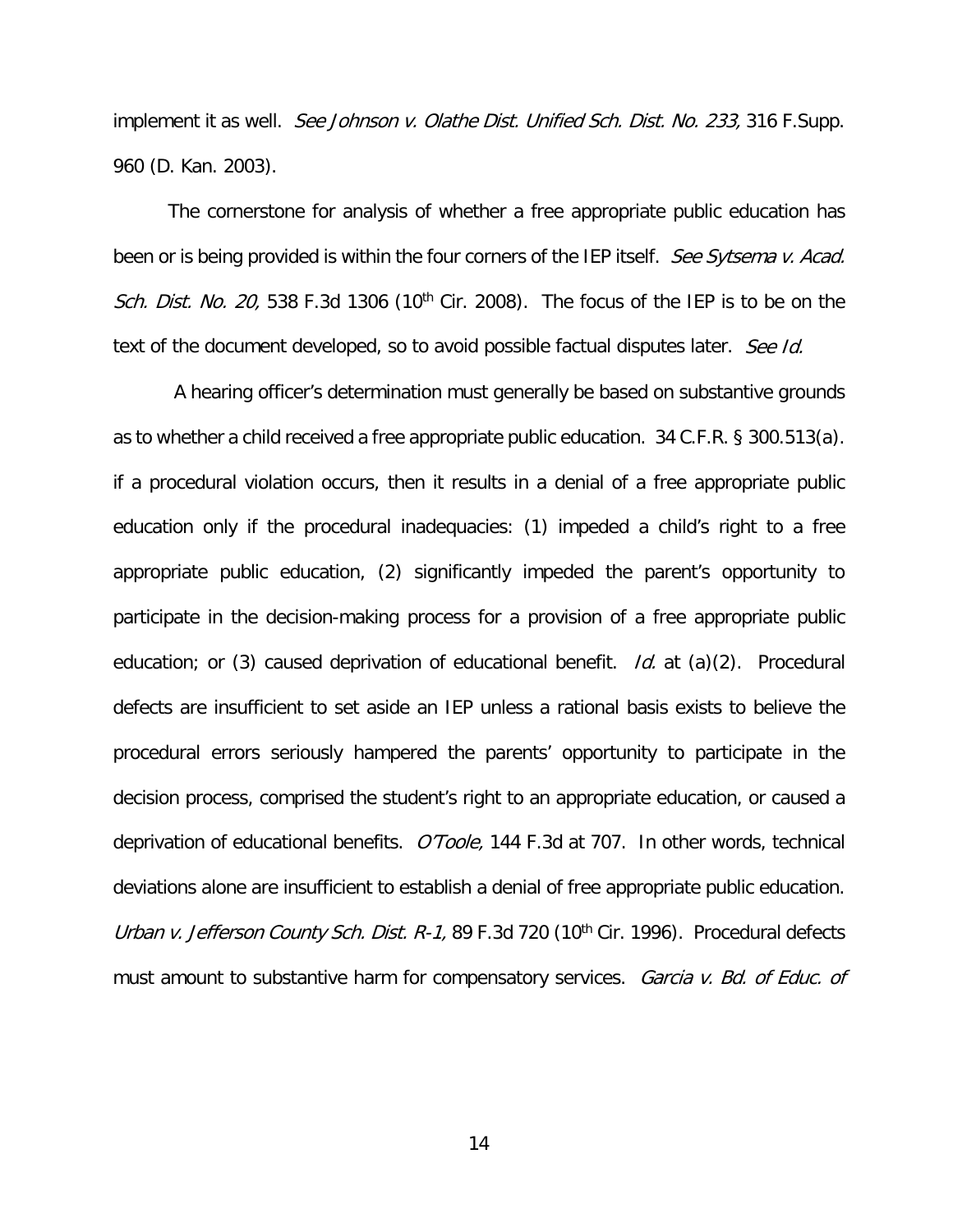implement it as well. *See Johnson v. Olathe Dist. Unified Sch. Dist. No. 233,* 316 F.Supp. 960 (D. Kan. 2003).

The cornerstone for analysis of whether a free appropriate public education has been or is being provided is within the four corners of the IEP itself. *See Sytsema v. Acad. Sch. Dist. No. 20,* 538 F.3d 1306 (10th Cir. 2008). The focus of the IEP is to be on the text of the document developed, so to avoid possible factual disputes later. *See Id.*

A hearing officer's determination must generally be based on substantive grounds as to whether a child received a free appropriate public education. 34 C.F.R. § 300.513(a). if a procedural violation occurs, then it results in a denial of a free appropriate public education only if the procedural inadequacies: (1) impeded a child's right to a free appropriate public education, (2) significantly impeded the parent's opportunity to participate in the decision-making process for a provision of a free appropriate public education; or (3) caused deprivation of educational benefit. *Id.* at (a)(2). Procedural defects are insufficient to set aside an IEP unless a rational basis exists to believe the procedural errors seriously hampered the parents' opportunity to participate in the decision process, comprised the student's right to an appropriate education, or caused a deprivation of educational benefits. *O'Toole,* 144 F.3d at 707. In other words, technical deviations alone are insufficient to establish a denial of free appropriate public education. *Urban v. Jefferson County Sch. Dist. R-1,* 89 F.3d 720 (10th Cir. 1996). Procedural defects must amount to substantive harm for compensatory services. *Garcia v. Bd. of Educ. of*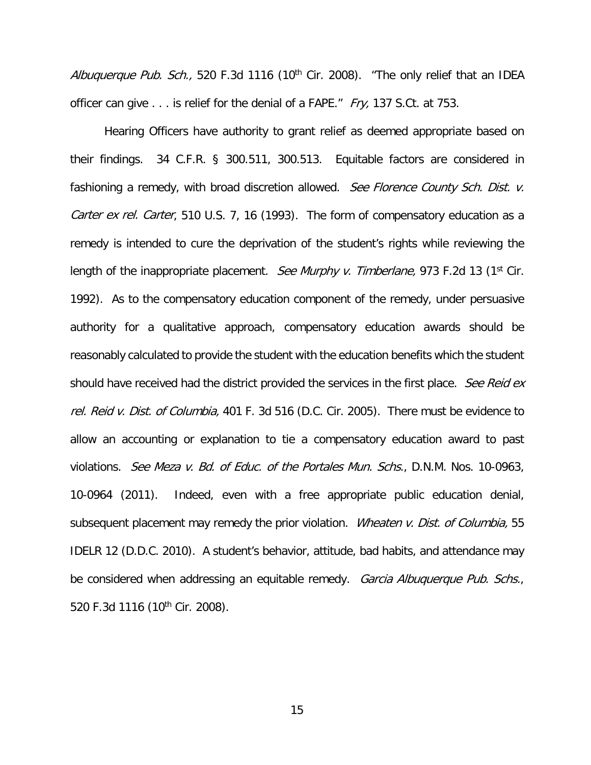*Albuquerque Pub. Sch.,* 520 F.3d 1116 (10th Cir. 2008). "The only relief that an IDEA officer can give . . . is relief for the denial of a FAPE." *Fry,* 137 S.Ct. at 753.

Hearing Officers have authority to grant relief as deemed appropriate based on their findings. 34 C.F.R. § 300.511, 300.513. Equitable factors are considered in fashioning a remedy, with broad discretion allowed. *See Florence County Sch. Dist. v. Carter ex rel. Carter*, 510 U.S. 7, 16 (1993). The form of compensatory education as a remedy is intended to cure the deprivation of the student's rights while reviewing the length of the inappropriate placement. *See Murphy v. Timberlane,* 973 F.2d 13 (1st Cir. 1992). As to the compensatory education component of the remedy, under persuasive authority for a qualitative approach, compensatory education awards should be reasonably calculated to provide the student with the education benefits which the student should have received had the district provided the services in the first place. *See Reid ex rel. Reid v. Dist. of Columbia,* 401 F. 3d 516 (D.C. Cir. 2005). There must be evidence to allow an accounting or explanation to tie a compensatory education award to past violations. *See Meza v. Bd. of Educ. of the Portales Mun. Schs.*, D.N.M. Nos. 10-0963, 10-0964 (2011). Indeed, even with a free appropriate public education denial, subsequent placement may remedy the prior violation. *Wheaten v. Dist. of Columbia,* 55 IDELR 12 (D.D.C. 2010). A student's behavior, attitude, bad habits, and attendance may be considered when addressing an equitable remedy. *Garcia Albuquerque Pub. Schs.*, 520 F.3d 1116 (10th Cir. 2008).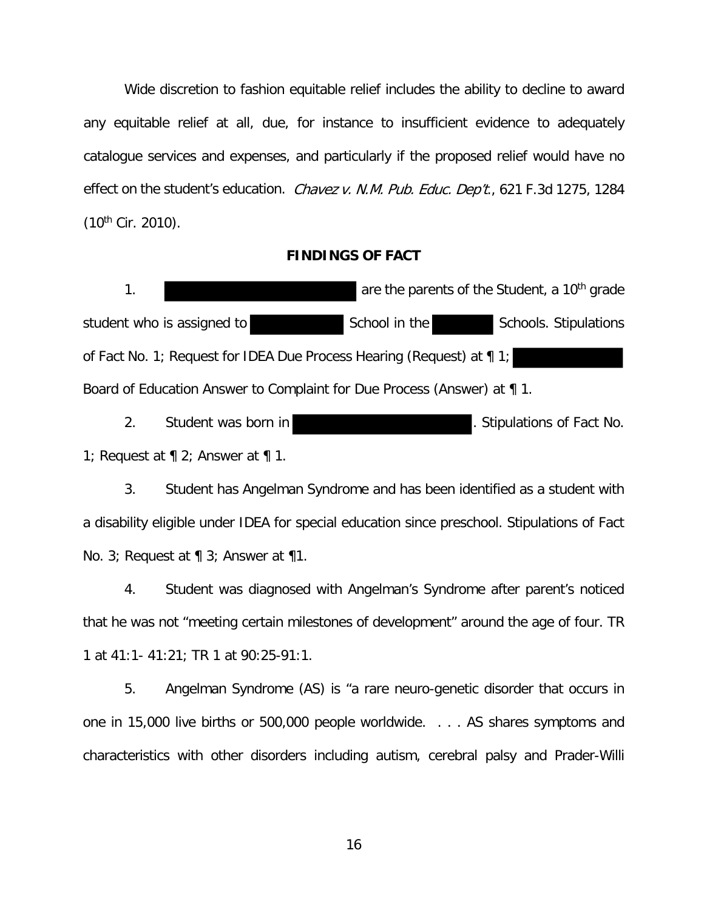Wide discretion to fashion equitable relief includes the ability to decline to award any equitable relief at all, due, for instance to insufficient evidence to adequately catalogue services and expenses, and particularly if the proposed relief would have no effect on the student's education. *Chavez v. N.M. Pub. Educ. Dep't.*, 621 F.3d 1275, 1284 (10th Cir. 2010).

**FINDINGS OF FACT**

1. ██████████ are the parents of the Student, a 10th grade student who is assigned to ██████ School in the ██████ Schools. Stipulations of Fact No. 1; Request for IDEA Due Process Hearing (Request) at ¶ 1; ██████ Board of Education Answer to Complaint for Due Process (Answer) at ¶ 1.

2. Student was born in ██████████. Stipulations of Fact No. 1; Request at ¶ 2; Answer at ¶ 1.

3. Student has Angelman Syndrome and has been identified as a student with a disability eligible under IDEA for special education since preschool. Stipulations of Fact No. 3; Request at ¶ 3; Answer at ¶1.

4. Student was diagnosed with Angelman's Syndrome after parent's noticed that he was not "meeting certain milestones of development" around the age of four. TR 1 at 41:1- 41:21; TR 1 at 90:25-91:1.

5. Angelman Syndrome (AS) is "a rare neuro-genetic disorder that occurs in one in 15,000 live births or 500,000 people worldwide. . . . AS shares symptoms and characteristics with other disorders including autism, cerebral palsy and Prader-Willi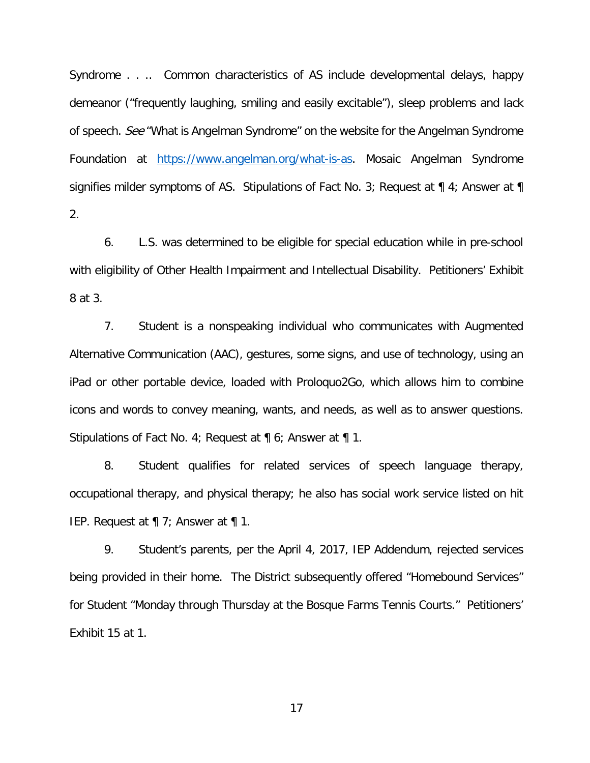Syndrome . . .. Common characteristics of AS include developmental delays, happy demeanor ("frequently laughing, smiling and easily excitable"), sleep problems and lack of speech. *See* "What is Angelman Syndrome" on the website for the Angelman Syndrome Foundation at https://www.angelman.org/what-is-as. Mosaic Angelman Syndrome signifies milder symptoms of AS. Stipulations of Fact No. 3; Request at ¶ 4; Answer at ¶ 2.

6. L.S. was determined to be eligible for special education while in pre-school with eligibility of Other Health Impairment and Intellectual Disability. Petitioners' Exhibit 8 at 3.

7. Student is a nonspeaking individual who communicates with Augmented Alternative Communication (AAC), gestures, some signs, and use of technology, using an iPad or other portable device, loaded with Proloquo2Go, which allows him to combine icons and words to convey meaning, wants, and needs, as well as to answer questions. Stipulations of Fact No. 4; Request at ¶ 6; Answer at ¶ 1.

8. Student qualifies for related services of speech language therapy, occupational therapy, and physical therapy; he also has social work service listed on hit IEP. Request at ¶ 7; Answer at ¶ 1.

9. Student's parents, per the April 4, 2017, IEP Addendum, rejected services being provided in their home. The District subsequently offered "Homebound Services" for Student "Monday through Thursday at the Bosque Farms Tennis Courts." Petitioners' Exhibit 15 at 1.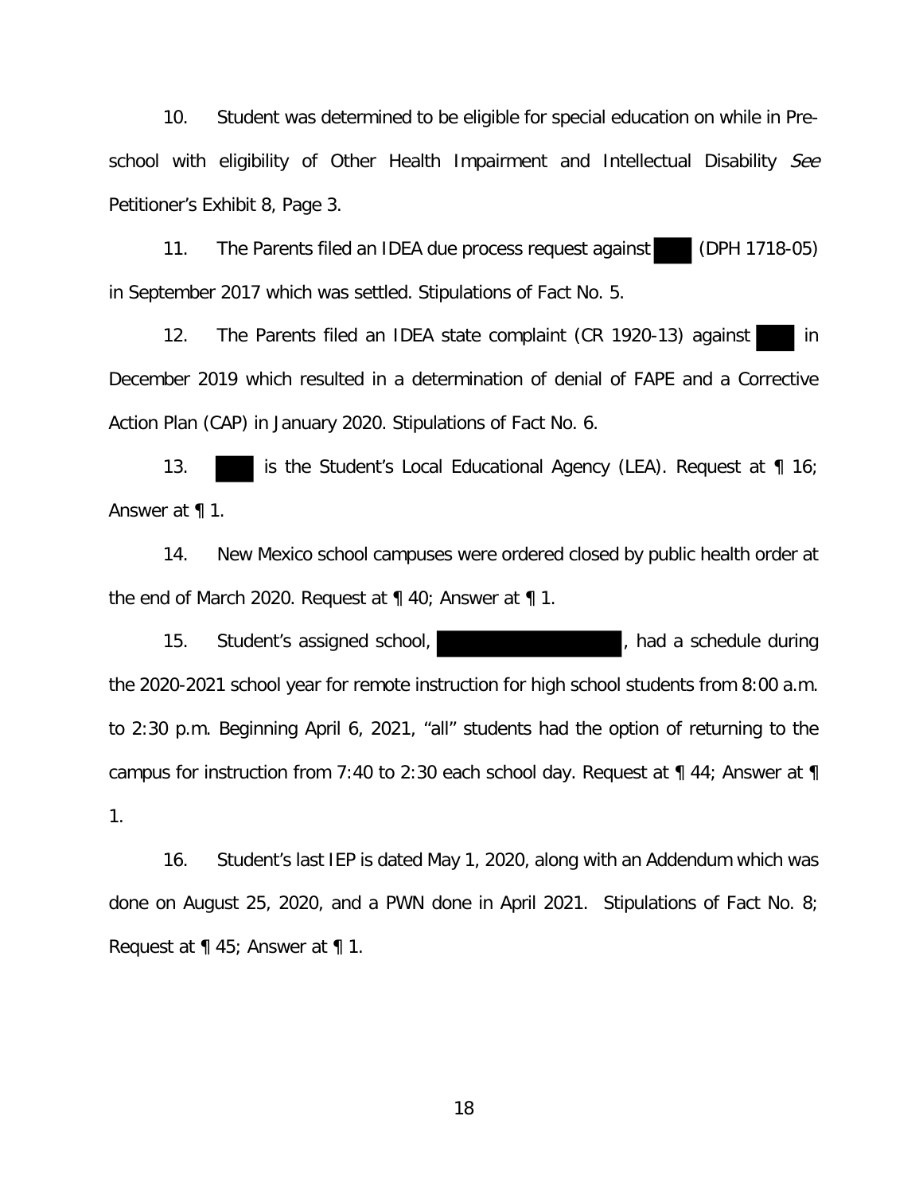10. Student was determined to be eligible for special education on while in Pre-school with eligibility of Other Health Impairment and Intellectual Disability *See* Petitioner's Exhibit 8, Page 3.

11. The Parents filed an IDEA due process request against ███ (DPH 1718-05) in September 2017 which was settled. Stipulations of Fact No. 5.

12. The Parents filed an IDEA state complaint (CR 1920-13) against ███ in December 2019 which resulted in a determination of denial of FAPE and a Corrective Action Plan (CAP) in January 2020. Stipulations of Fact No. 6.

13. ███ is the Student's Local Educational Agency (LEA). Request at ¶ 16; Answer at ¶ 1.

14. New Mexico school campuses were ordered closed by public health order at the end of March 2020. Request at ¶ 40; Answer at ¶ 1.

15. Student's assigned school, ███████████, had a schedule during the 2020-2021 school year for remote instruction for high school students from 8:00 a.m. to 2:30 p.m. Beginning April 6, 2021, "all" students had the option of returning to the campus for instruction from 7:40 to 2:30 each school day. Request at ¶ 44; Answer at ¶ 1.

16. Student's last IEP is dated May 1, 2020, along with an Addendum which was done on August 25, 2020, and a PWN done in April 2021. Stipulations of Fact No. 8; Request at ¶ 45; Answer at ¶ 1.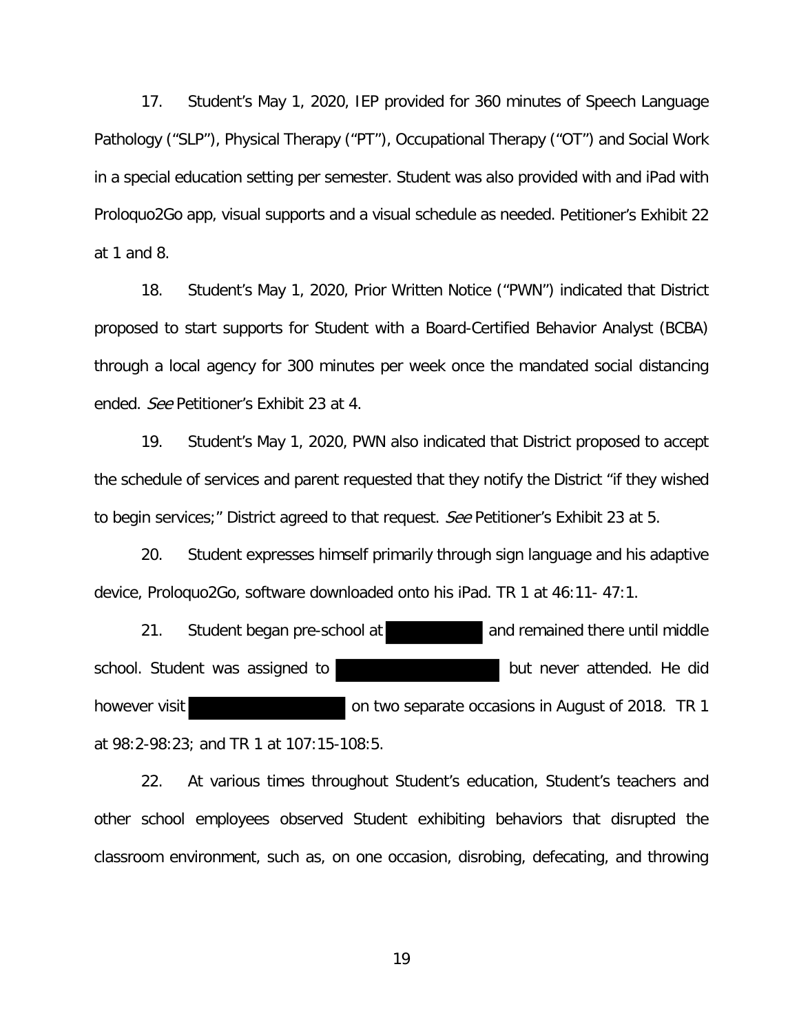17. Student's May 1, 2020, IEP provided for 360 minutes of Speech Language Pathology ("SLP"), Physical Therapy ("PT"), Occupational Therapy ("OT") and Social Work in a special education setting per semester. Student was also provided with and iPad with Proloquo2Go app, visual supports and a visual schedule as needed. Petitioner's Exhibit 22 at 1 and 8.

18. Student's May 1, 2020, Prior Written Notice ("PWN") indicated that District proposed to start supports for Student with a Board-Certified Behavior Analyst (BCBA) through a local agency for 300 minutes per week once the mandated social distancing ended. *See* Petitioner's Exhibit 23 at 4.

19. Student's May 1, 2020, PWN also indicated that District proposed to accept the schedule of services and parent requested that they notify the District "if they wished to begin services;" District agreed to that request. *See* Petitioner's Exhibit 23 at 5.

20. Student expresses himself primarily through sign language and his adaptive device, Proloquo2Go, software downloaded onto his iPad. TR 1 at 46:11- 47:1.

21. Student began pre-school at [REDACTED] and remained there until middle school. Student was assigned to [REDACTED] but never attended. He did however visit [REDACTED] on two separate occasions in August of 2018. TR 1 at 98:2-98:23; and TR 1 at 107:15-108:5.

22. At various times throughout Student's education, Student's teachers and other school employees observed Student exhibiting behaviors that disrupted the classroom environment, such as, on one occasion, disrobing, defecating, and throwing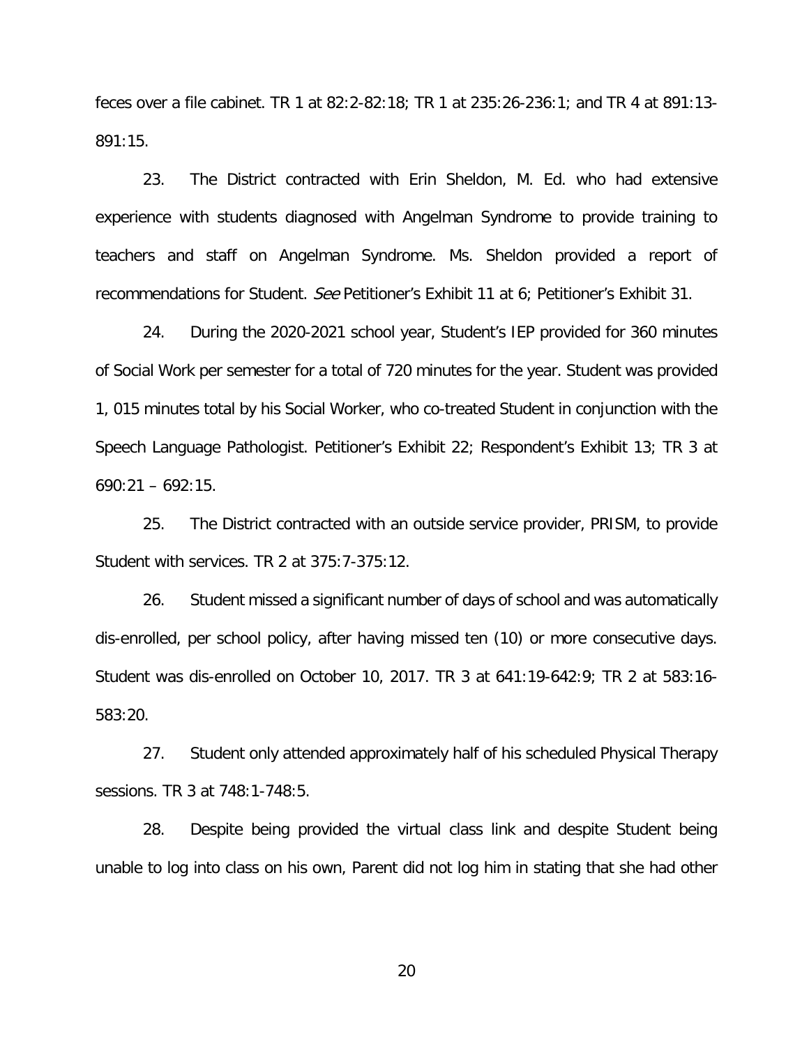feces over a file cabinet. TR 1 at 82:2-82:18; TR 1 at 235:26-236:1; and TR 4 at 891:13-891:15.

23. The District contracted with Erin Sheldon, M. Ed. who had extensive experience with students diagnosed with Angelman Syndrome to provide training to teachers and staff on Angelman Syndrome. Ms. Sheldon provided a report of recommendations for Student. *See* Petitioner's Exhibit 11 at 6; Petitioner's Exhibit 31.

24. During the 2020-2021 school year, Student's IEP provided for 360 minutes of Social Work per semester for a total of 720 minutes for the year. Student was provided 1, 015 minutes total by his Social Worker, who co-treated Student in conjunction with the Speech Language Pathologist. Petitioner's Exhibit 22; Respondent's Exhibit 13; TR 3 at 690:21 – 692:15.

25. The District contracted with an outside service provider, PRISM, to provide Student with services. TR 2 at 375:7-375:12.

26. Student missed a significant number of days of school and was automatically dis-enrolled, per school policy, after having missed ten (10) or more consecutive days. Student was dis-enrolled on October 10, 2017. TR 3 at 641:19-642:9; TR 2 at 583:16-583:20.

27. Student only attended approximately half of his scheduled Physical Therapy sessions. TR 3 at 748:1-748:5.

28. Despite being provided the virtual class link and despite Student being unable to log into class on his own, Parent did not log him in stating that she had other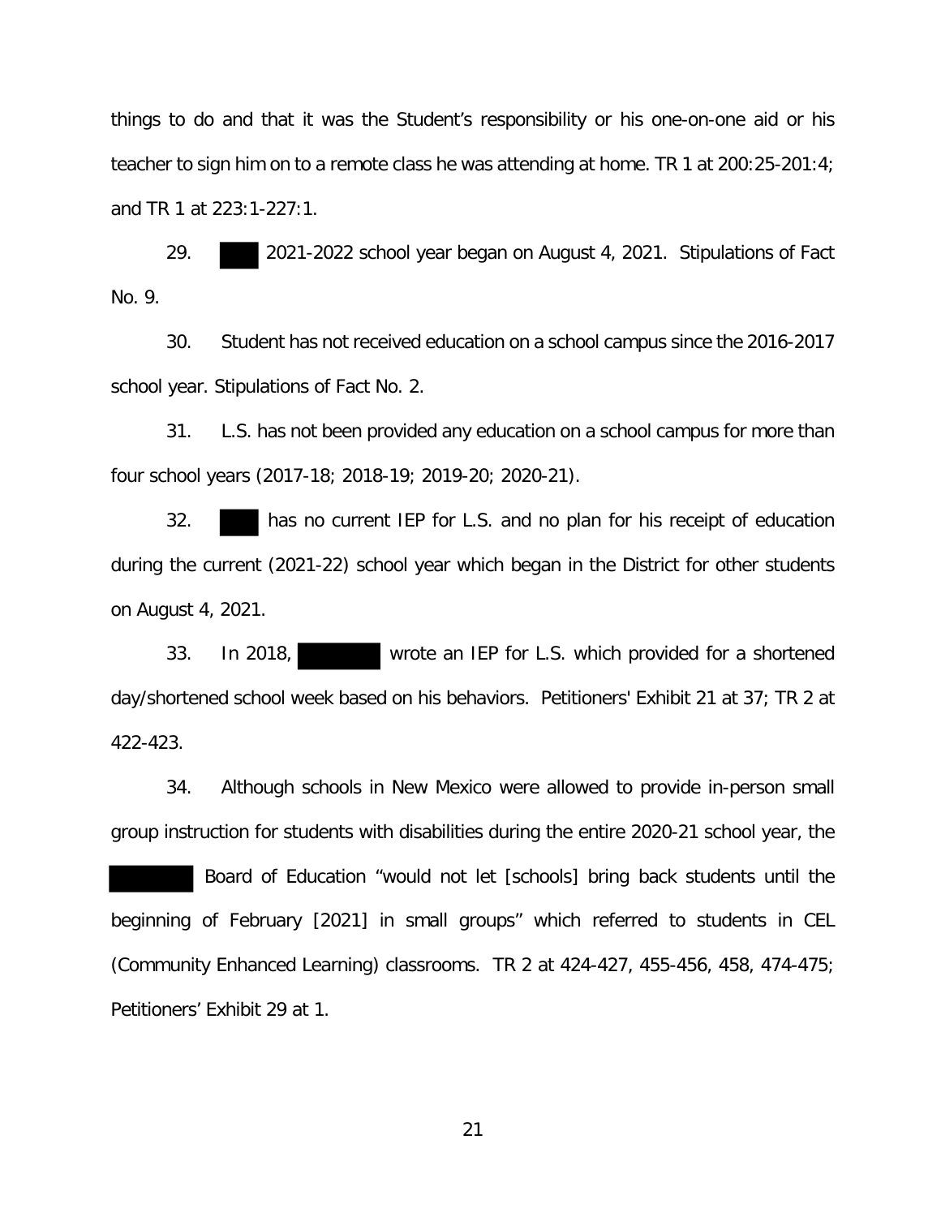things to do and that it was the Student's responsibility or his one-on-one aid or his teacher to sign him on to a remote class he was attending at home. TR 1 at 200:25-201:4; and TR 1 at 223:1-227:1.

29. 2021-2022 school year began on August 4, 2021. Stipulations of Fact No. 9.

30. Student has not received education on a school campus since the 2016-2017 school year. Stipulations of Fact No. 2.

31. L.S. has not been provided any education on a school campus for more than four school years (2017-18; 2018-19; 2019-20; 2020-21).

32. has no current IEP for L.S. and no plan for his receipt of education during the current (2021-22) school year which began in the District for other students on August 4, 2021.

33. In 2018, wrote an IEP for L.S. which provided for a shortened day/shortened school week based on his behaviors. Petitioners' Exhibit 21 at 37; TR 2 at 422-423.

34. Although schools in New Mexico were allowed to provide in-person small group instruction for students with disabilities during the entire 2020-21 school year, the Board of Education "would not let [schools] bring back students until the beginning of February [2021] in small groups" which referred to students in CEL (Community Enhanced Learning) classrooms. TR 2 at 424-427, 455-456, 458, 474-475; Petitioners' Exhibit 29 at 1.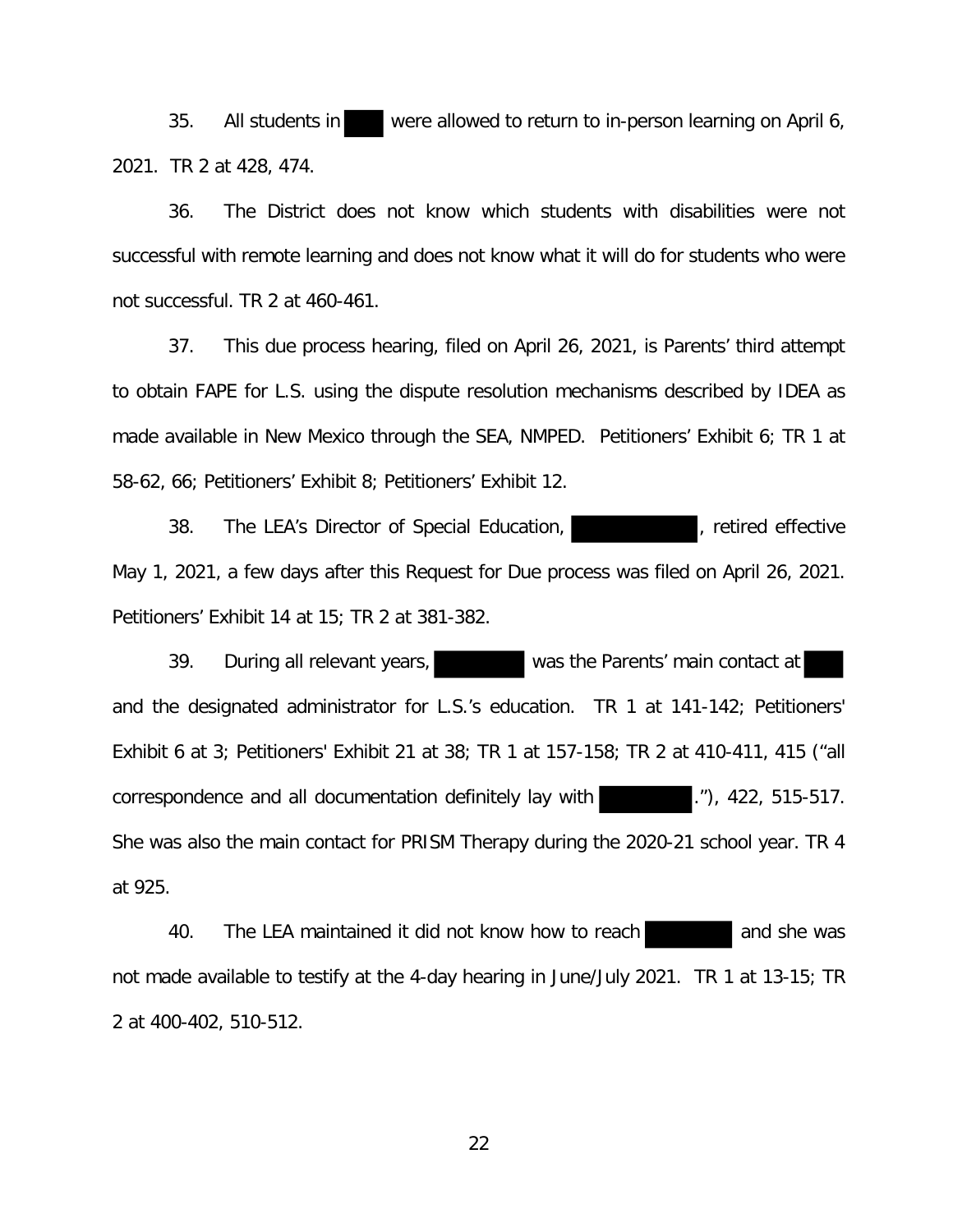35. All students in [redacted] were allowed to return to in-person learning on April 6, 2021. TR 2 at 428, 474.

36. The District does not know which students with disabilities were not successful with remote learning and does not know what it will do for students who were not successful. TR 2 at 460-461.

37. This due process hearing, filed on April 26, 2021, is Parents' third attempt to obtain FAPE for L.S. using the dispute resolution mechanisms described by IDEA as made available in New Mexico through the SEA, NMPED. Petitioners' Exhibit 6; TR 1 at 58-62, 66; Petitioners' Exhibit 8; Petitioners' Exhibit 12.

38. The LEA's Director of Special Education, [redacted], retired effective May 1, 2021, a few days after this Request for Due process was filed on April 26, 2021. Petitioners' Exhibit 14 at 15; TR 2 at 381-382.

39. During all relevant years, [redacted] was the Parents' main contact at [redacted] and the designated administrator for L.S.'s education. TR 1 at 141-142; Petitioners' Exhibit 6 at 3; Petitioners' Exhibit 21 at 38; TR 1 at 157-158; TR 2 at 410-411, 415 ("all correspondence and all documentation definitely lay with [redacted]."), 422, 515-517. She was also the main contact for PRISM Therapy during the 2020-21 school year. TR 4 at 925.

40. The LEA maintained it did not know how to reach [redacted] and she was not made available to testify at the 4-day hearing in June/July 2021. TR 1 at 13-15; TR 2 at 400-402, 510-512.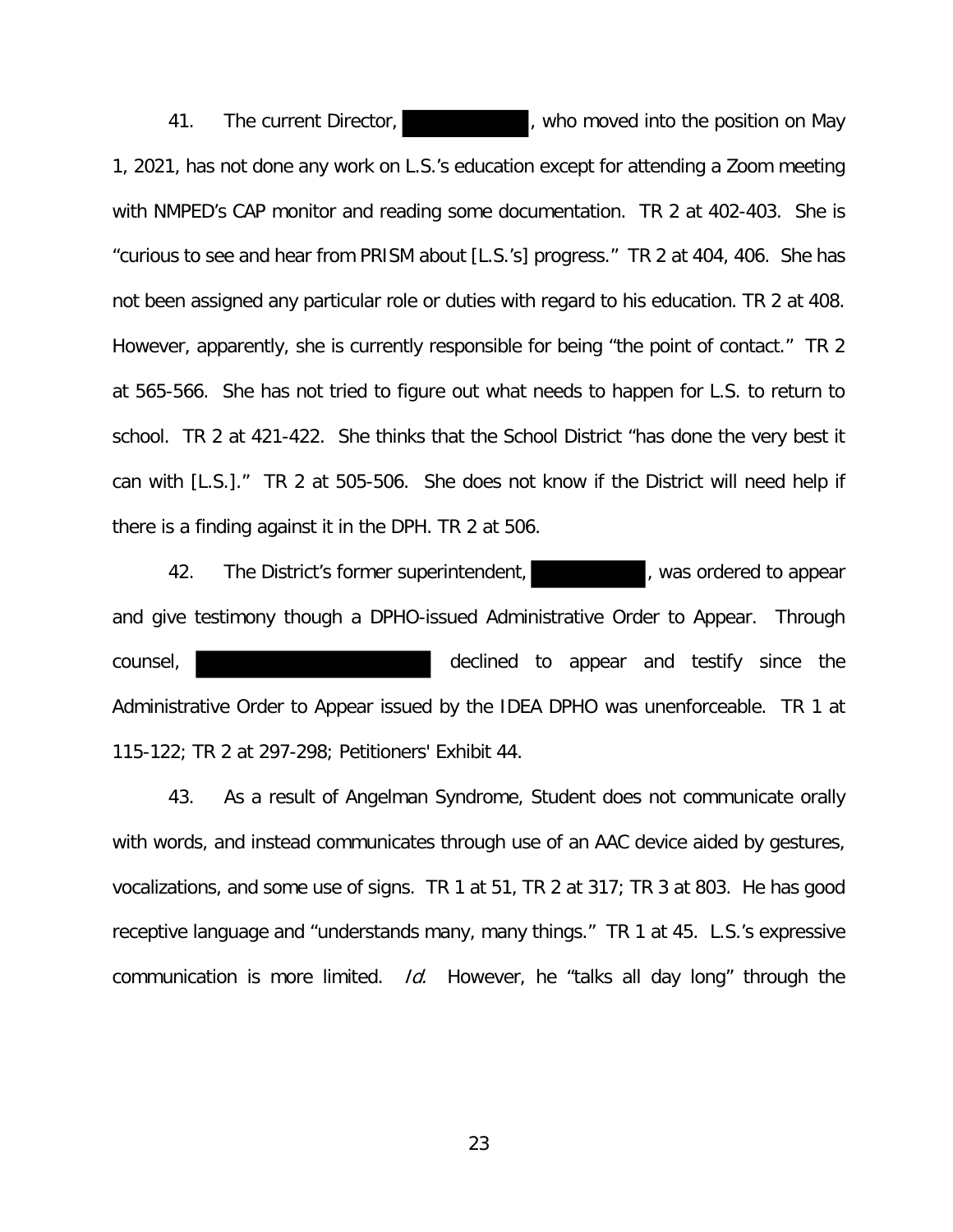41. The current Director, [REDACTED], who moved into the position on May 1, 2021, has not done any work on L.S.'s education except for attending a Zoom meeting with NMPED's CAP monitor and reading some documentation. TR 2 at 402-403. She is "curious to see and hear from PRISM about [L.S.'s] progress." TR 2 at 404, 406. She has not been assigned any particular role or duties with regard to his education. TR 2 at 408. However, apparently, she is currently responsible for being "the point of contact." TR 2 at 565-566. She has not tried to figure out what needs to happen for L.S. to return to school. TR 2 at 421-422. She thinks that the School District "has done the very best it can with [L.S.]." TR 2 at 505-506. She does not know if the District will need help if there is a finding against it in the DPH. TR 2 at 506.

42. The District's former superintendent, [REDACTED], was ordered to appear and give testimony though a DPHO-issued Administrative Order to Appear. Through counsel, [REDACTED] declined to appear and testify since the Administrative Order to Appear issued by the IDEA DPHO was unenforceable. TR 1 at 115-122; TR 2 at 297-298; Petitioners' Exhibit 44.

43. As a result of Angelman Syndrome, Student does not communicate orally with words, and instead communicates through use of an AAC device aided by gestures, vocalizations, and some use of signs. TR 1 at 51, TR 2 at 317; TR 3 at 803. He has good receptive language and "understands many, many things." TR 1 at 45. L.S.'s expressive communication is more limited. *Id.* However, he "talks all day long" through the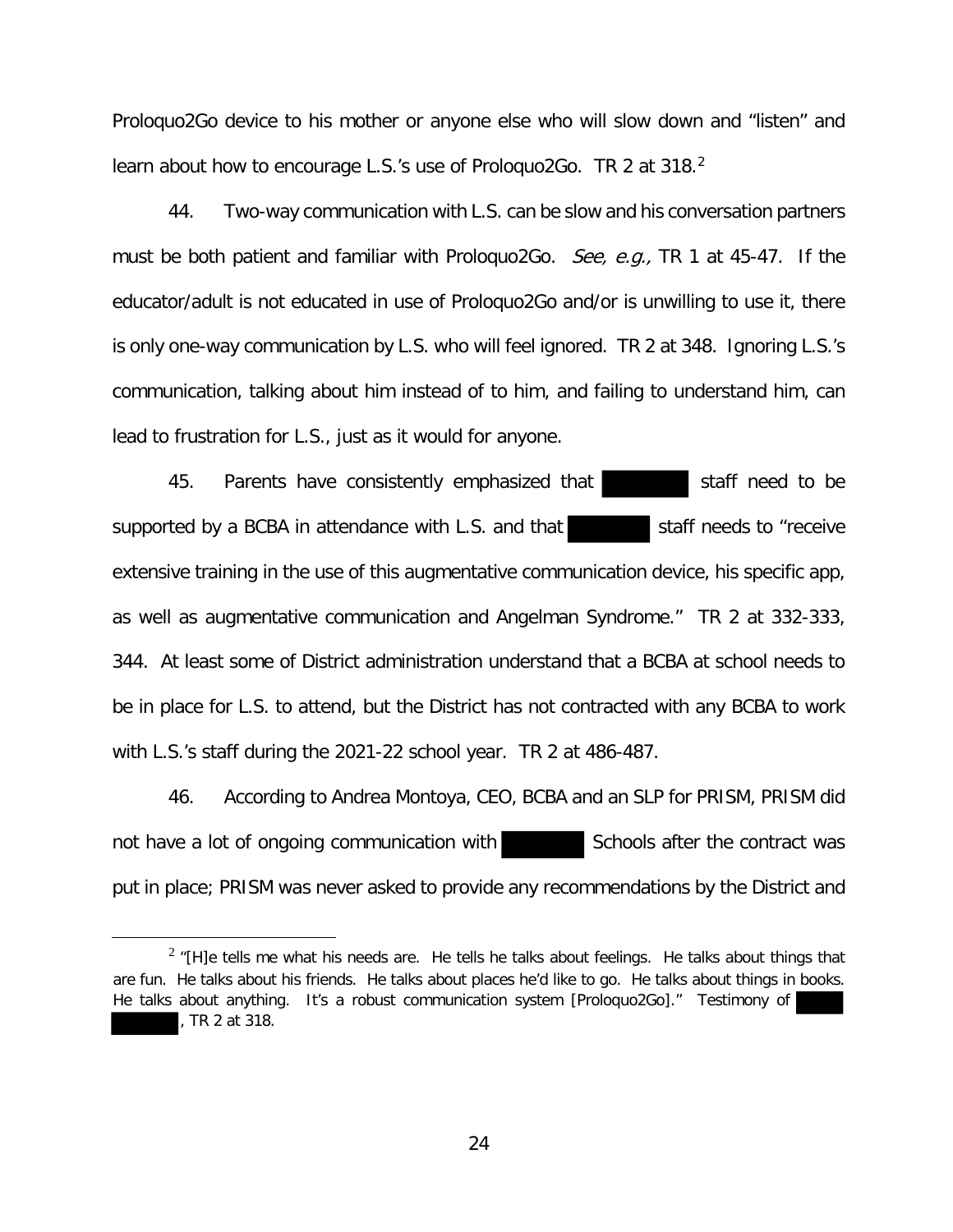Proloquo2Go device to his mother or anyone else who will slow down and "listen" and learn about how to encourage L.S.'s use of Proloquo2Go. TR 2 at 318.[2]

44. Two-way communication with L.S. can be slow and his conversation partners must be both patient and familiar with Proloquo2Go. *See, e.g.,* TR 1 at 45-47. If the educator/adult is not educated in use of Proloquo2Go and/or is unwilling to use it, there is only one-way communication by L.S. who will feel ignored. TR 2 at 348. Ignoring L.S.'s communication, talking about him instead of to him, and failing to understand him, can lead to frustration for L.S., just as it would for anyone.

45. Parents have consistently emphasized that staff need to be supported by a BCBA in attendance with L.S. and that staff needs to "receive extensive training in the use of this augmentative communication device, his specific app, as well as augmentative communication and Angelman Syndrome." TR 2 at 332-333, 344. At least some of District administration understand that a BCBA at school needs to be in place for L.S. to attend, but the District has not contracted with any BCBA to work with L.S.'s staff during the 2021-22 school year. TR 2 at 486-487.

46. According to Andrea Montoya, CEO, BCBA and an SLP for PRISM, PRISM did not have a lot of ongoing communication with Schools after the contract was put in place; PRISM was never asked to provide any recommendations by the District and

[2] "[H]e tells me what his needs are. He tells he talks about feelings. He talks about things that are fun. He talks about his friends. He talks about places he'd like to go. He talks about things in books. He talks about anything. It's a robust communication system [Proloquo2Go]." Testimony of , TR 2 at 318.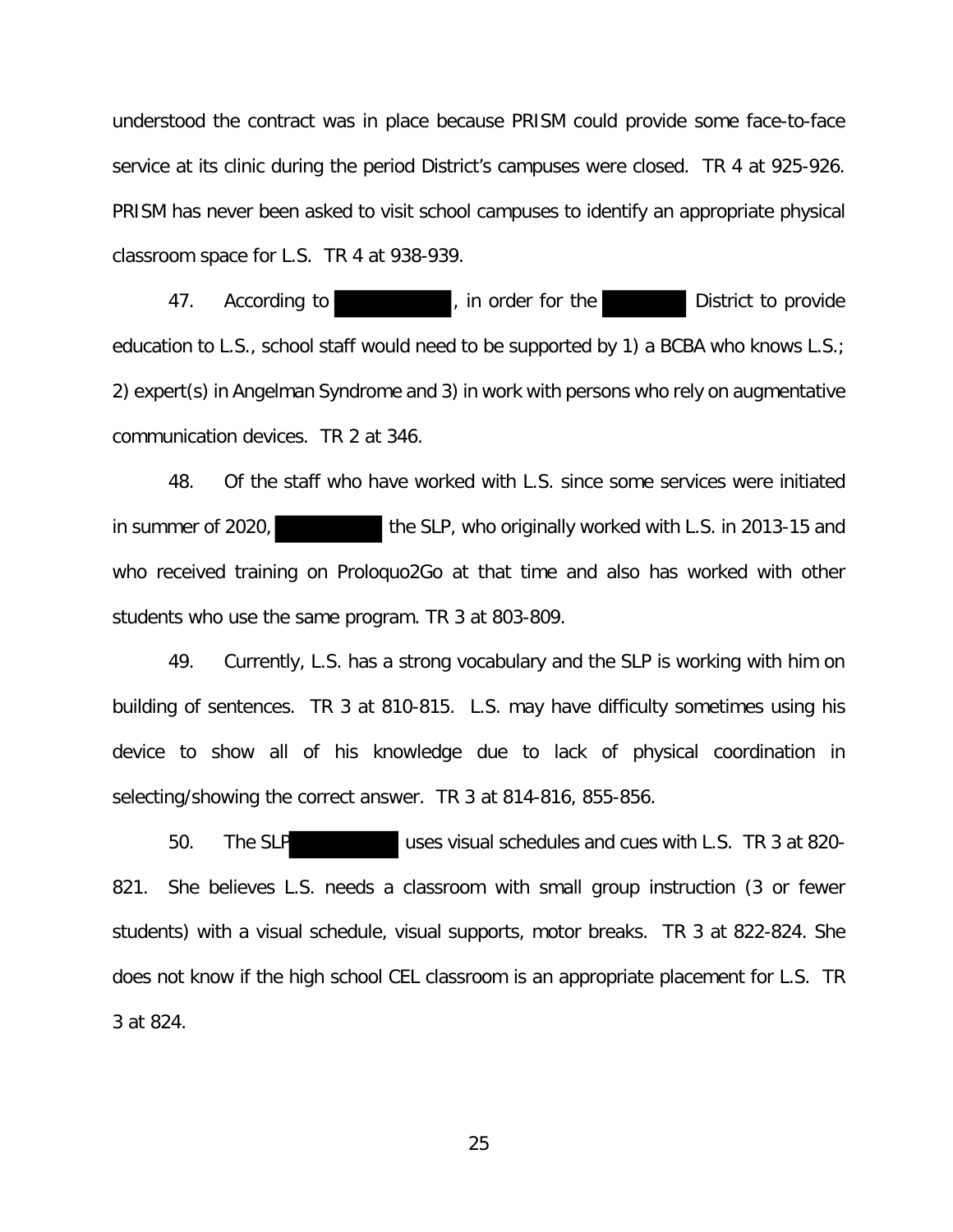understood the contract was in place because PRISM could provide some face-to-face service at its clinic during the period District's campuses were closed. TR 4 at 925-926. PRISM has never been asked to visit school campuses to identify an appropriate physical classroom space for L.S. TR 4 at 938-939.

47. According to , in order for the District to provide education to L.S., school staff would need to be supported by 1) a BCBA who knows L.S.; 2) expert(s) in Angelman Syndrome and 3) in work with persons who rely on augmentative communication devices. TR 2 at 346.

48. Of the staff who have worked with L.S. since some services were initiated in summer of 2020, the SLP, who originally worked with L.S. in 2013-15 and who received training on Proloquo2Go at that time and also has worked with other students who use the same program. TR 3 at 803-809.

49. Currently, L.S. has a strong vocabulary and the SLP is working with him on building of sentences. TR 3 at 810-815. L.S. may have difficulty sometimes using his device to show all of his knowledge due to lack of physical coordination in selecting/showing the correct answer. TR 3 at 814-816, 855-856.

50. The SLP uses visual schedules and cues with L.S. TR 3 at 820-821. She believes L.S. needs a classroom with small group instruction (3 or fewer students) with a visual schedule, visual supports, motor breaks. TR 3 at 822-824. She does not know if the high school CEL classroom is an appropriate placement for L.S. TR 3 at 824.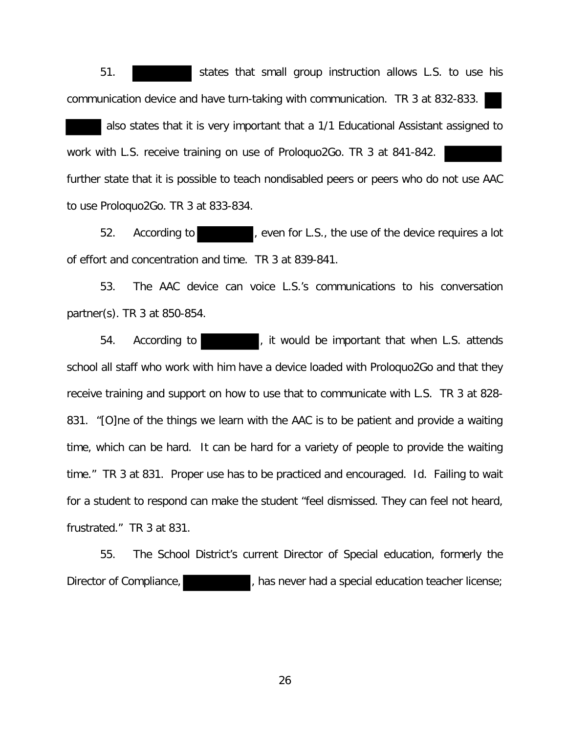51. ████████ states that small group instruction allows L.S. to use his communication device and have turn-taking with communication. TR 3 at 832-833. ████████ also states that it is very important that a 1/1 Educational Assistant assigned to work with L.S. receive training on use of Proloquo2Go. TR 3 at 841-842. ████████ further state that it is possible to teach nondisabled peers or peers who do not use AAC to use Proloquo2Go. TR 3 at 833-834.

52. According to ████████, even for L.S., the use of the device requires a lot of effort and concentration and time. TR 3 at 839-841.

53. The AAC device can voice L.S.'s communications to his conversation partner(s). TR 3 at 850-854.

54. According to ████████, it would be important that when L.S. attends school all staff who work with him have a device loaded with Proloquo2Go and that they receive training and support on how to use that to communicate with L.S. TR 3 at 828-831. "[O]ne of the things we learn with the AAC is to be patient and provide a waiting time, which can be hard. It can be hard for a variety of people to provide the waiting time." TR 3 at 831. Proper use has to be practiced and encouraged. *Id.* Failing to wait for a student to respond can make the student "feel dismissed. They can feel not heard, frustrated." TR 3 at 831.

55. The School District's current Director of Special education, formerly the Director of Compliance, ████████, has never had a special education teacher license;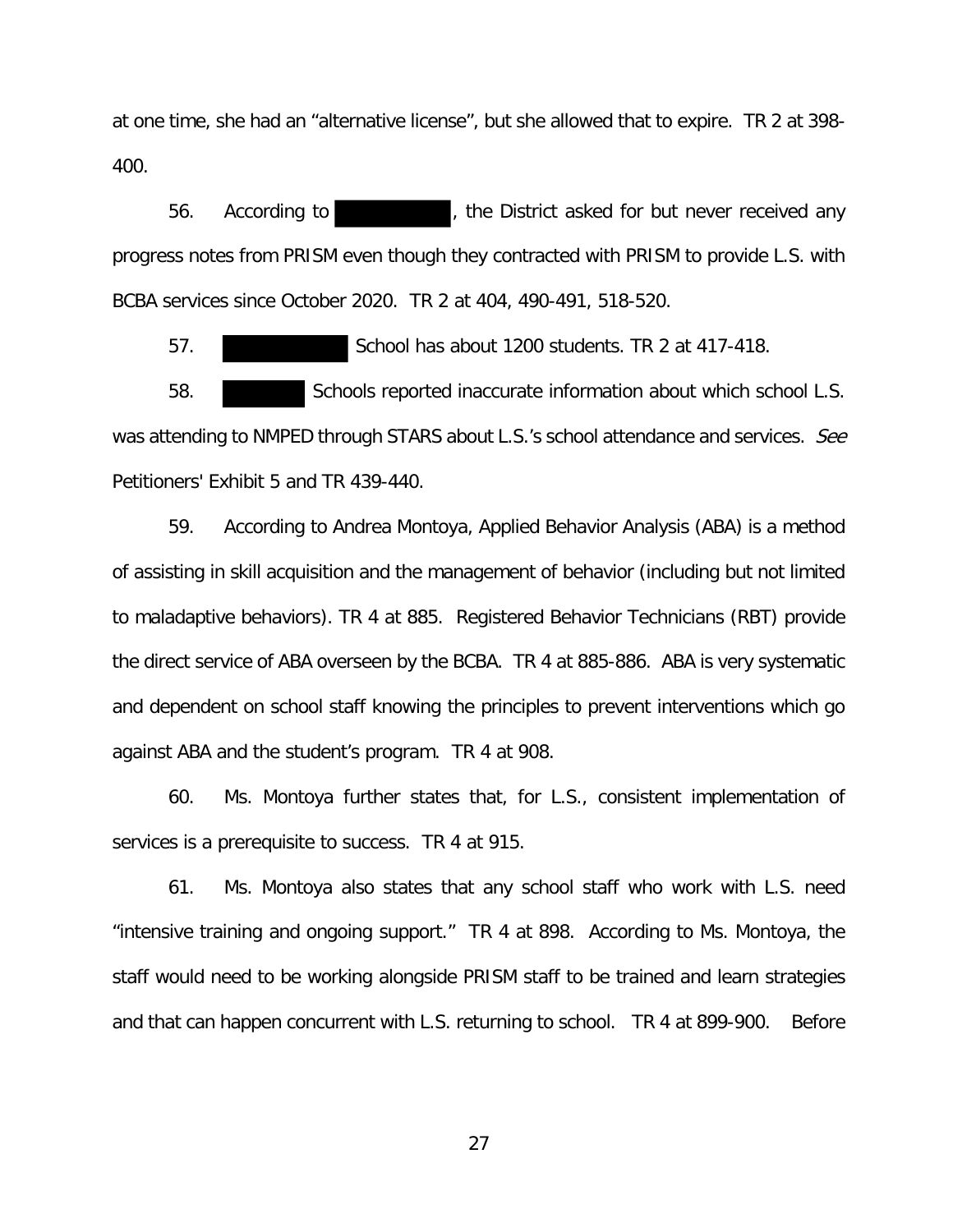at one time, she had an "alternative license", but she allowed that to expire. TR 2 at 398-400.

56. According to [REDACTED], the District asked for but never received any progress notes from PRISM even though they contracted with PRISM to provide L.S. with BCBA services since October 2020. TR 2 at 404, 490-491, 518-520.

57. [REDACTED] School has about 1200 students. TR 2 at 417-418.

58. [REDACTED] Schools reported inaccurate information about which school L.S. was attending to NMPED through STARS about L.S.'s school attendance and services. *See* Petitioners' Exhibit 5 and TR 439-440.

59. According to Andrea Montoya, Applied Behavior Analysis (ABA) is a method of assisting in skill acquisition and the management of behavior (including but not limited to maladaptive behaviors). TR 4 at 885. Registered Behavior Technicians (RBT) provide the direct service of ABA overseen by the BCBA. TR 4 at 885-886. ABA is very systematic and dependent on school staff knowing the principles to prevent interventions which go against ABA and the student's program. TR 4 at 908.

60. Ms. Montoya further states that, for L.S., consistent implementation of services is a prerequisite to success. TR 4 at 915.

61. Ms. Montoya also states that any school staff who work with L.S. need "intensive training and ongoing support." TR 4 at 898. According to Ms. Montoya, the staff would need to be working alongside PRISM staff to be trained and learn strategies and that can happen concurrent with L.S. returning to school. TR 4 at 899-900. Before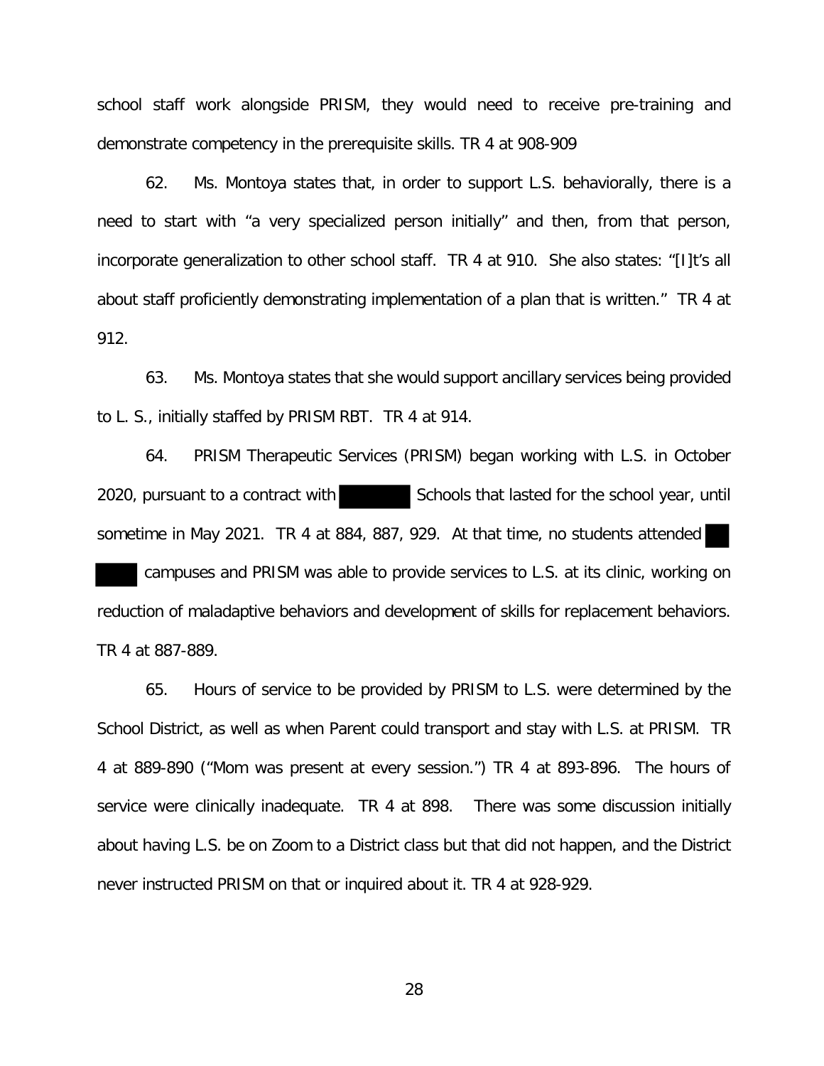school staff work alongside PRISM, they would need to receive pre-training and demonstrate competency in the prerequisite skills. TR 4 at 908-909

62. Ms. Montoya states that, in order to support L.S. behaviorally, there is a need to start with "a very specialized person initially" and then, from that person, incorporate generalization to other school staff. TR 4 at 910. She also states: "[I]t's all about staff proficiently demonstrating implementation of a plan that is written." TR 4 at 912.

63. Ms. Montoya states that she would support ancillary services being provided to L. S., initially staffed by PRISM RBT. TR 4 at 914.

64. PRISM Therapeutic Services (PRISM) began working with L.S. in October 2020, pursuant to a contract with ██████ Schools that lasted for the school year, until sometime in May 2021. TR 4 at 884, 887, 929. At that time, no students attended ██ ████ campuses and PRISM was able to provide services to L.S. at its clinic, working on reduction of maladaptive behaviors and development of skills for replacement behaviors. TR 4 at 887-889.

65. Hours of service to be provided by PRISM to L.S. were determined by the School District, as well as when Parent could transport and stay with L.S. at PRISM. TR 4 at 889-890 ("Mom was present at every session.") TR 4 at 893-896. The hours of service were clinically inadequate. TR 4 at 898. There was some discussion initially about having L.S. be on Zoom to a District class but that did not happen, and the District never instructed PRISM on that or inquired about it. TR 4 at 928-929.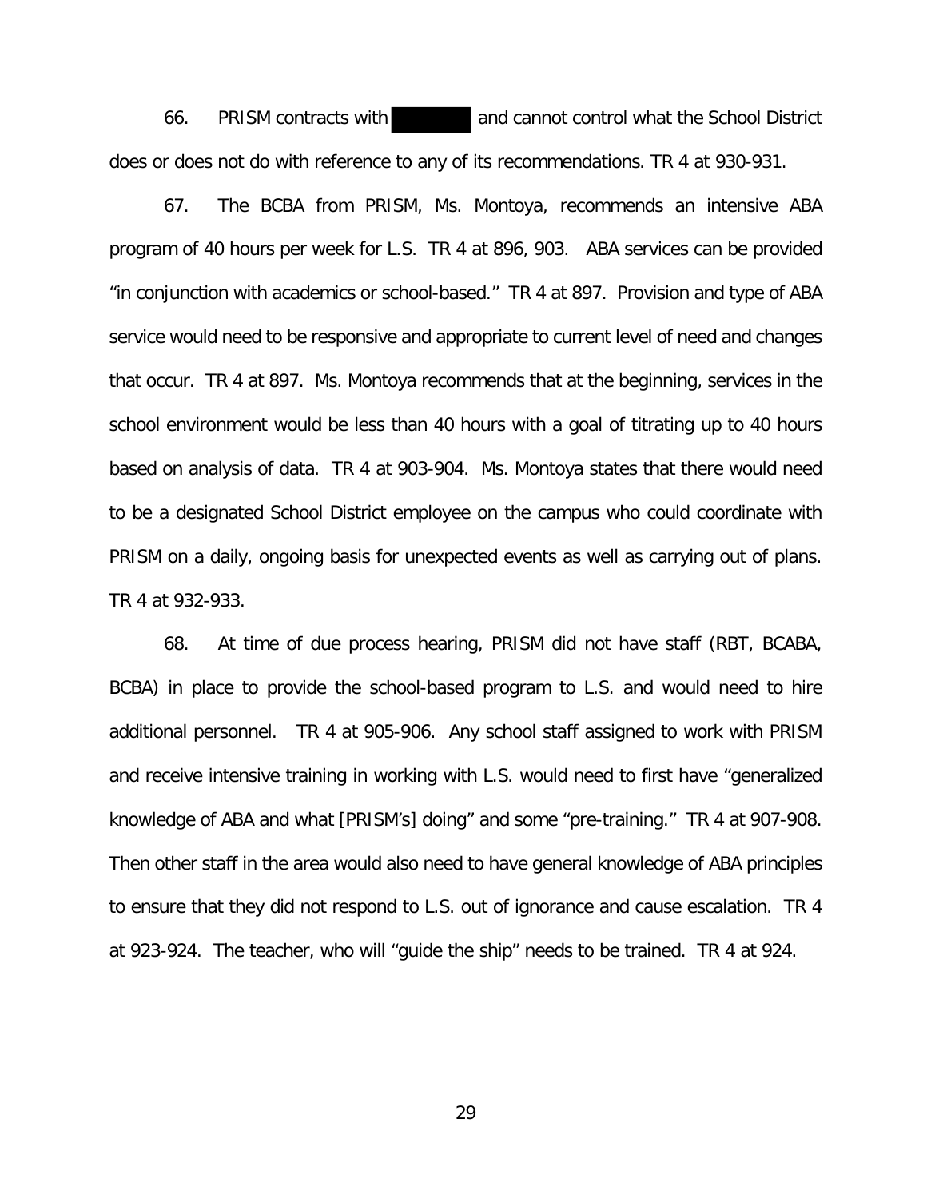66. PRISM contracts with [REDACTED] and cannot control what the School District does or does not do with reference to any of its recommendations. TR 4 at 930-931.

67. The BCBA from PRISM, Ms. Montoya, recommends an intensive ABA program of 40 hours per week for L.S. TR 4 at 896, 903. ABA services can be provided "in conjunction with academics or school-based." TR 4 at 897. Provision and type of ABA service would need to be responsive and appropriate to current level of need and changes that occur. TR 4 at 897. Ms. Montoya recommends that at the beginning, services in the school environment would be less than 40 hours with a goal of titrating up to 40 hours based on analysis of data. TR 4 at 903-904. Ms. Montoya states that there would need to be a designated School District employee on the campus who could coordinate with PRISM on a daily, ongoing basis for unexpected events as well as carrying out of plans. TR 4 at 932-933.

68. At time of due process hearing, PRISM did not have staff (RBT, BCABA, BCBA) in place to provide the school-based program to L.S. and would need to hire additional personnel. TR 4 at 905-906. Any school staff assigned to work with PRISM and receive intensive training in working with L.S. would need to first have "generalized knowledge of ABA and what [PRISM's] doing" and some "pre-training." TR 4 at 907-908. Then other staff in the area would also need to have general knowledge of ABA principles to ensure that they did not respond to L.S. out of ignorance and cause escalation. TR 4 at 923-924. The teacher, who will "guide the ship" needs to be trained. TR 4 at 924.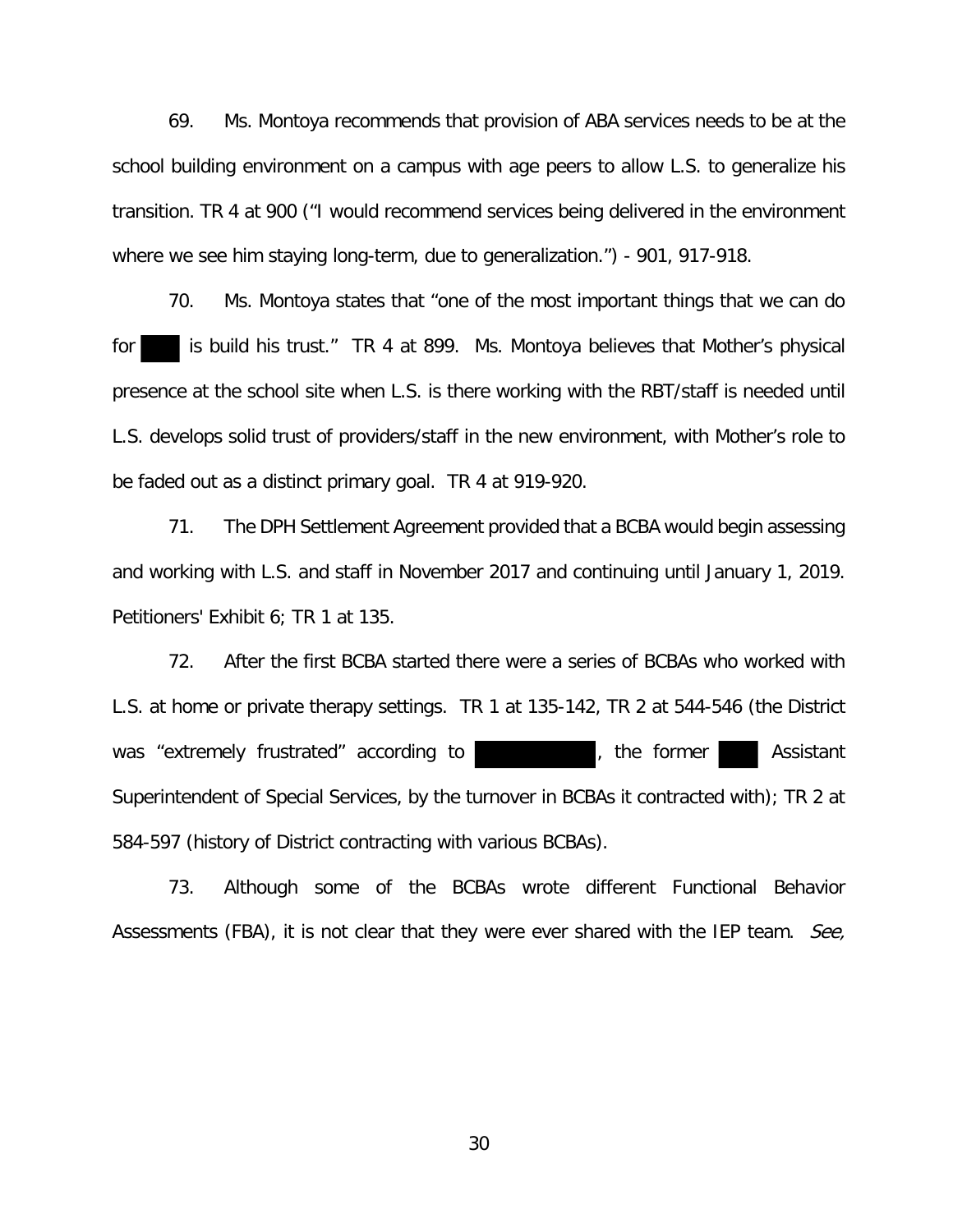69. Ms. Montoya recommends that provision of ABA services needs to be at the school building environment on a campus with age peers to allow L.S. to generalize his transition. TR 4 at 900 ("I would recommend services being delivered in the environment where we see him staying long-term, due to generalization.") - 901, 917-918.

70. Ms. Montoya states that "one of the most important things that we can do for ███ is build his trust." TR 4 at 899. Ms. Montoya believes that Mother's physical presence at the school site when L.S. is there working with the RBT/staff is needed until L.S. develops solid trust of providers/staff in the new environment, with Mother's role to be faded out as a distinct primary goal. TR 4 at 919-920.

71. The DPH Settlement Agreement provided that a BCBA would begin assessing and working with L.S. and staff in November 2017 and continuing until January 1, 2019. Petitioners' Exhibit 6; TR 1 at 135.

72. After the first BCBA started there were a series of BCBAs who worked with L.S. at home or private therapy settings. TR 1 at 135-142, TR 2 at 544-546 (the District was "extremely frustrated" according to ██████████, the former ███ Assistant Superintendent of Special Services, by the turnover in BCBAs it contracted with); TR 2 at 584-597 (history of District contracting with various BCBAs).

73. Although some of the BCBAs wrote different Functional Behavior Assessments (FBA), it is not clear that they were ever shared with the IEP team. *See,*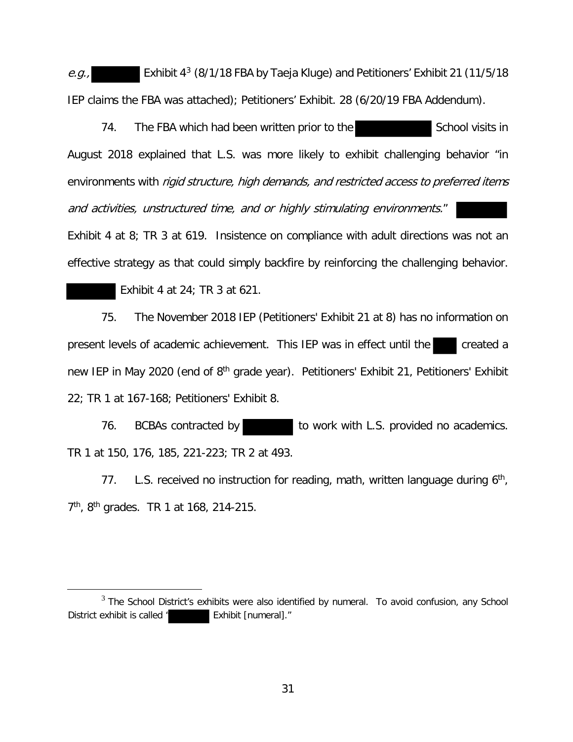*e.g.,* ██████ Exhibit 4[3] (8/1/18 FBA by Taeja Kluge) and Petitioners' Exhibit 21 (11/5/18 IEP claims the FBA was attached); Petitioners' Exhibit. 28 (6/20/19 FBA Addendum).

74. The FBA which had been written prior to the ██████████ School visits in August 2018 explained that L.S. was more likely to exhibit challenging behavior "in environments with *rigid structure, high demands, and restricted access to preferred items and activities, unstructured time, and or highly stimulating environments.*" ██████ Exhibit 4 at 8; TR 3 at 619. Insistence on compliance with adult directions was not an effective strategy as that could simply backfire by reinforcing the challenging behavior. ██████ Exhibit 4 at 24; TR 3 at 621.

75. The November 2018 IEP (Petitioners' Exhibit 21 at 8) has no information on present levels of academic achievement. This IEP was in effect until the ███ created a new IEP in May 2020 (end of 8th grade year). Petitioners' Exhibit 21, Petitioners' Exhibit 22; TR 1 at 167-168; Petitioners' Exhibit 8.

76. BCBAs contracted by ███████ to work with L.S. provided no academics. TR 1 at 150, 176, 185, 221-223; TR 2 at 493.

77. L.S. received no instruction for reading, math, written language during 6th, 7th, 8th grades. TR 1 at 168, 214-215.

---

[3] The School District's exhibits were also identified by numeral. To avoid confusion, any School District exhibit is called "██████ Exhibit [numeral]."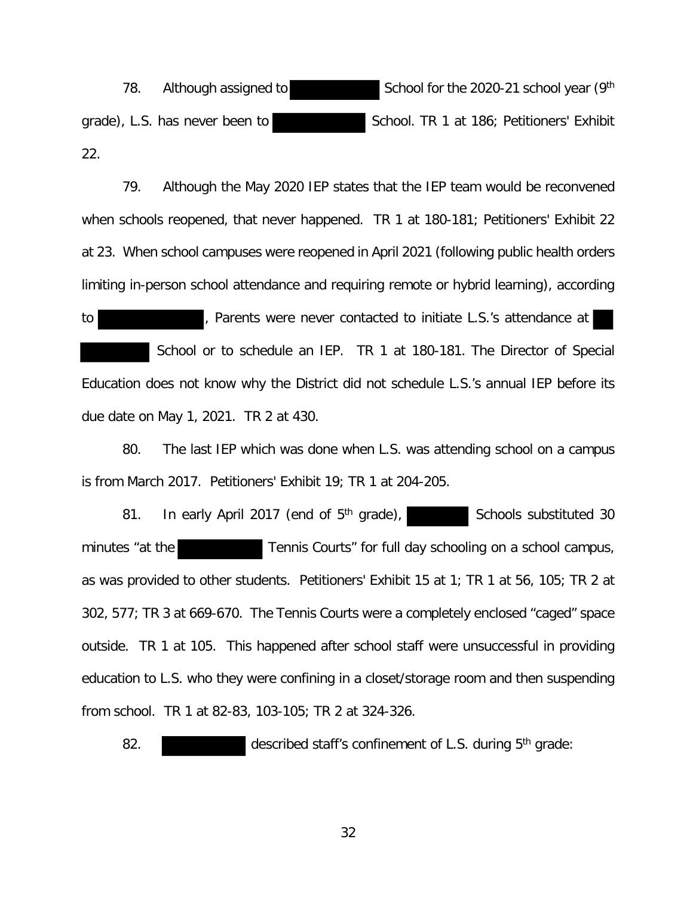78. Although assigned to ███████ School for the 2020-21 school year (9th grade), L.S. has never been to ███████ School. TR 1 at 186; Petitioners' Exhibit 22.

79. Although the May 2020 IEP states that the IEP team would be reconvened when schools reopened, that never happened. TR 1 at 180-181; Petitioners' Exhibit 22 at 23. When school campuses were reopened in April 2021 (following public health orders limiting in-person school attendance and requiring remote or hybrid learning), according to ███████, Parents were never contacted to initiate L.S.'s attendance at ███████ School or to schedule an IEP. TR 1 at 180-181. The Director of Special Education does not know why the District did not schedule L.S.'s annual IEP before its due date on May 1, 2021. TR 2 at 430.

80. The last IEP which was done when L.S. was attending school on a campus is from March 2017. Petitioners' Exhibit 19; TR 1 at 204-205.

81. In early April 2017 (end of 5th grade), ███████ Schools substituted 30 minutes "at the ███████ Tennis Courts" for full day schooling on a school campus, as was provided to other students. Petitioners' Exhibit 15 at 1; TR 1 at 56, 105; TR 2 at 302, 577; TR 3 at 669-670. The Tennis Courts were a completely enclosed "caged" space outside. TR 1 at 105. This happened after school staff were unsuccessful in providing education to L.S. who they were confining in a closet/storage room and then suspending from school. TR 1 at 82-83, 103-105; TR 2 at 324-326.

82. ███████ described staff's confinement of L.S. during 5th grade: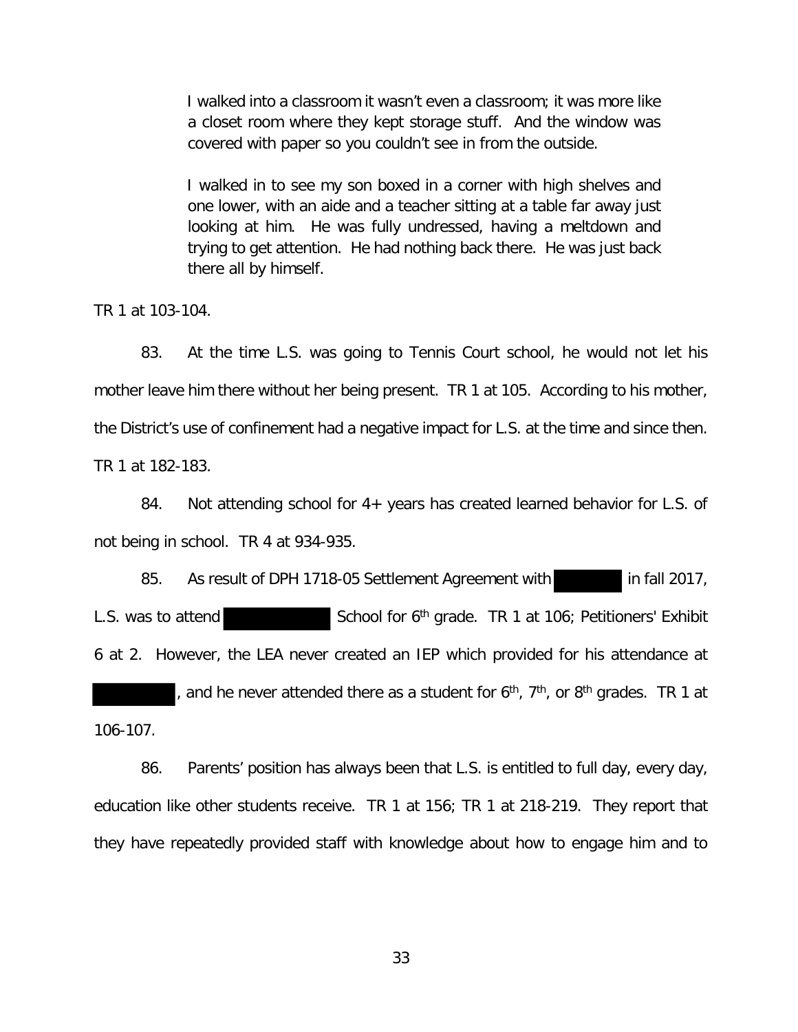> I walked into a classroom it wasn't even a classroom; it was more like a closet room where they kept storage stuff. And the window was covered with paper so you couldn't see in from the outside.
>
> I walked in to see my son boxed in a corner with high shelves and one lower, with an aide and a teacher sitting at a table far away just looking at him. He was fully undressed, having a meltdown and trying to get attention. He had nothing back there. He was just back there all by himself.

TR 1 at 103-104.

83. At the time L.S. was going to Tennis Court school, he would not let his mother leave him there without her being present. TR 1 at 105. According to his mother, the District's use of confinement had a negative impact for L.S. at the time and since then. TR 1 at 182-183.

84. Not attending school for 4+ years has created learned behavior for L.S. of not being in school. TR 4 at 934-935.

85. As result of DPH 1718-05 Settlement Agreement with ██████ in fall 2017, L.S. was to attend ██████████ School for 6th grade. TR 1 at 106; Petitioners' Exhibit 6 at 2. However, the LEA never created an IEP which provided for his attendance at ████████, and he never attended there as a student for 6th, 7th, or 8th grades. TR 1 at 106-107.

86. Parents' position has always been that L.S. is entitled to full day, every day, education like other students receive. TR 1 at 156; TR 1 at 218-219. They report that they have repeatedly provided staff with knowledge about how to engage him and to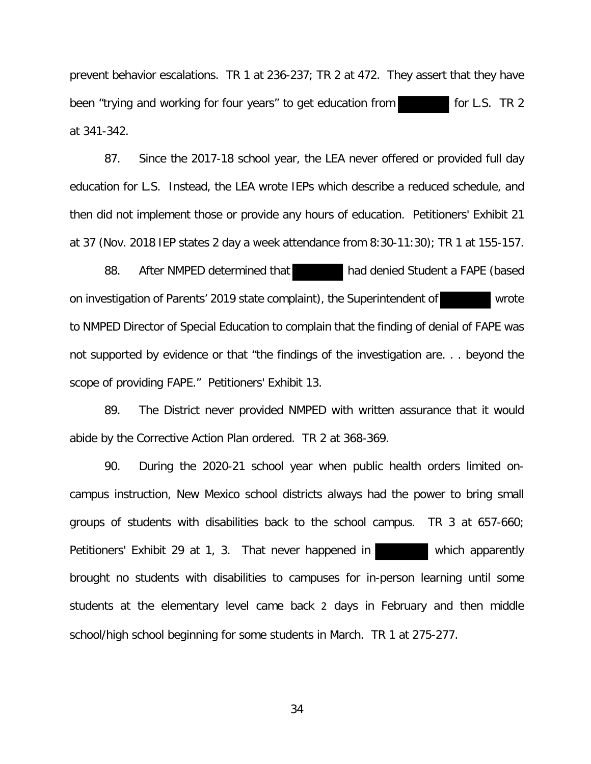prevent behavior escalations. TR 1 at 236-237; TR 2 at 472. They assert that they have been "trying and working for four years" to get education from [redacted] for L.S. TR 2 at 341-342.

87. Since the 2017-18 school year, the LEA never offered or provided full day education for L.S. Instead, the LEA wrote IEPs which describe a reduced schedule, and then did not implement those or provide any hours of education. Petitioners' Exhibit 21 at 37 (Nov. 2018 IEP states 2 day a week attendance from 8:30-11:30); TR 1 at 155-157.

88. After NMPED determined that [redacted] had denied Student a FAPE (based on investigation of Parents' 2019 state complaint), the Superintendent of [redacted] wrote to NMPED Director of Special Education to complain that the finding of denial of FAPE was not supported by evidence or that "the findings of the investigation are. . . beyond the scope of providing FAPE." Petitioners' Exhibit 13.

89. The District never provided NMPED with written assurance that it would abide by the Corrective Action Plan ordered. TR 2 at 368-369.

90. During the 2020-21 school year when public health orders limited on-campus instruction, New Mexico school districts always had the power to bring small groups of students with disabilities back to the school campus. TR 3 at 657-660; Petitioners' Exhibit 29 at 1, 3. That never happened in [redacted] which apparently brought no students with disabilities to campuses for in-person learning until some students at the elementary level came back 2 days in February and then middle school/high school beginning for some students in March. TR 1 at 275-277.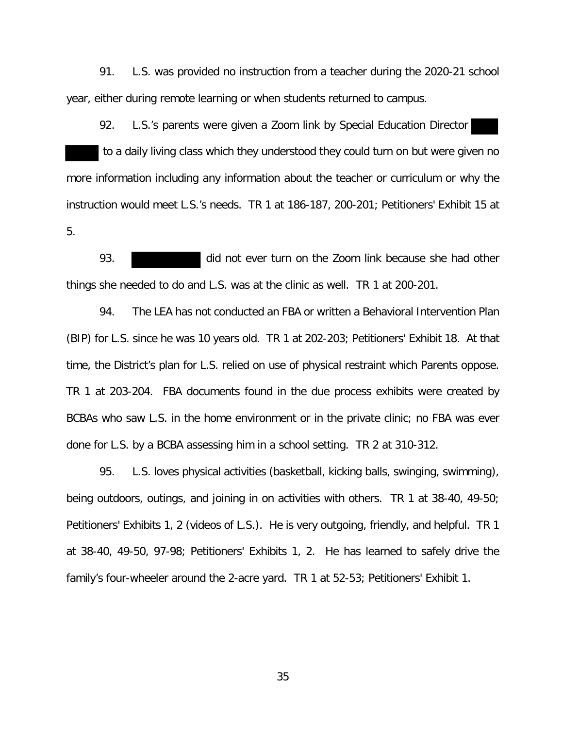91. L.S. was provided no instruction from a teacher during the 2020-21 school year, either during remote learning or when students returned to campus.

92. L.S.'s parents were given a Zoom link by Special Education Director ███ ███ to a daily living class which they understood they could turn on but were given no more information including any information about the teacher or curriculum or why the instruction would meet L.S.'s needs. TR 1 at 186-187, 200-201; Petitioners' Exhibit 15 at 5.

93. ██████ did not ever turn on the Zoom link because she had other things she needed to do and L.S. was at the clinic as well. TR 1 at 200-201.

94. The LEA has not conducted an FBA or written a Behavioral Intervention Plan (BIP) for L.S. since he was 10 years old. TR 1 at 202-203; Petitioners' Exhibit 18. At that time, the District's plan for L.S. relied on use of physical restraint which Parents oppose. TR 1 at 203-204. FBA documents found in the due process exhibits were created by BCBAs who saw L.S. in the home environment or in the private clinic; no FBA was ever done for L.S. by a BCBA assessing him in a school setting. TR 2 at 310-312.

95. L.S. loves physical activities (basketball, kicking balls, swinging, swimming), being outdoors, outings, and joining in on activities with others. TR 1 at 38-40, 49-50; Petitioners' Exhibits 1, 2 (videos of L.S.). He is very outgoing, friendly, and helpful. TR 1 at 38-40, 49-50, 97-98; Petitioners' Exhibits 1, 2. He has learned to safely drive the family's four-wheeler around the 2-acre yard. TR 1 at 52-53; Petitioners' Exhibit 1.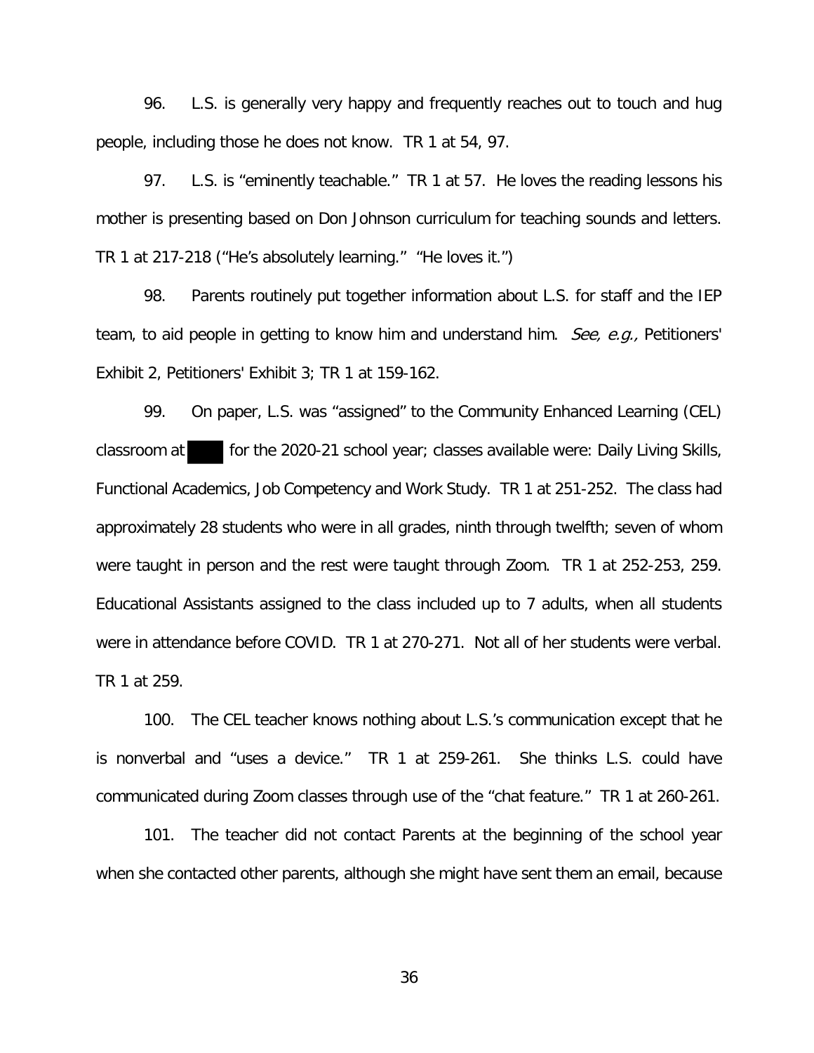96. L.S. is generally very happy and frequently reaches out to touch and hug people, including those he does not know. TR 1 at 54, 97.

97. L.S. is "eminently teachable." TR 1 at 57. He loves the reading lessons his mother is presenting based on Don Johnson curriculum for teaching sounds and letters. TR 1 at 217-218 ("He's absolutely learning." "He loves it.")

98. Parents routinely put together information about L.S. for staff and the IEP team, to aid people in getting to know him and understand him. *See, e.g.,* Petitioners' Exhibit 2, Petitioners' Exhibit 3; TR 1 at 159-162.

99. On paper, L.S. was "assigned" to the Community Enhanced Learning (CEL) classroom at ████ for the 2020-21 school year; classes available were: Daily Living Skills, Functional Academics, Job Competency and Work Study. TR 1 at 251-252. The class had approximately 28 students who were in all grades, ninth through twelfth; seven of whom were taught in person and the rest were taught through Zoom. TR 1 at 252-253, 259. Educational Assistants assigned to the class included up to 7 adults, when all students were in attendance before COVID. TR 1 at 270-271. Not all of her students were verbal. TR 1 at 259.

100. The CEL teacher knows nothing about L.S.'s communication except that he is nonverbal and "uses a device." TR 1 at 259-261. She thinks L.S. could have communicated during Zoom classes through use of the "chat feature." TR 1 at 260-261.

101. The teacher did not contact Parents at the beginning of the school year when she contacted other parents, although she might have sent them an email, because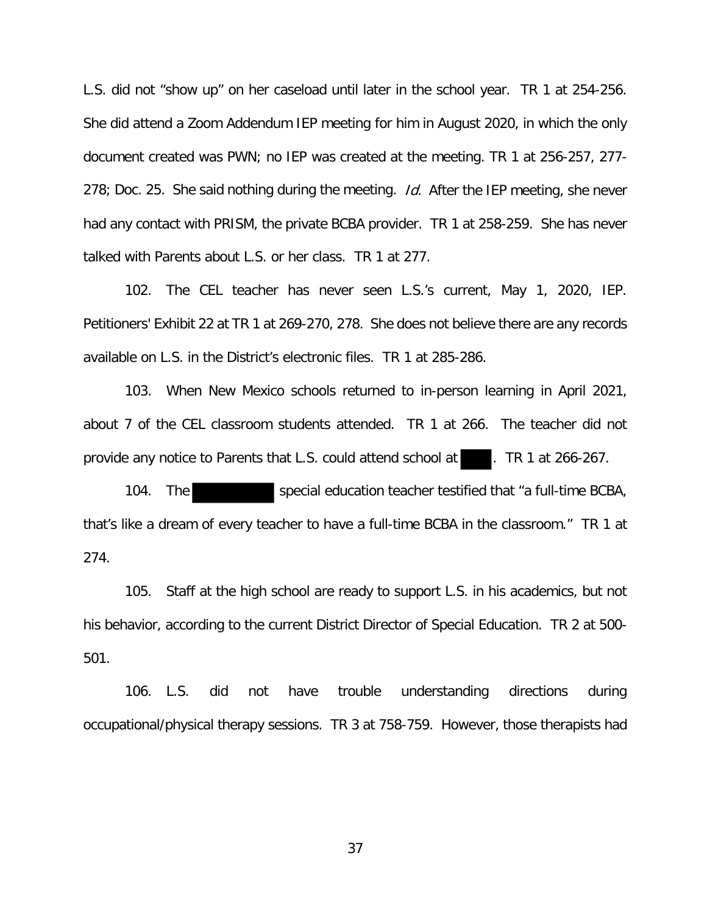L.S. did not "show up" on her caseload until later in the school year. TR 1 at 254-256. She did attend a Zoom Addendum IEP meeting for him in August 2020, in which the only document created was PWN; no IEP was created at the meeting. TR 1 at 256-257, 277-278; Doc. 25. She said nothing during the meeting. *Id.* After the IEP meeting, she never had any contact with PRISM, the private BCBA provider. TR 1 at 258-259. She has never talked with Parents about L.S. or her class. TR 1 at 277.

102. The CEL teacher has never seen L.S.'s current, May 1, 2020, IEP. Petitioners' Exhibit 22 at TR 1 at 269-270, 278. She does not believe there are any records available on L.S. in the District's electronic files. TR 1 at 285-286.

103. When New Mexico schools returned to in-person learning in April 2021, about 7 of the CEL classroom students attended. TR 1 at 266. The teacher did not provide any notice to Parents that L.S. could attend school at ████. TR 1 at 266-267.

104. The ██████████ special education teacher testified that "a full-time BCBA, that's like a dream of every teacher to have a full-time BCBA in the classroom." TR 1 at 274.

105. Staff at the high school are ready to support L.S. in his academics, but not his behavior, according to the current District Director of Special Education. TR 2 at 500-501.

106. L.S. did not have trouble understanding directions during occupational/physical therapy sessions. TR 3 at 758-759. However, those therapists had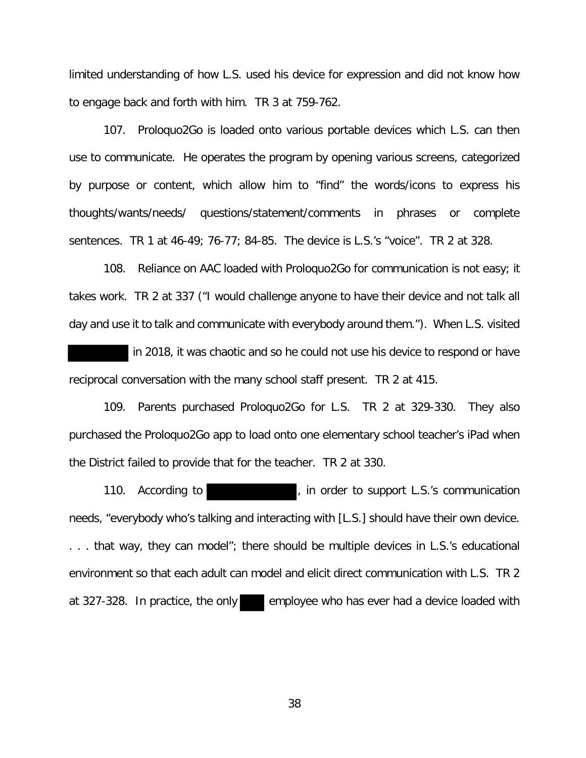limited understanding of how L.S. used his device for expression and did not know how to engage back and forth with him. TR 3 at 759-762.

107. Proloquo2Go is loaded onto various portable devices which L.S. can then use to communicate. He operates the program by opening various screens, categorized by purpose or content, which allow him to "find" the words/icons to express his thoughts/wants/needs/ questions/statement/comments in phrases or complete sentences. TR 1 at 46-49; 76-77; 84-85. The device is L.S.'s "voice". TR 2 at 328.

108. Reliance on AAC loaded with Proloquo2Go for communication is not easy; it takes work. TR 2 at 337 ("I would challenge anyone to have their device and not talk all day and use it to talk and communicate with everybody around them."). When L.S. visited ███████ in 2018, it was chaotic and so he could not use his device to respond or have reciprocal conversation with the many school staff present. TR 2 at 415.

109. Parents purchased Proloquo2Go for L.S. TR 2 at 329-330. They also purchased the Proloquo2Go app to load onto one elementary school teacher's iPad when the District failed to provide that for the teacher. TR 2 at 330.

110. According to ███████████, in order to support L.S.'s communication needs, "everybody who's talking and interacting with [L.S.] should have their own device. . . . that way, they can model"; there should be multiple devices in L.S.'s educational environment so that each adult can model and elicit direct communication with L.S. TR 2 at 327-328. In practice, the only ███ employee who has ever had a device loaded with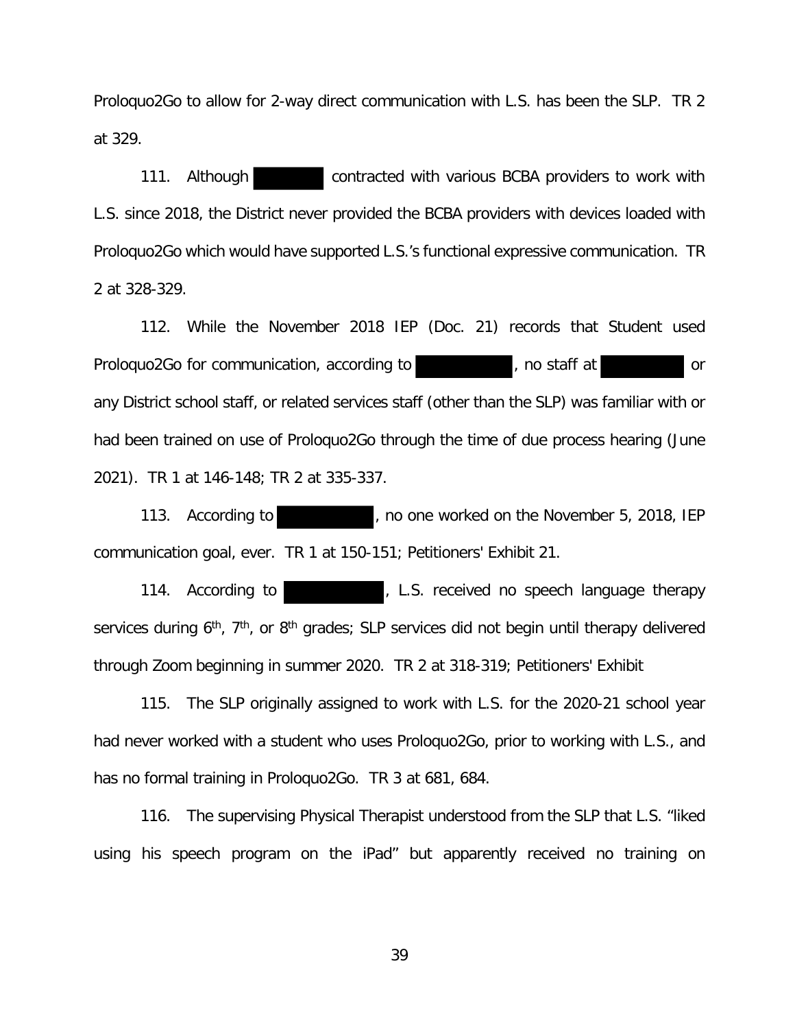Proloquo2Go to allow for 2-way direct communication with L.S. has been the SLP. TR 2 at 329.

111. Although [REDACTED] contracted with various BCBA providers to work with L.S. since 2018, the District never provided the BCBA providers with devices loaded with Proloquo2Go which would have supported L.S.'s functional expressive communication. TR 2 at 328-329.

112. While the November 2018 IEP (Doc. 21) records that Student used Proloquo2Go for communication, according to [REDACTED], no staff at [REDACTED] or any District school staff, or related services staff (other than the SLP) was familiar with or had been trained on use of Proloquo2Go through the time of due process hearing (June 2021). TR 1 at 146-148; TR 2 at 335-337.

113. According to [REDACTED], no one worked on the November 5, 2018, IEP communication goal, ever. TR 1 at 150-151; Petitioners' Exhibit 21.

114. According to [REDACTED], L.S. received no speech language therapy services during 6th, 7th, or 8th grades; SLP services did not begin until therapy delivered through Zoom beginning in summer 2020. TR 2 at 318-319; Petitioners' Exhibit

115. The SLP originally assigned to work with L.S. for the 2020-21 school year had never worked with a student who uses Proloquo2Go, prior to working with L.S., and has no formal training in Proloquo2Go. TR 3 at 681, 684.

116. The supervising Physical Therapist understood from the SLP that L.S. "liked using his speech program on the iPad" but apparently received no training on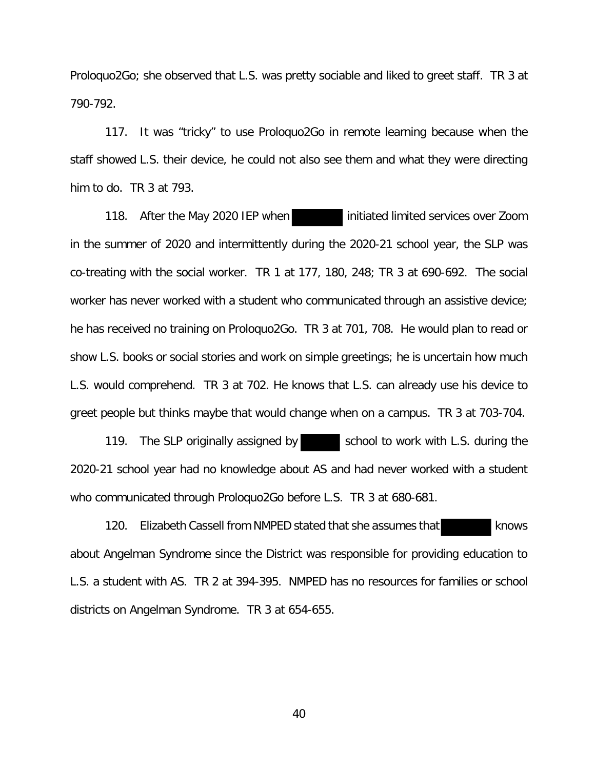Proloquo2Go; she observed that L.S. was pretty sociable and liked to greet staff. TR 3 at 790-792.

117. It was "tricky" to use Proloquo2Go in remote learning because when the staff showed L.S. their device, he could not also see them and what they were directing him to do. TR 3 at 793.

118. After the May 2020 IEP when ████████ initiated limited services over Zoom in the summer of 2020 and intermittently during the 2020-21 school year, the SLP was co-treating with the social worker. TR 1 at 177, 180, 248; TR 3 at 690-692. The social worker has never worked with a student who communicated through an assistive device; he has received no training on Proloquo2Go. TR 3 at 701, 708. He would plan to read or show L.S. books or social stories and work on simple greetings; he is uncertain how much L.S. would comprehend. TR 3 at 702. He knows that L.S. can already use his device to greet people but thinks maybe that would change when on a campus. TR 3 at 703-704.

119. The SLP originally assigned by ██████ school to work with L.S. during the 2020-21 school year had no knowledge about AS and had never worked with a student who communicated through Proloquo2Go before L.S. TR 3 at 680-681.

120. Elizabeth Cassell from NMPED stated that she assumes that ████████ knows about Angelman Syndrome since the District was responsible for providing education to L.S. a student with AS. TR 2 at 394-395. NMPED has no resources for families or school districts on Angelman Syndrome. TR 3 at 654-655.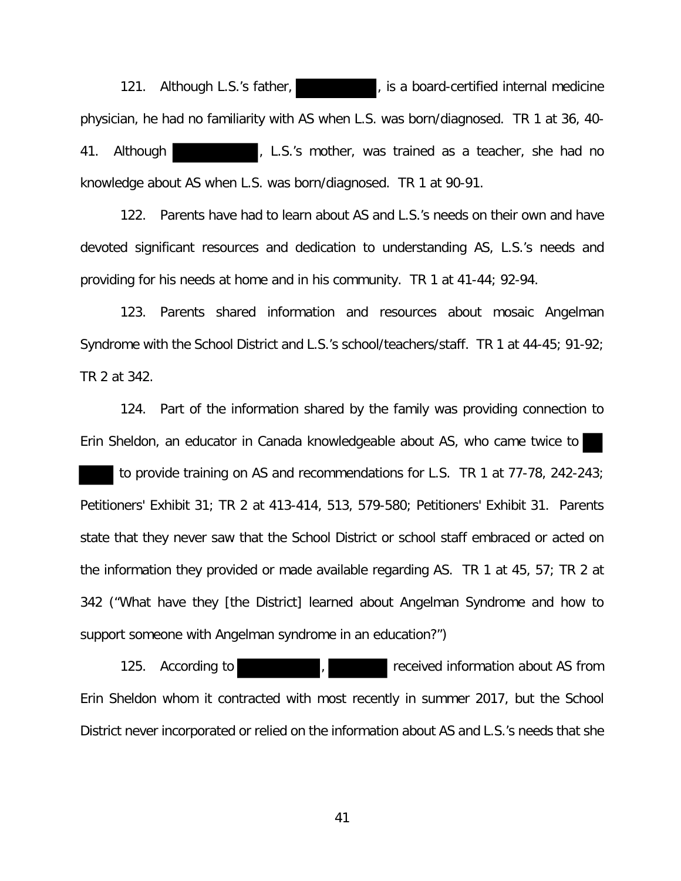121. Although L.S.'s father, , is a board-certified internal medicine physician, he had no familiarity with AS when L.S. was born/diagnosed. TR 1 at 36, 40-41. Although , L.S.'s mother, was trained as a teacher, she had no knowledge about AS when L.S. was born/diagnosed. TR 1 at 90-91.

122. Parents have had to learn about AS and L.S.'s needs on their own and have devoted significant resources and dedication to understanding AS, L.S.'s needs and providing for his needs at home and in his community. TR 1 at 41-44; 92-94.

123. Parents shared information and resources about mosaic Angelman Syndrome with the School District and L.S.'s school/teachers/staff. TR 1 at 44-45; 91-92; TR 2 at 342.

124. Part of the information shared by the family was providing connection to Erin Sheldon, an educator in Canada knowledgeable about AS, who came twice to to provide training on AS and recommendations for L.S. TR 1 at 77-78, 242-243; Petitioners' Exhibit 31; TR 2 at 413-414, 513, 579-580; Petitioners' Exhibit 31. Parents state that they never saw that the School District or school staff embraced or acted on the information they provided or made available regarding AS. TR 1 at 45, 57; TR 2 at 342 ("What have they [the District] learned about Angelman Syndrome and how to support someone with Angelman syndrome in an education?")

125. According to , received information about AS from Erin Sheldon whom it contracted with most recently in summer 2017, but the School District never incorporated or relied on the information about AS and L.S.'s needs that she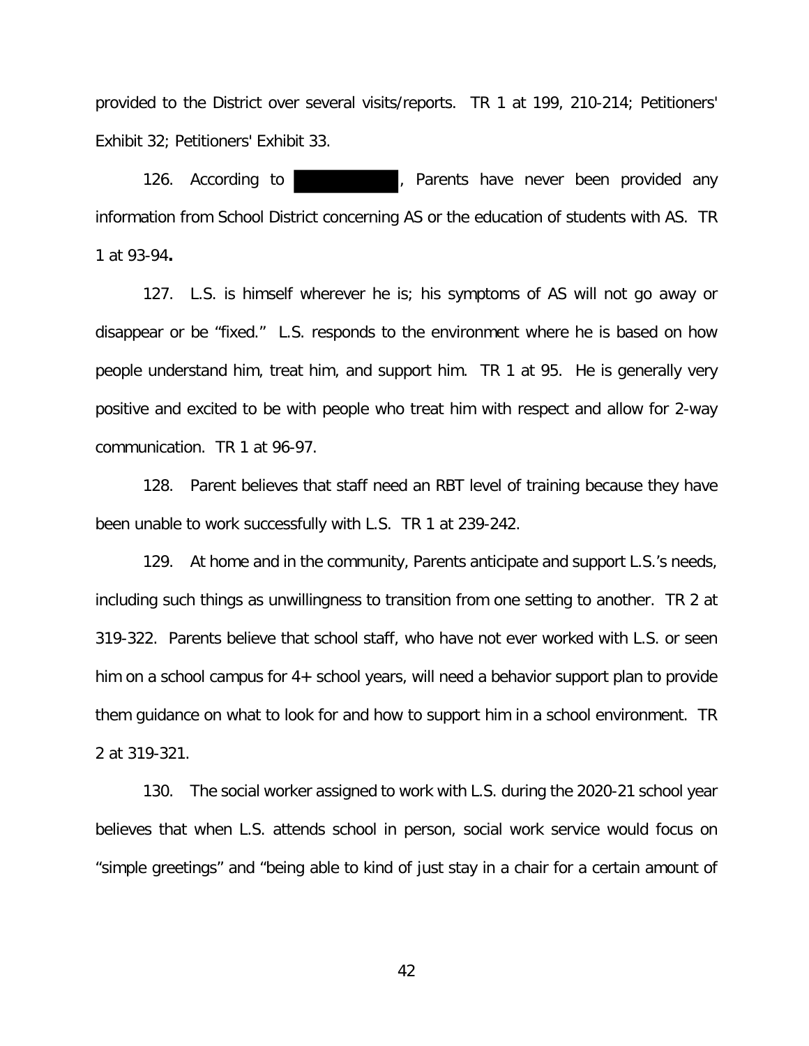provided to the District over several visits/reports. TR 1 at 199, 210-214; Petitioners' Exhibit 32; Petitioners' Exhibit 33.

126. According to ██████████, Parents have never been provided any information from School District concerning AS or the education of students with AS. TR 1 at 93-94**.**

127. L.S. is himself wherever he is; his symptoms of AS will not go away or disappear or be "fixed." L.S. responds to the environment where he is based on how people understand him, treat him, and support him. TR 1 at 95. He is generally very positive and excited to be with people who treat him with respect and allow for 2-way communication. TR 1 at 96-97.

128. Parent believes that staff need an RBT level of training because they have been unable to work successfully with L.S. TR 1 at 239-242.

129. At home and in the community, Parents anticipate and support L.S.'s needs, including such things as unwillingness to transition from one setting to another. TR 2 at 319-322. Parents believe that school staff, who have not ever worked with L.S. or seen him on a school campus for 4+ school years, will need a behavior support plan to provide them guidance on what to look for and how to support him in a school environment. TR 2 at 319-321.

130. The social worker assigned to work with L.S. during the 2020-21 school year believes that when L.S. attends school in person, social work service would focus on "simple greetings" and "being able to kind of just stay in a chair for a certain amount of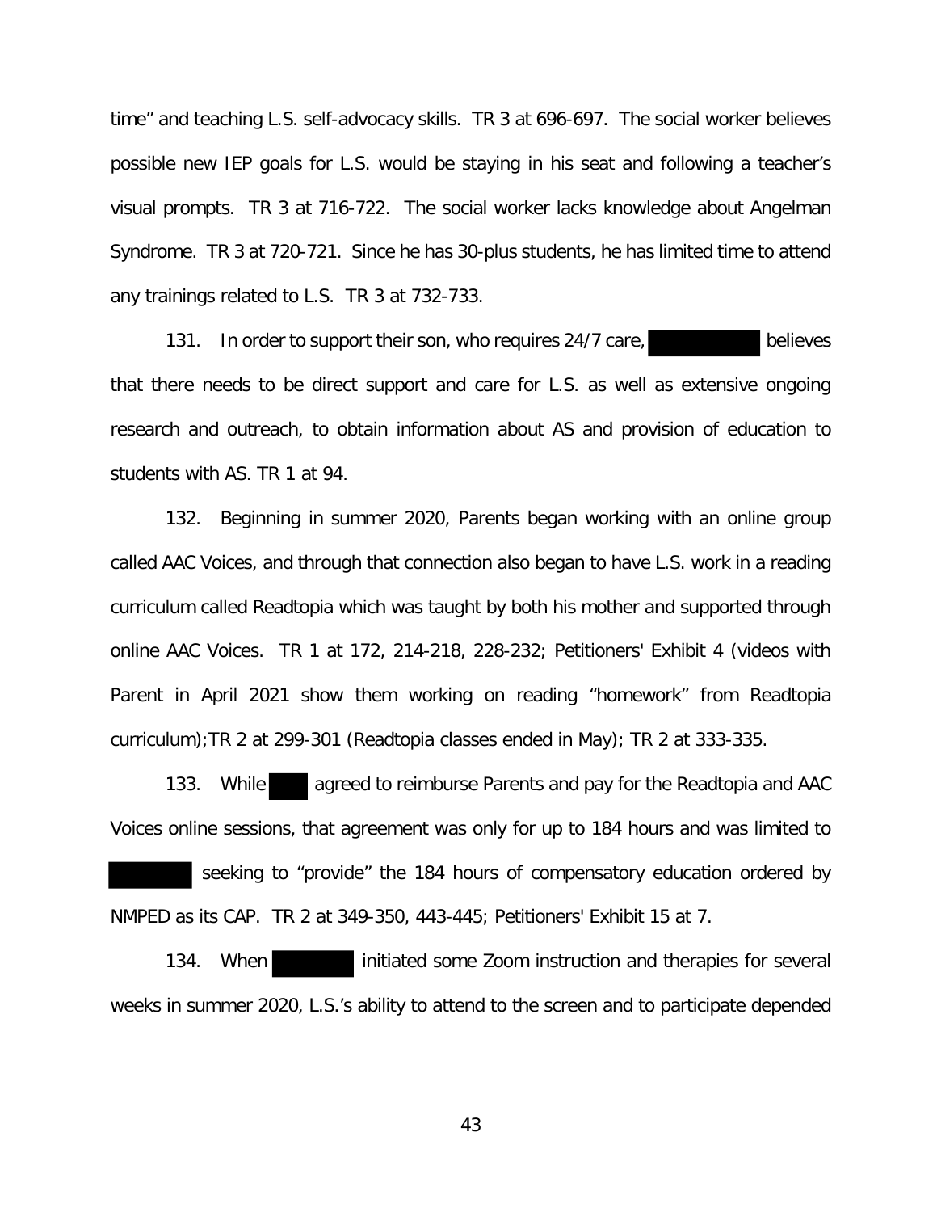time" and teaching L.S. self-advocacy skills. TR 3 at 696-697. The social worker believes possible new IEP goals for L.S. would be staying in his seat and following a teacher's visual prompts. TR 3 at 716-722. The social worker lacks knowledge about Angelman Syndrome. TR 3 at 720-721. Since he has 30-plus students, he has limited time to attend any trainings related to L.S. TR 3 at 732-733.

131. In order to support their son, who requires 24/7 care, ████████ believes that there needs to be direct support and care for L.S. as well as extensive ongoing research and outreach, to obtain information about AS and provision of education to students with AS. TR 1 at 94.

132. Beginning in summer 2020, Parents began working with an online group called AAC Voices, and through that connection also began to have L.S. work in a reading curriculum called Readtopia which was taught by both his mother and supported through online AAC Voices. TR 1 at 172, 214-218, 228-232; Petitioners' Exhibit 4 (videos with Parent in April 2021 show them working on reading "homework" from Readtopia curriculum);TR 2 at 299-301 (Readtopia classes ended in May); TR 2 at 333-335.

133. While ███ agreed to reimburse Parents and pay for the Readtopia and AAC Voices online sessions, that agreement was only for up to 184 hours and was limited to ██████ seeking to "provide" the 184 hours of compensatory education ordered by NMPED as its CAP. TR 2 at 349-350, 443-445; Petitioners' Exhibit 15 at 7.

134. When ██████ initiated some Zoom instruction and therapies for several weeks in summer 2020, L.S.'s ability to attend to the screen and to participate depended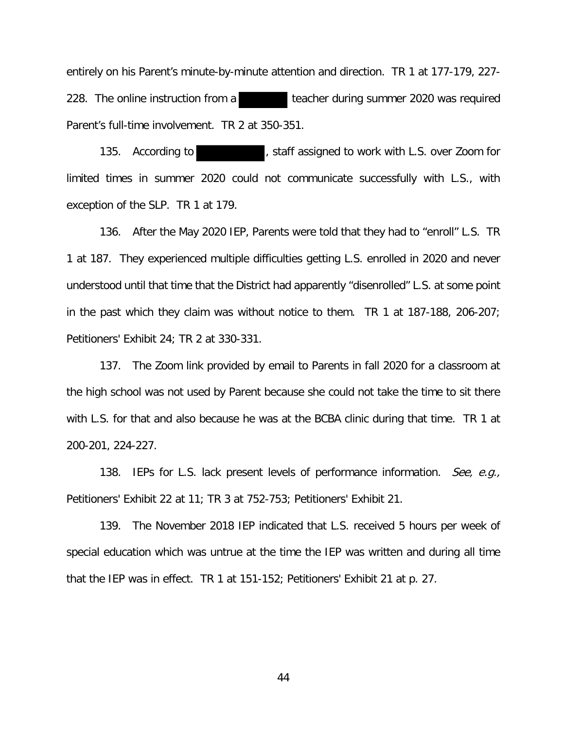entirely on his Parent's minute-by-minute attention and direction. TR 1 at 177-179, 227-228. The online instruction from a [redacted] teacher during summer 2020 was required Parent's full-time involvement. TR 2 at 350-351.

135. According to [redacted], staff assigned to work with L.S. over Zoom for limited times in summer 2020 could not communicate successfully with L.S., with exception of the SLP. TR 1 at 179.

136. After the May 2020 IEP, Parents were told that they had to "enroll" L.S. TR 1 at 187. They experienced multiple difficulties getting L.S. enrolled in 2020 and never understood until that time that the District had apparently "disenrolled" L.S. at some point in the past which they claim was without notice to them. TR 1 at 187-188, 206-207; Petitioners' Exhibit 24; TR 2 at 330-331.

137. The Zoom link provided by email to Parents in fall 2020 for a classroom at the high school was not used by Parent because she could not take the time to sit there with L.S. for that and also because he was at the BCBA clinic during that time. TR 1 at 200-201, 224-227.

138. IEPs for L.S. lack present levels of performance information. *See, e.g.,* Petitioners' Exhibit 22 at 11; TR 3 at 752-753; Petitioners' Exhibit 21.

139. The November 2018 IEP indicated that L.S. received 5 hours per week of special education which was untrue at the time the IEP was written and during all time that the IEP was in effect. TR 1 at 151-152; Petitioners' Exhibit 21 at p. 27.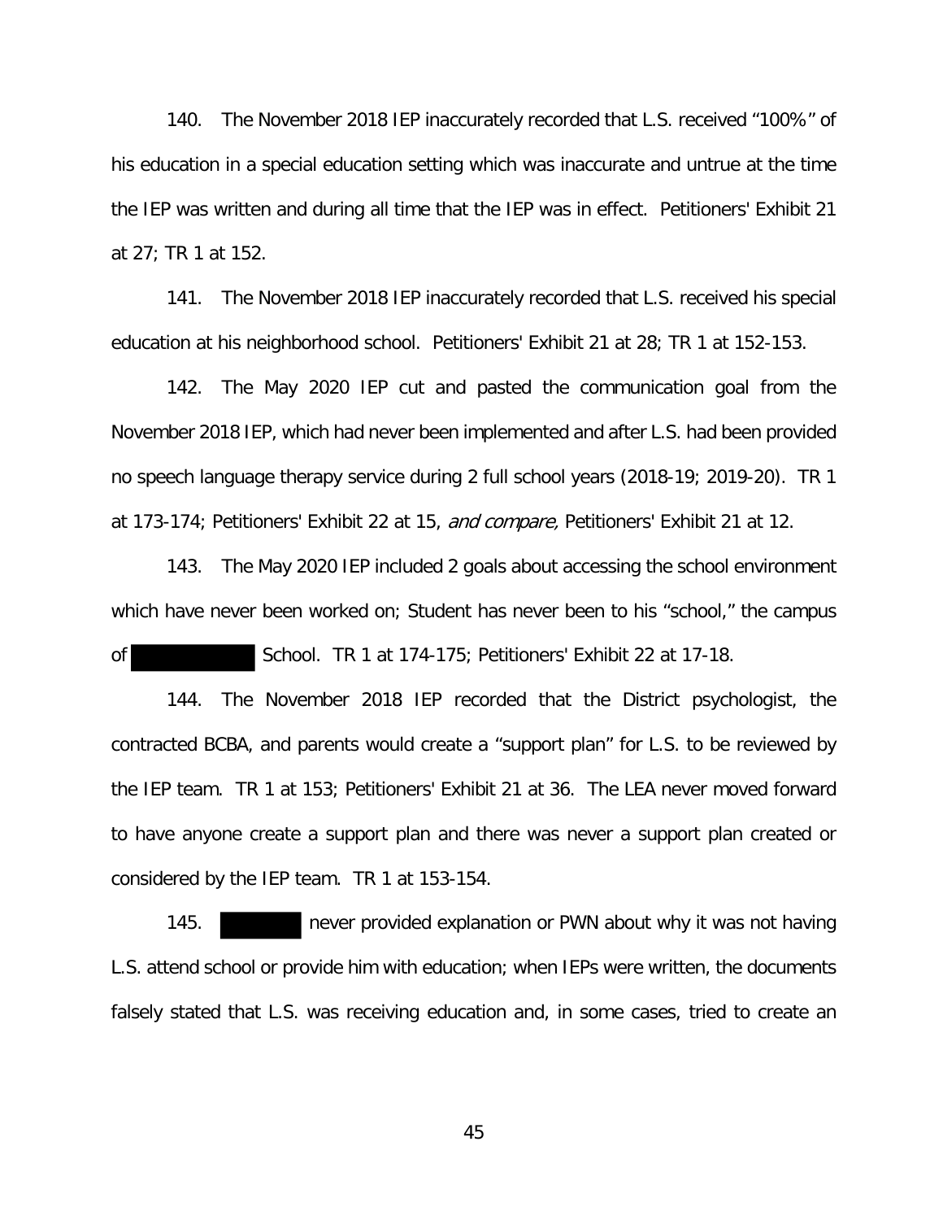140. The November 2018 IEP inaccurately recorded that L.S. received "100%" of his education in a special education setting which was inaccurate and untrue at the time the IEP was written and during all time that the IEP was in effect. Petitioners' Exhibit 21 at 27; TR 1 at 152.

141. The November 2018 IEP inaccurately recorded that L.S. received his special education at his neighborhood school. Petitioners' Exhibit 21 at 28; TR 1 at 152-153.

142. The May 2020 IEP cut and pasted the communication goal from the November 2018 IEP, which had never been implemented and after L.S. had been provided no speech language therapy service during 2 full school years (2018-19; 2019-20). TR 1 at 173-174; Petitioners' Exhibit 22 at 15, *and compare,* Petitioners' Exhibit 21 at 12.

143. The May 2020 IEP included 2 goals about accessing the school environment which have never been worked on; Student has never been to his "school," the campus of ██████████ School. TR 1 at 174-175; Petitioners' Exhibit 22 at 17-18.

144. The November 2018 IEP recorded that the District psychologist, the contracted BCBA, and parents would create a "support plan" for L.S. to be reviewed by the IEP team. TR 1 at 153; Petitioners' Exhibit 21 at 36. The LEA never moved forward to have anyone create a support plan and there was never a support plan created or considered by the IEP team. TR 1 at 153-154.

145. ████████ never provided explanation or PWN about why it was not having L.S. attend school or provide him with education; when IEPs were written, the documents falsely stated that L.S. was receiving education and, in some cases, tried to create an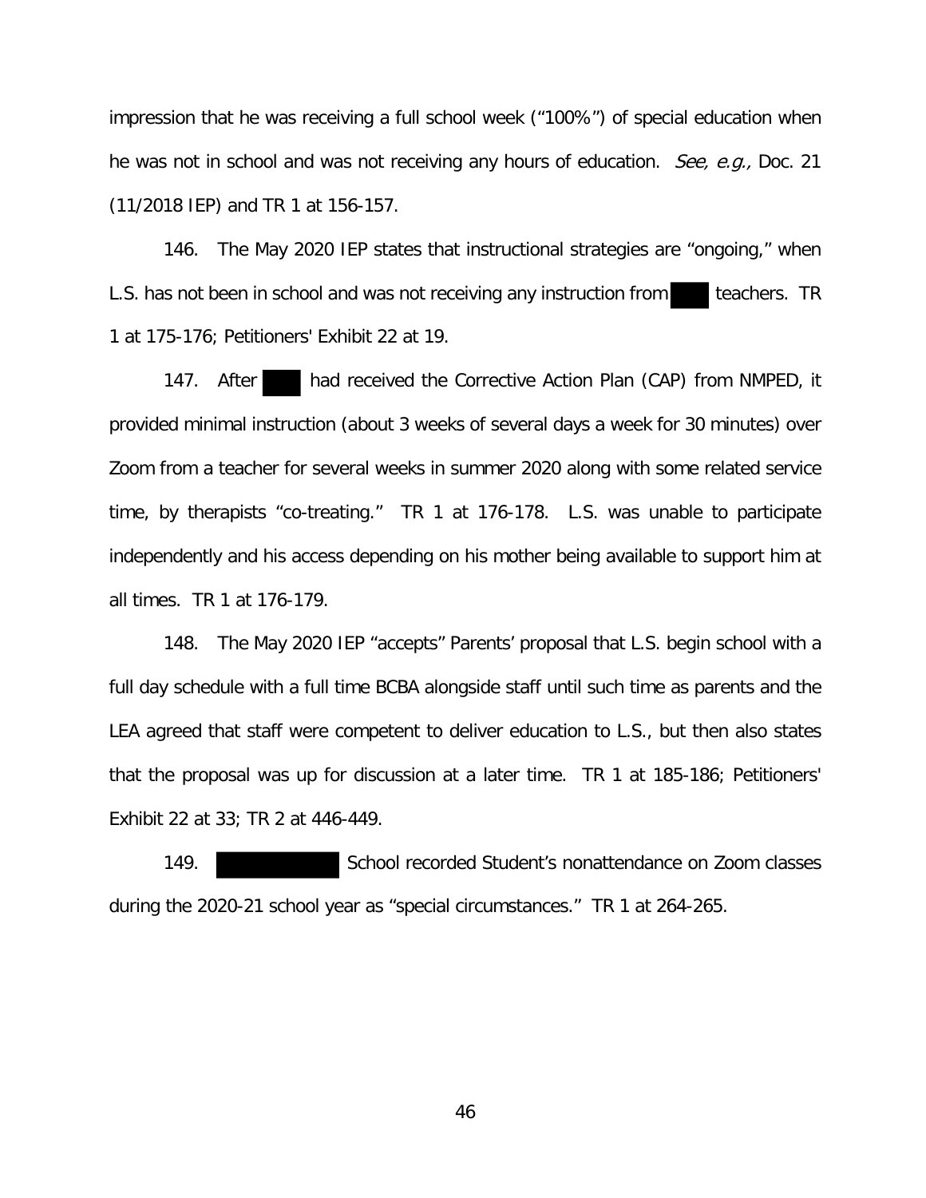impression that he was receiving a full school week ("100%") of special education when he was not in school and was not receiving any hours of education. *See, e.g.,* Doc. 21 (11/2018 IEP) and TR 1 at 156-157.

146. The May 2020 IEP states that instructional strategies are "ongoing," when L.S. has not been in school and was not receiving any instruction from ████ teachers. TR 1 at 175-176; Petitioners' Exhibit 22 at 19.

147. After ████ had received the Corrective Action Plan (CAP) from NMPED, it provided minimal instruction (about 3 weeks of several days a week for 30 minutes) over Zoom from a teacher for several weeks in summer 2020 along with some related service time, by therapists "co-treating." TR 1 at 176-178. L.S. was unable to participate independently and his access depending on his mother being available to support him at all times. TR 1 at 176-179.

148. The May 2020 IEP "accepts" Parents' proposal that L.S. begin school with a full day schedule with a full time BCBA alongside staff until such time as parents and the LEA agreed that staff were competent to deliver education to L.S., but then also states that the proposal was up for discussion at a later time. TR 1 at 185-186; Petitioners' Exhibit 22 at 33; TR 2 at 446-449.

149. ████████ School recorded Student's nonattendance on Zoom classes during the 2020-21 school year as "special circumstances." TR 1 at 264-265.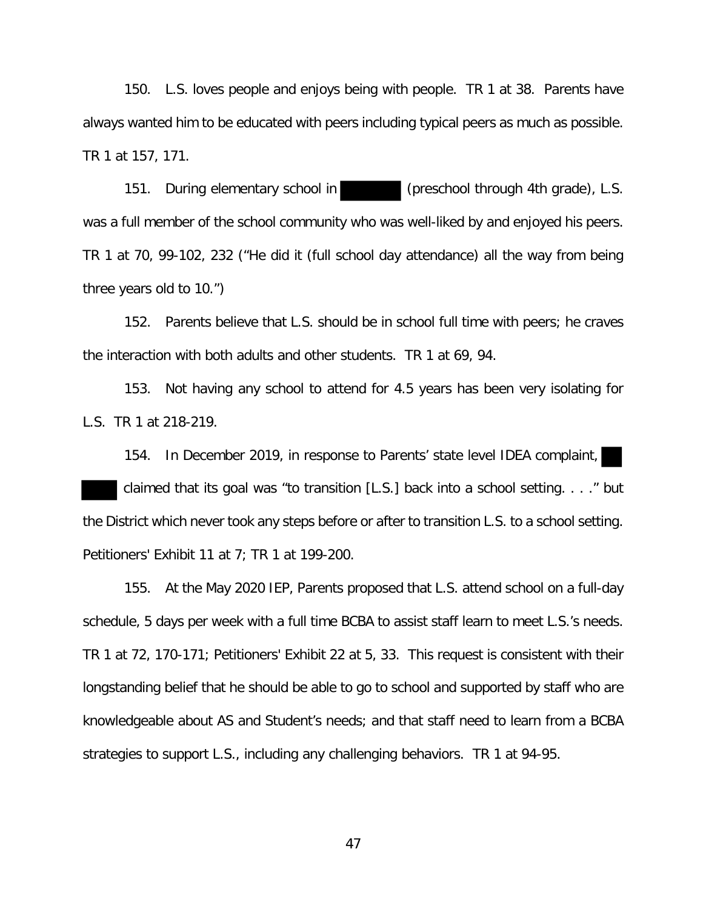150. L.S. loves people and enjoys being with people. TR 1 at 38. Parents have always wanted him to be educated with peers including typical peers as much as possible. TR 1 at 157, 171.

151. During elementary school in (preschool through 4th grade), L.S. was a full member of the school community who was well-liked by and enjoyed his peers. TR 1 at 70, 99-102, 232 ("He did it (full school day attendance) all the way from being three years old to 10.")

152. Parents believe that L.S. should be in school full time with peers; he craves the interaction with both adults and other students. TR 1 at 69, 94.

153. Not having any school to attend for 4.5 years has been very isolating for L.S. TR 1 at 218-219.

154. In December 2019, in response to Parents' state level IDEA complaint, claimed that its goal was "to transition [L.S.] back into a school setting. . . ." but the District which never took any steps before or after to transition L.S. to a school setting. Petitioners' Exhibit 11 at 7; TR 1 at 199-200.

155. At the May 2020 IEP, Parents proposed that L.S. attend school on a full-day schedule, 5 days per week with a full time BCBA to assist staff learn to meet L.S.'s needs. TR 1 at 72, 170-171; Petitioners' Exhibit 22 at 5, 33. This request is consistent with their longstanding belief that he should be able to go to school and supported by staff who are knowledgeable about AS and Student's needs; and that staff need to learn from a BCBA strategies to support L.S., including any challenging behaviors. TR 1 at 94-95.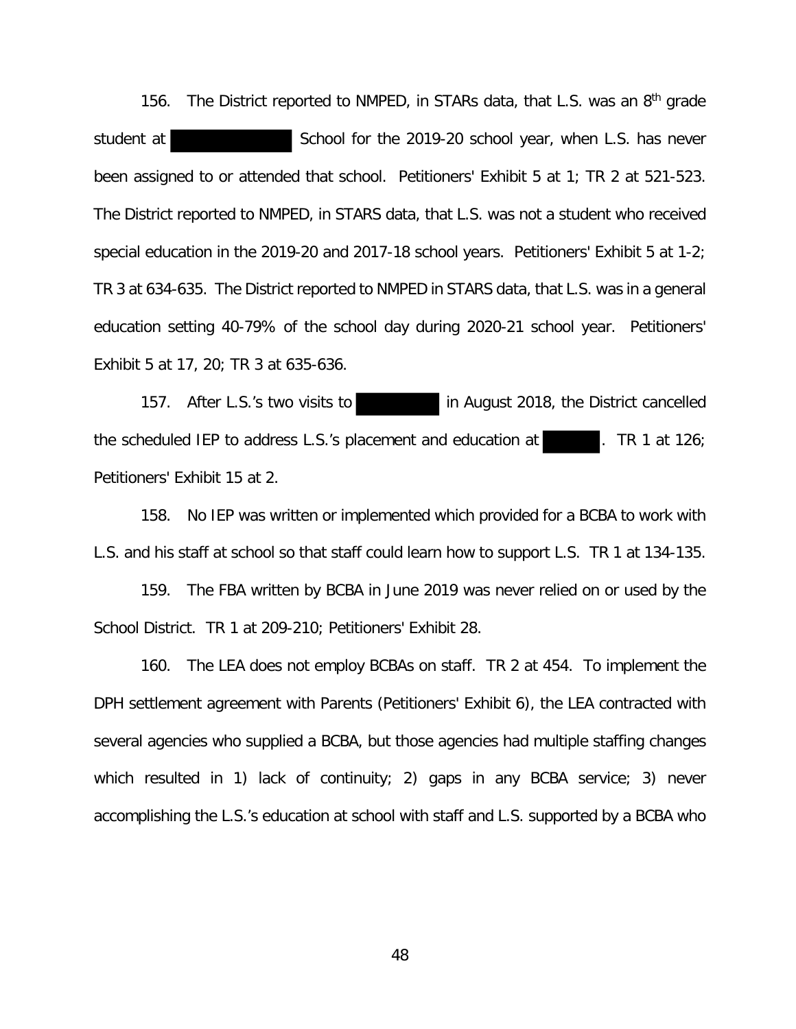156. The District reported to NMPED, in STARs data, that L.S. was an 8th grade student at [REDACTED] School for the 2019-20 school year, when L.S. has never been assigned to or attended that school. Petitioners' Exhibit 5 at 1; TR 2 at 521-523. The District reported to NMPED, in STARS data, that L.S. was not a student who received special education in the 2019-20 and 2017-18 school years. Petitioners' Exhibit 5 at 1-2; TR 3 at 634-635. The District reported to NMPED in STARS data, that L.S. was in a general education setting 40-79% of the school day during 2020-21 school year. Petitioners' Exhibit 5 at 17, 20; TR 3 at 635-636.

157. After L.S.'s two visits to [REDACTED] in August 2018, the District cancelled the scheduled IEP to address L.S.'s placement and education at [REDACTED]. TR 1 at 126; Petitioners' Exhibit 15 at 2.

158. No IEP was written or implemented which provided for a BCBA to work with L.S. and his staff at school so that staff could learn how to support L.S. TR 1 at 134-135.

159. The FBA written by BCBA in June 2019 was never relied on or used by the School District. TR 1 at 209-210; Petitioners' Exhibit 28.

160. The LEA does not employ BCBAs on staff. TR 2 at 454. To implement the DPH settlement agreement with Parents (Petitioners' Exhibit 6), the LEA contracted with several agencies who supplied a BCBA, but those agencies had multiple staffing changes which resulted in 1) lack of continuity; 2) gaps in any BCBA service; 3) never accomplishing the L.S.'s education at school with staff and L.S. supported by a BCBA who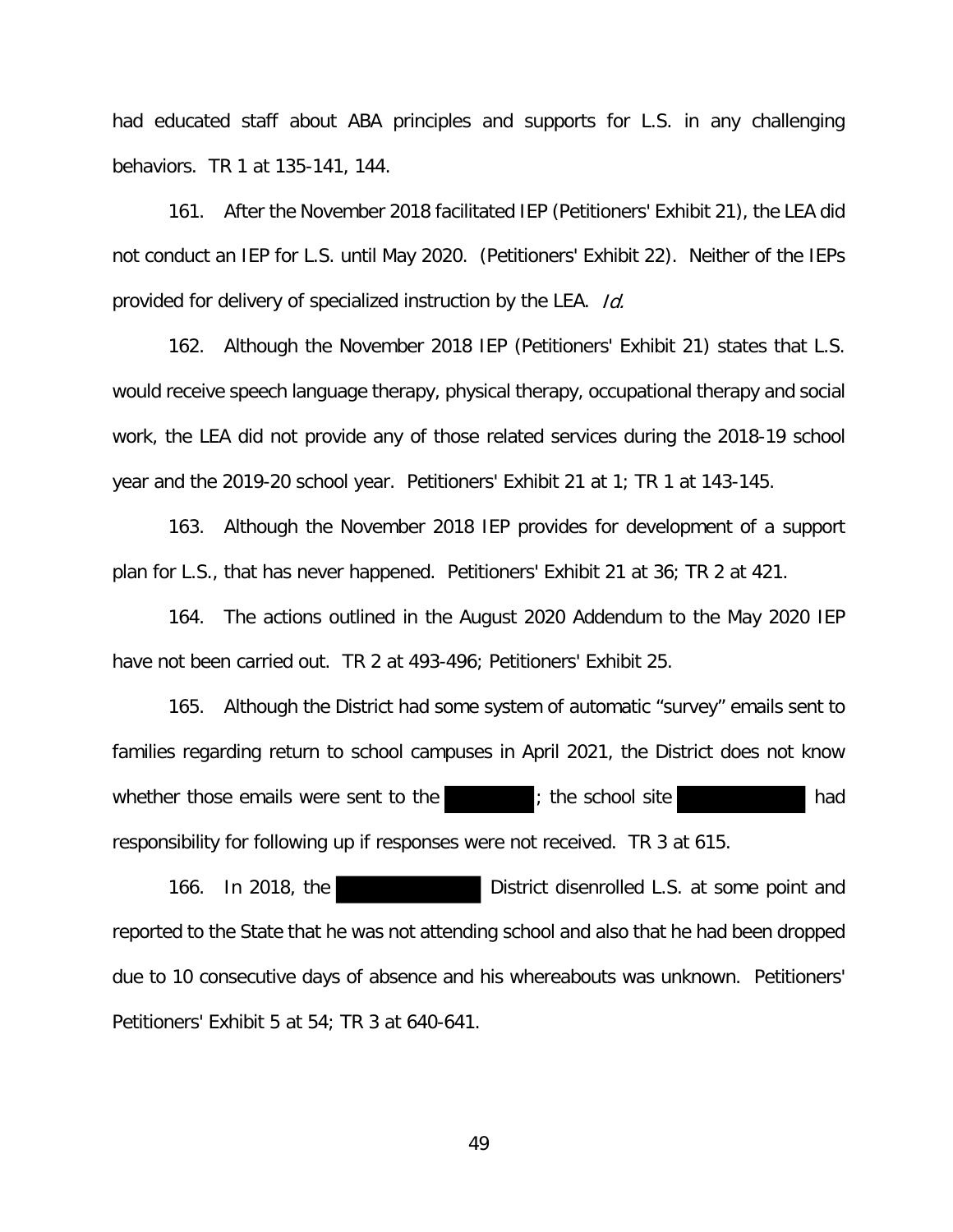had educated staff about ABA principles and supports for L.S. in any challenging behaviors. TR 1 at 135-141, 144.

161. After the November 2018 facilitated IEP (Petitioners' Exhibit 21), the LEA did not conduct an IEP for L.S. until May 2020. (Petitioners' Exhibit 22). Neither of the IEPs provided for delivery of specialized instruction by the LEA. *Id.*

162. Although the November 2018 IEP (Petitioners' Exhibit 21) states that L.S. would receive speech language therapy, physical therapy, occupational therapy and social work, the LEA did not provide any of those related services during the 2018-19 school year and the 2019-20 school year. Petitioners' Exhibit 21 at 1; TR 1 at 143-145.

163. Although the November 2018 IEP provides for development of a support plan for L.S., that has never happened. Petitioners' Exhibit 21 at 36; TR 2 at 421.

164. The actions outlined in the August 2020 Addendum to the May 2020 IEP have not been carried out. TR 2 at 493-496; Petitioners' Exhibit 25.

165. Although the District had some system of automatic "survey" emails sent to families regarding return to school campuses in April 2021, the District does not know whether those emails were sent to the ████████; the school site ███████████ had responsibility for following up if responses were not received. TR 3 at 615.

166. In 2018, the ████████████ District disenrolled L.S. at some point and reported to the State that he was not attending school and also that he had been dropped due to 10 consecutive days of absence and his whereabouts was unknown. Petitioners' Petitioners' Exhibit 5 at 54; TR 3 at 640-641.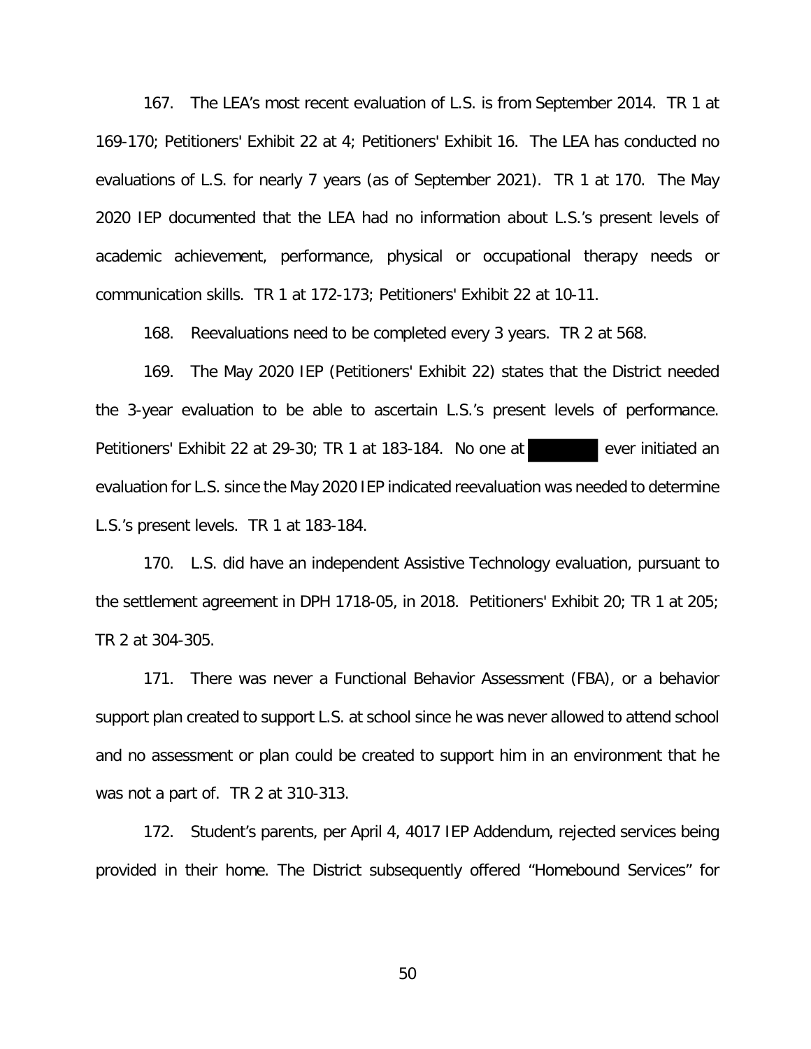167. The LEA's most recent evaluation of L.S. is from September 2014. TR 1 at 169-170; Petitioners' Exhibit 22 at 4; Petitioners' Exhibit 16. The LEA has conducted no evaluations of L.S. for nearly 7 years (as of September 2021). TR 1 at 170. The May 2020 IEP documented that the LEA had no information about L.S.'s present levels of academic achievement, performance, physical or occupational therapy needs or communication skills. TR 1 at 172-173; Petitioners' Exhibit 22 at 10-11.

168. Reevaluations need to be completed every 3 years. TR 2 at 568.

169. The May 2020 IEP (Petitioners' Exhibit 22) states that the District needed the 3-year evaluation to be able to ascertain L.S.'s present levels of performance. Petitioners' Exhibit 22 at 29-30; TR 1 at 183-184. No one at ██████ ever initiated an evaluation for L.S. since the May 2020 IEP indicated reevaluation was needed to determine L.S.'s present levels. TR 1 at 183-184.

170. L.S. did have an independent Assistive Technology evaluation, pursuant to the settlement agreement in DPH 1718-05, in 2018. Petitioners' Exhibit 20; TR 1 at 205; TR 2 at 304-305.

171. There was never a Functional Behavior Assessment (FBA), or a behavior support plan created to support L.S. at school since he was never allowed to attend school and no assessment or plan could be created to support him in an environment that he was not a part of. TR 2 at 310-313.

172. Student's parents, per April 4, 4017 IEP Addendum, rejected services being provided in their home. The District subsequently offered "Homebound Services" for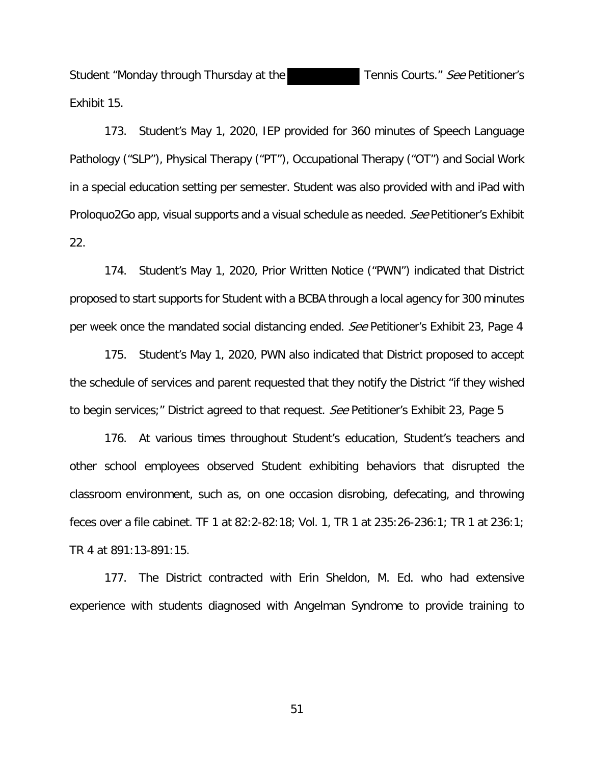Student "Monday through Thursday at the [REDACTED] Tennis Courts." *See* Petitioner's Exhibit 15.

173. Student's May 1, 2020, IEP provided for 360 minutes of Speech Language Pathology ("SLP"), Physical Therapy ("PT"), Occupational Therapy ("OT") and Social Work in a special education setting per semester. Student was also provided with and iPad with Proloquo2Go app, visual supports and a visual schedule as needed. *See* Petitioner's Exhibit 22.

174. Student's May 1, 2020, Prior Written Notice ("PWN") indicated that District proposed to start supports for Student with a BCBA through a local agency for 300 minutes per week once the mandated social distancing ended. *See* Petitioner's Exhibit 23, Page 4

175. Student's May 1, 2020, PWN also indicated that District proposed to accept the schedule of services and parent requested that they notify the District "if they wished to begin services;" District agreed to that request. *See* Petitioner's Exhibit 23, Page 5

176. At various times throughout Student's education, Student's teachers and other school employees observed Student exhibiting behaviors that disrupted the classroom environment, such as, on one occasion disrobing, defecating, and throwing feces over a file cabinet. TF 1 at 82:2-82:18; Vol. 1, TR 1 at 235:26-236:1; TR 1 at 236:1; TR 4 at 891:13-891:15.

177. The District contracted with Erin Sheldon, M. Ed. who had extensive experience with students diagnosed with Angelman Syndrome to provide training to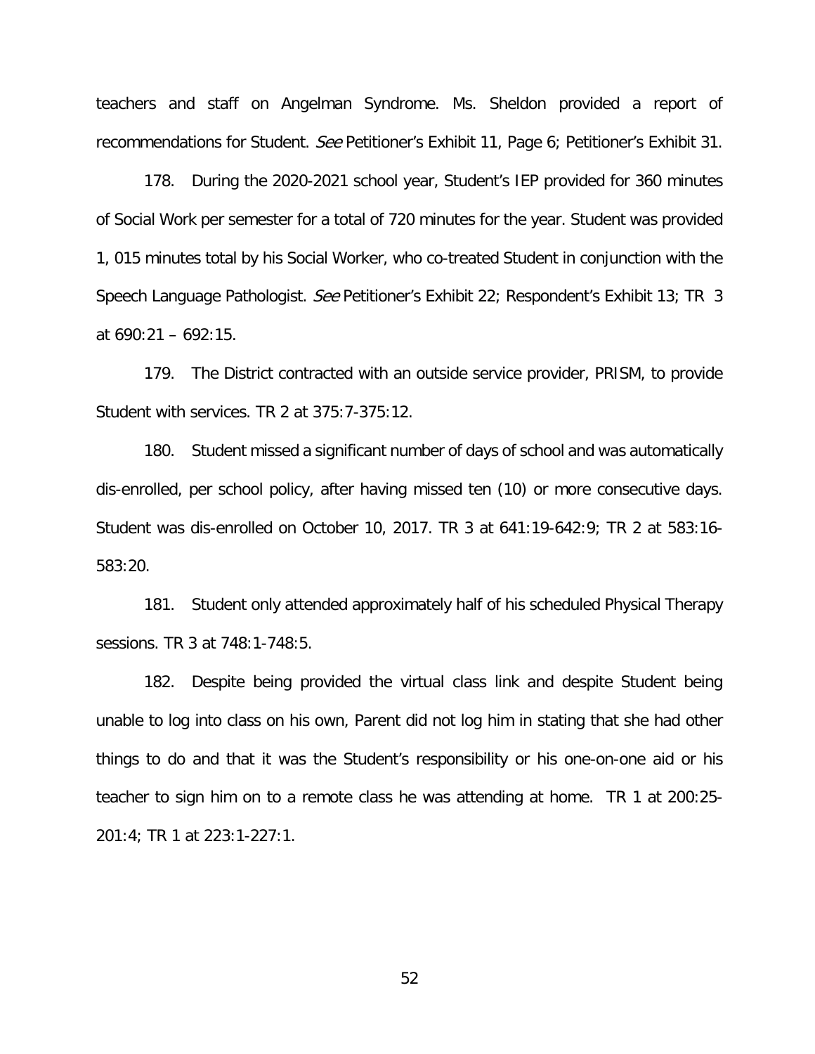teachers and staff on Angelman Syndrome. Ms. Sheldon provided a report of recommendations for Student. *See* Petitioner's Exhibit 11, Page 6; Petitioner's Exhibit 31.

178. During the 2020-2021 school year, Student's IEP provided for 360 minutes of Social Work per semester for a total of 720 minutes for the year. Student was provided 1, 015 minutes total by his Social Worker, who co-treated Student in conjunction with the Speech Language Pathologist. *See* Petitioner's Exhibit 22; Respondent's Exhibit 13; TR 3 at 690:21 – 692:15.

179. The District contracted with an outside service provider, PRISM, to provide Student with services. TR 2 at 375:7-375:12.

180. Student missed a significant number of days of school and was automatically dis-enrolled, per school policy, after having missed ten (10) or more consecutive days. Student was dis-enrolled on October 10, 2017. TR 3 at 641:19-642:9; TR 2 at 583:16-583:20.

181. Student only attended approximately half of his scheduled Physical Therapy sessions. TR 3 at 748:1-748:5.

182. Despite being provided the virtual class link and despite Student being unable to log into class on his own, Parent did not log him in stating that she had other things to do and that it was the Student's responsibility or his one-on-one aid or his teacher to sign him on to a remote class he was attending at home. TR 1 at 200:25-201:4; TR 1 at 223:1-227:1.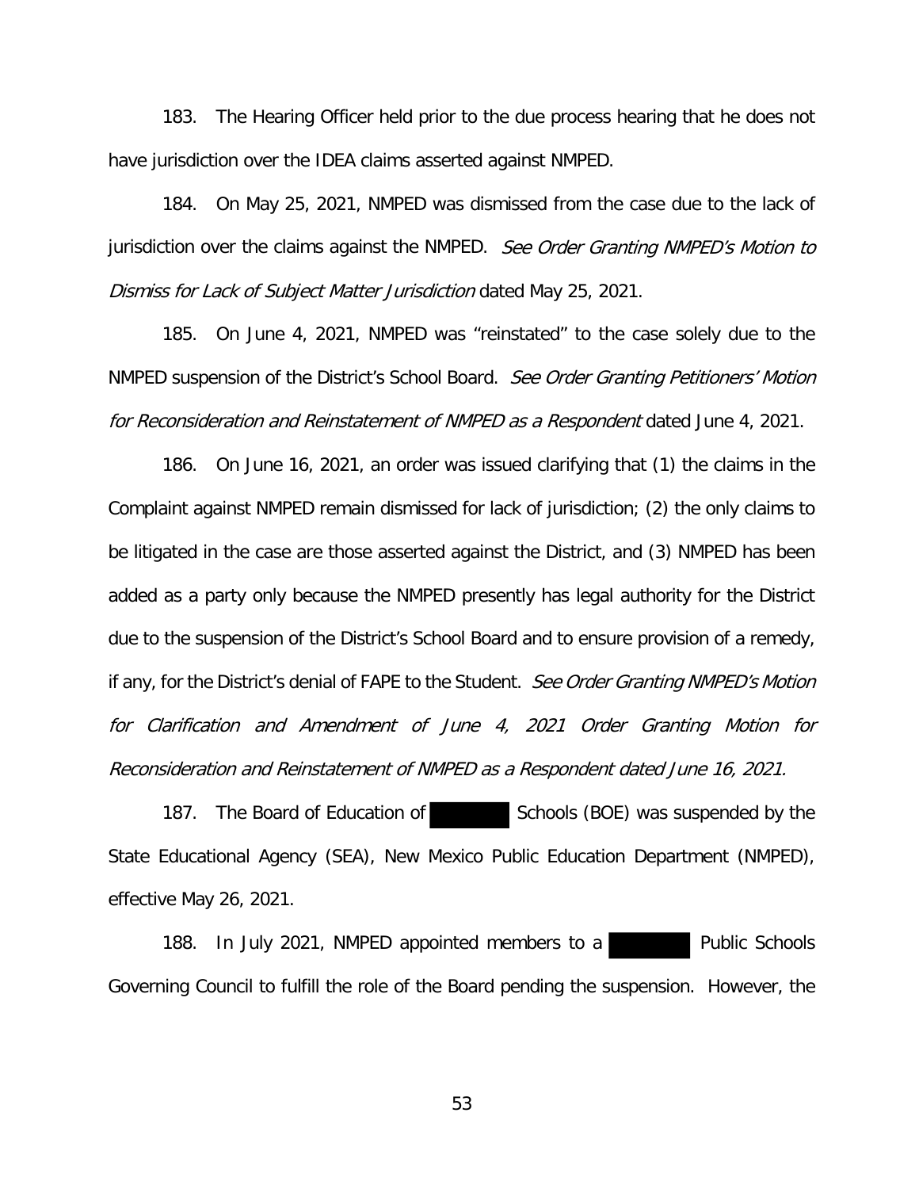183. The Hearing Officer held prior to the due process hearing that he does not have jurisdiction over the IDEA claims asserted against NMPED.

184. On May 25, 2021, NMPED was dismissed from the case due to the lack of jurisdiction over the claims against the NMPED. *See Order Granting NMPED's Motion to Dismiss for Lack of Subject Matter Jurisdiction* dated May 25, 2021.

185. On June 4, 2021, NMPED was "reinstated" to the case solely due to the NMPED suspension of the District's School Board. *See Order Granting Petitioners' Motion for Reconsideration and Reinstatement of NMPED as a Respondent* dated June 4, 2021.

186. On June 16, 2021, an order was issued clarifying that (1) the claims in the Complaint against NMPED remain dismissed for lack of jurisdiction; (2) the only claims to be litigated in the case are those asserted against the District, and (3) NMPED has been added as a party only because the NMPED presently has legal authority for the District due to the suspension of the District's School Board and to ensure provision of a remedy, if any, for the District's denial of FAPE to the Student. *See Order Granting NMPED's Motion for Clarification and Amendment of June 4, 2021 Order Granting Motion for Reconsideration and Reinstatement of NMPED as a Respondent dated June 16, 2021.*

187. The Board of Education of ████████ Schools (BOE) was suspended by the State Educational Agency (SEA), New Mexico Public Education Department (NMPED), effective May 26, 2021.

188. In July 2021, NMPED appointed members to a ████████ Public Schools Governing Council to fulfill the role of the Board pending the suspension. However, the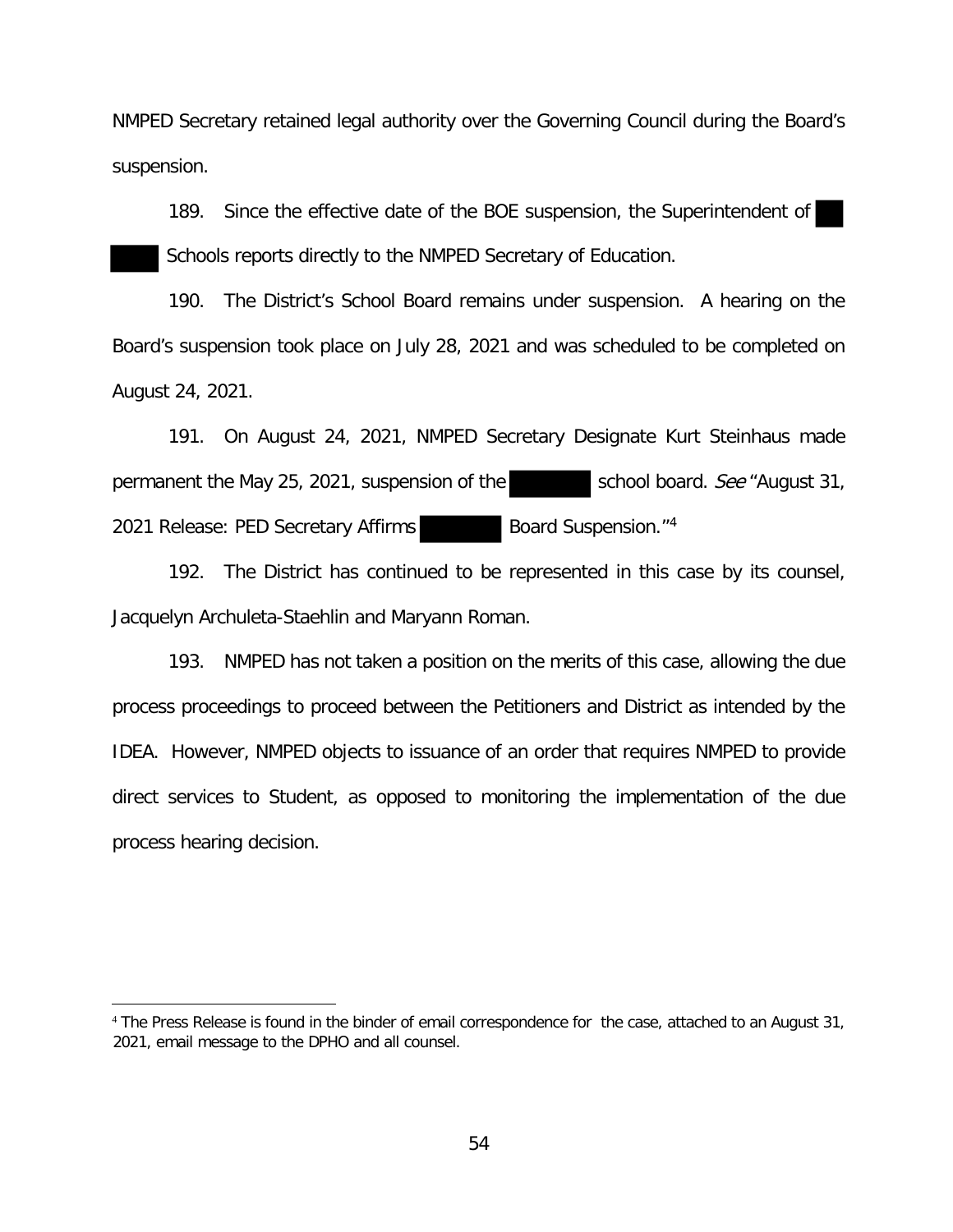NMPED Secretary retained legal authority over the Governing Council during the Board's suspension.

189. Since the effective date of the BOE suspension, the Superintendent of Schools reports directly to the NMPED Secretary of Education.

190. The District's School Board remains under suspension. A hearing on the Board's suspension took place on July 28, 2021 and was scheduled to be completed on August 24, 2021.

191. On August 24, 2021, NMPED Secretary Designate Kurt Steinhaus made permanent the May 25, 2021, suspension of the school board. *See* "August 31, 2021 Release: PED Secretary Affirms Board Suspension."[4]

192. The District has continued to be represented in this case by its counsel, Jacquelyn Archuleta-Staehlin and Maryann Roman.

193. NMPED has not taken a position on the merits of this case, allowing the due process proceedings to proceed between the Petitioners and District as intended by the IDEA. However, NMPED objects to issuance of an order that requires NMPED to provide direct services to Student, as opposed to monitoring the implementation of the due process hearing decision.

---

[4] The Press Release is found in the binder of email correspondence for the case, attached to an August 31, 2021, email message to the DPHO and all counsel.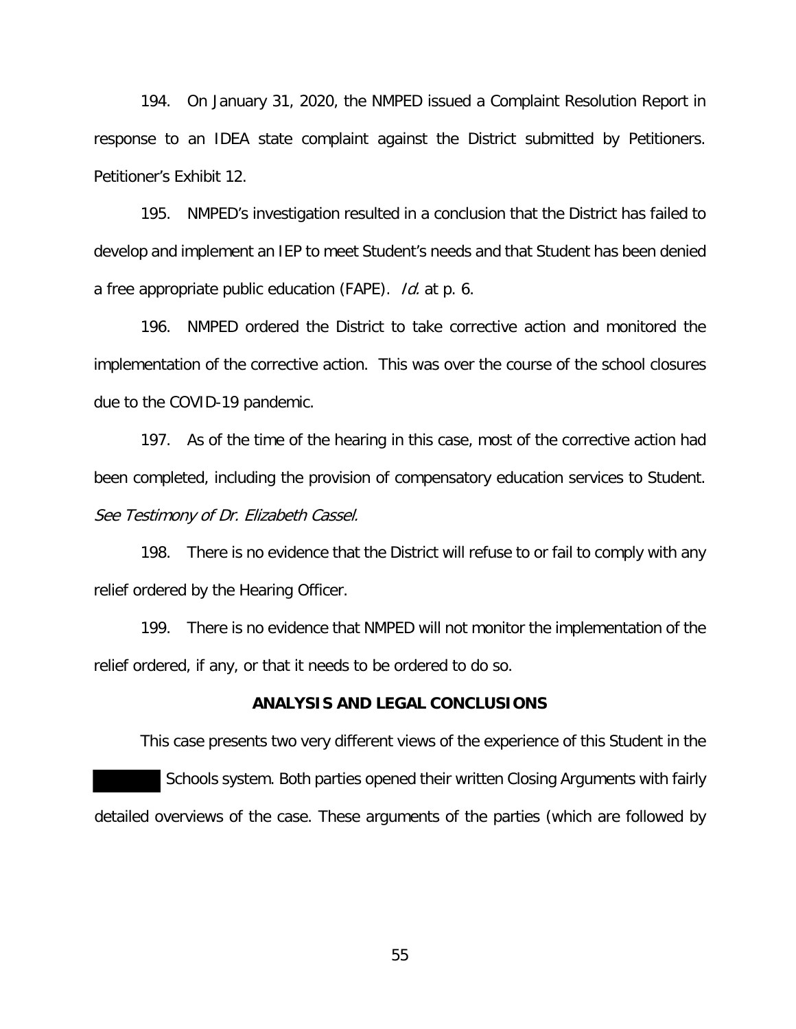194. On January 31, 2020, the NMPED issued a Complaint Resolution Report in response to an IDEA state complaint against the District submitted by Petitioners. Petitioner's Exhibit 12.

195. NMPED's investigation resulted in a conclusion that the District has failed to develop and implement an IEP to meet Student's needs and that Student has been denied a free appropriate public education (FAPE). *Id.* at p. 6.

196. NMPED ordered the District to take corrective action and monitored the implementation of the corrective action. This was over the course of the school closures due to the COVID-19 pandemic.

197. As of the time of the hearing in this case, most of the corrective action had been completed, including the provision of compensatory education services to Student. *See Testimony of Dr. Elizabeth Cassel.*

198. There is no evidence that the District will refuse to or fail to comply with any relief ordered by the Hearing Officer.

199. There is no evidence that NMPED will not monitor the implementation of the relief ordered, if any, or that it needs to be ordered to do so.

## ANALYSIS AND LEGAL CONCLUSIONS

This case presents two very different views of the experience of this Student in the ██████ Schools system. Both parties opened their written Closing Arguments with fairly detailed overviews of the case. These arguments of the parties (which are followed by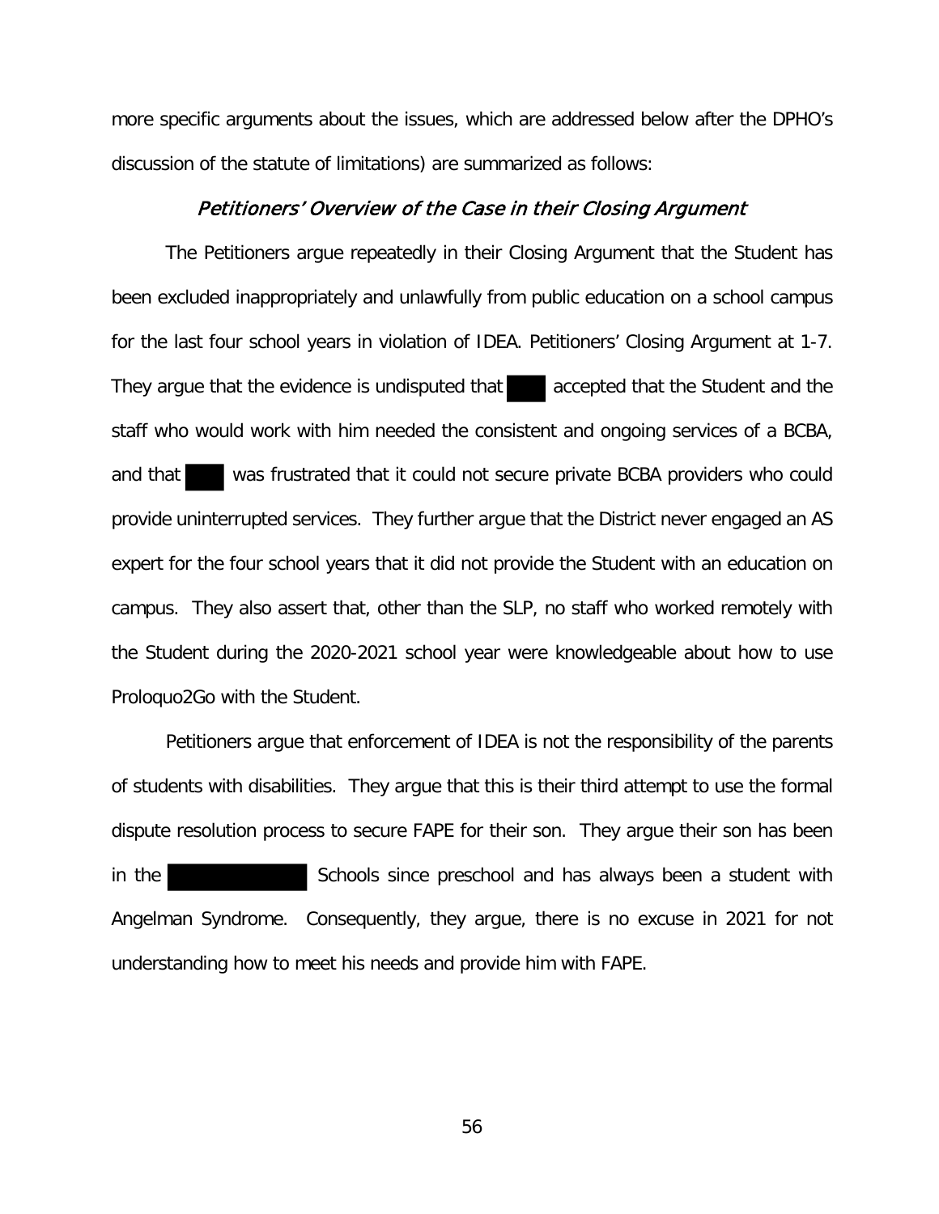more specific arguments about the issues, which are addressed below after the DPHO's discussion of the statute of limitations) are summarized as follows:

### *Petitioners' Overview of the Case in their Closing Argument*

The Petitioners argue repeatedly in their Closing Argument that the Student has been excluded inappropriately and unlawfully from public education on a school campus for the last four school years in violation of IDEA. Petitioners' Closing Argument at 1-7. They argue that the evidence is undisputed that ████ accepted that the Student and the staff who would work with him needed the consistent and ongoing services of a BCBA, and that ████ was frustrated that it could not secure private BCBA providers who could provide uninterrupted services. They further argue that the District never engaged an AS expert for the four school years that it did not provide the Student with an education on campus. They also assert that, other than the SLP, no staff who worked remotely with the Student during the 2020-2021 school year were knowledgeable about how to use Proloquo2Go with the Student.

Petitioners argue that enforcement of IDEA is not the responsibility of the parents of students with disabilities. They argue that this is their third attempt to use the formal dispute resolution process to secure FAPE for their son. They argue their son has been in the ████████████ Schools since preschool and has always been a student with Angelman Syndrome. Consequently, they argue, there is no excuse in 2021 for not understanding how to meet his needs and provide him with FAPE.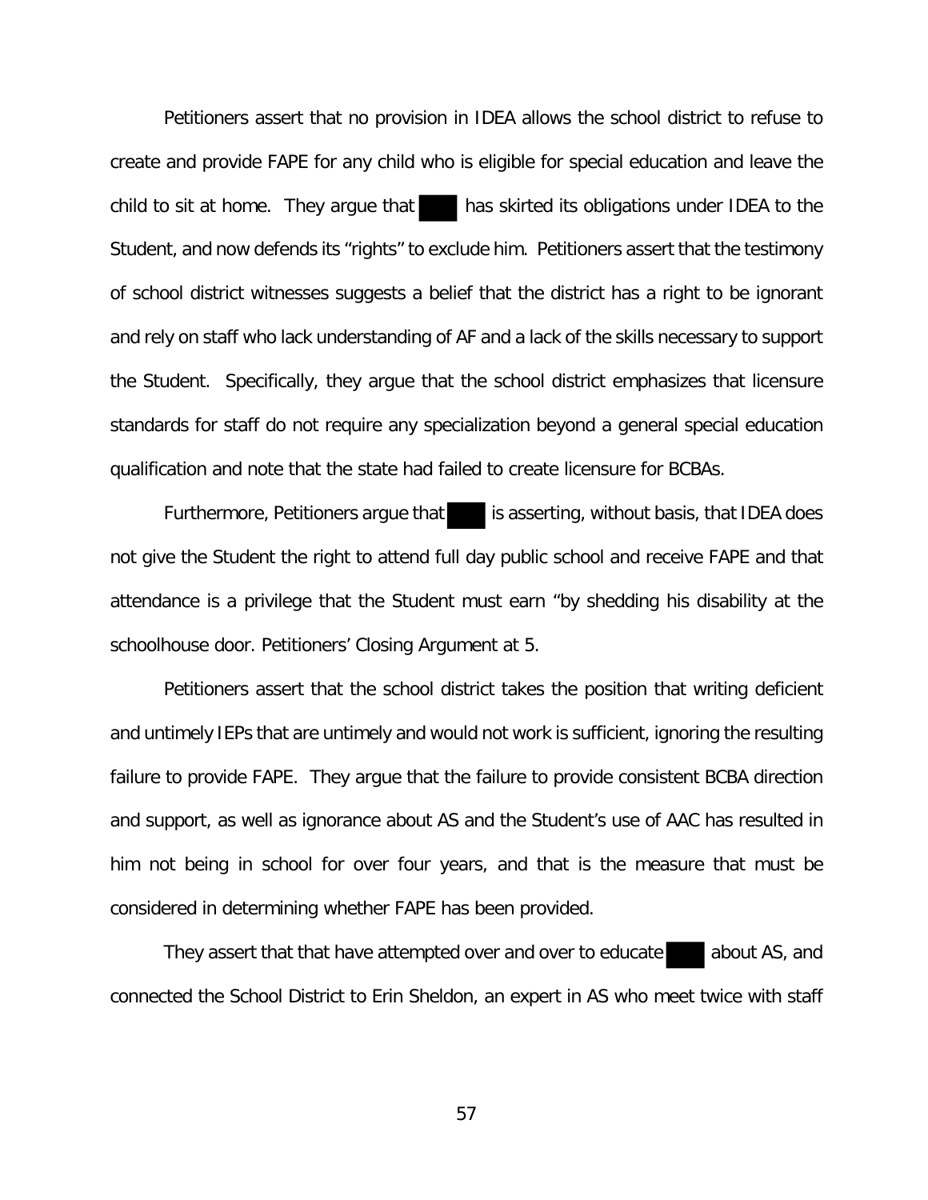Petitioners assert that no provision in IDEA allows the school district to refuse to create and provide FAPE for any child who is eligible for special education and leave the child to sit at home. They argue that ███ has skirted its obligations under IDEA to the Student, and now defends its "rights" to exclude him. Petitioners assert that the testimony of school district witnesses suggests a belief that the district has a right to be ignorant and rely on staff who lack understanding of AF and a lack of the skills necessary to support the Student. Specifically, they argue that the school district emphasizes that licensure standards for staff do not require any specialization beyond a general special education qualification and note that the state had failed to create licensure for BCBAs.

Furthermore, Petitioners argue that ███ is asserting, without basis, that IDEA does not give the Student the right to attend full day public school and receive FAPE and that attendance is a privilege that the Student must earn "by shedding his disability at the schoolhouse door. Petitioners' Closing Argument at 5.

Petitioners assert that the school district takes the position that writing deficient and untimely IEPs that are untimely and would not work is sufficient, ignoring the resulting failure to provide FAPE. They argue that the failure to provide consistent BCBA direction and support, as well as ignorance about AS and the Student's use of AAC has resulted in him not being in school for over four years, and that is the measure that must be considered in determining whether FAPE has been provided.

They assert that that have attempted over and over to educate ███ about AS, and connected the School District to Erin Sheldon, an expert in AS who meet twice with staff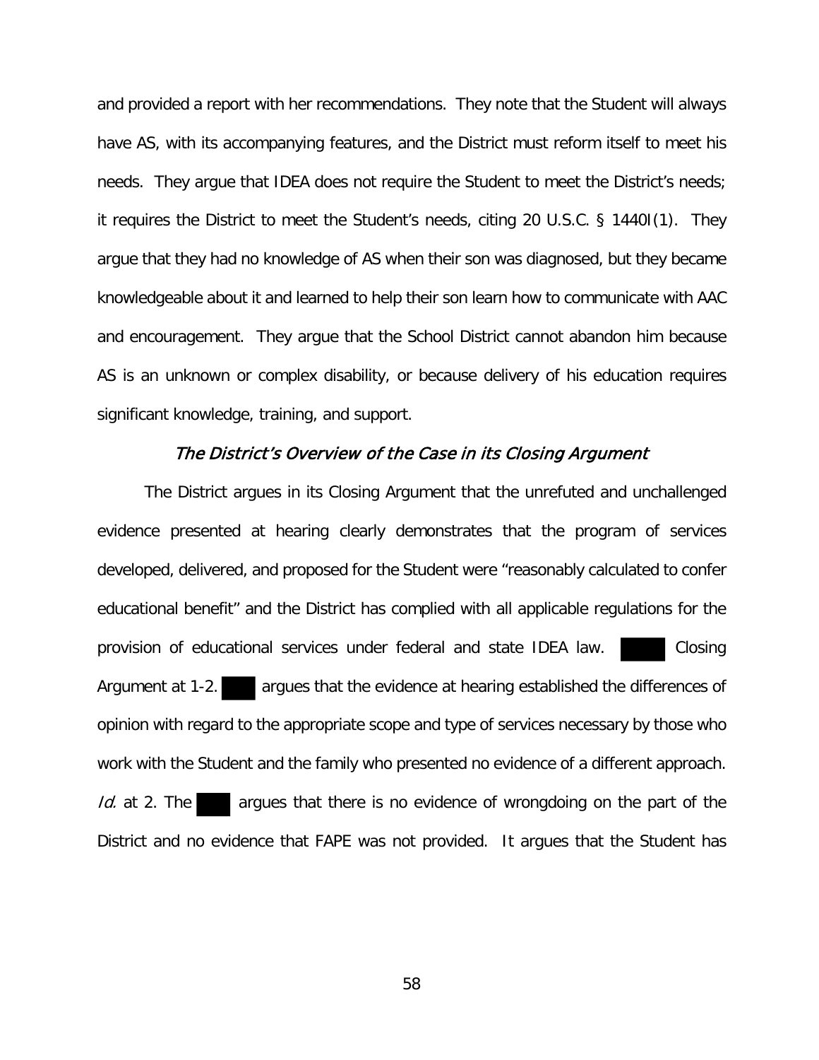and provided a report with her recommendations. They note that the Student will always have AS, with its accompanying features, and the District must reform itself to meet his needs. They argue that IDEA does not require the Student to meet the District's needs; it requires the District to meet the Student's needs, citing 20 U.S.C. § 1440I(1). They argue that they had no knowledge of AS when their son was diagnosed, but they became knowledgeable about it and learned to help their son learn how to communicate with AAC and encouragement. They argue that the School District cannot abandon him because AS is an unknown or complex disability, or because delivery of his education requires significant knowledge, training, and support.

### *The District's Overview of the Case in its Closing Argument*

The District argues in its Closing Argument that the unrefuted and unchallenged evidence presented at hearing clearly demonstrates that the program of services developed, delivered, and proposed for the Student were "reasonably calculated to confer educational benefit" and the District has complied with all applicable regulations for the provision of educational services under federal and state IDEA law. ███ Closing Argument at 1-2. ███ argues that the evidence at hearing established the differences of opinion with regard to the appropriate scope and type of services necessary by those who work with the Student and the family who presented no evidence of a different approach. *Id.* at 2. The ███ argues that there is no evidence of wrongdoing on the part of the District and no evidence that FAPE was not provided. It argues that the Student has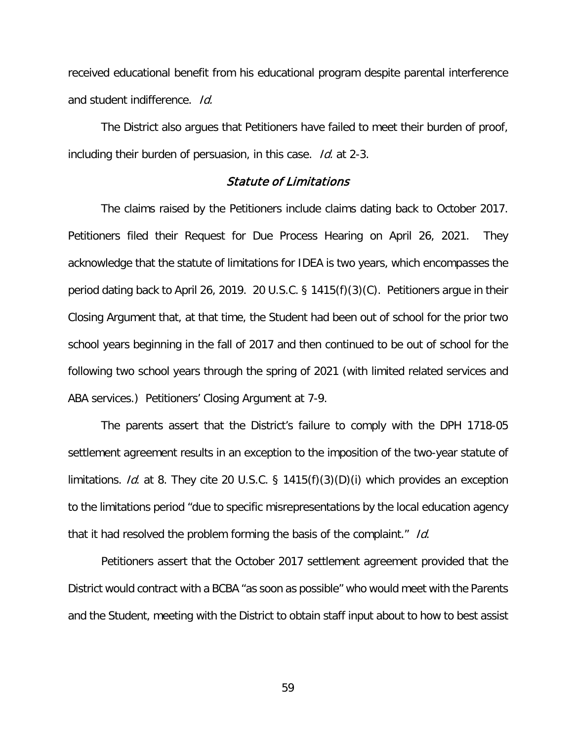received educational benefit from his educational program despite parental interference and student indifference. *Id.*

The District also argues that Petitioners have failed to meet their burden of proof, including their burden of persuasion, in this case. *Id.* at 2-3.

### *Statute of Limitations*

The claims raised by the Petitioners include claims dating back to October 2017. Petitioners filed their Request for Due Process Hearing on April 26, 2021. They acknowledge that the statute of limitations for IDEA is two years, which encompasses the period dating back to April 26, 2019. 20 U.S.C. § 1415(f)(3)(C). Petitioners argue in their Closing Argument that, at that time, the Student had been out of school for the prior two school years beginning in the fall of 2017 and then continued to be out of school for the following two school years through the spring of 2021 (with limited related services and ABA services.) Petitioners' Closing Argument at 7-9.

The parents assert that the District's failure to comply with the DPH 1718-05 settlement agreement results in an exception to the imposition of the two-year statute of limitations. *Id.* at 8. They cite 20 U.S.C. § 1415(f)(3)(D)(i) which provides an exception to the limitations period "due to specific misrepresentations by the local education agency that it had resolved the problem forming the basis of the complaint." *Id.*

Petitioners assert that the October 2017 settlement agreement provided that the District would contract with a BCBA "as soon as possible" who would meet with the Parents and the Student, meeting with the District to obtain staff input about to how to best assist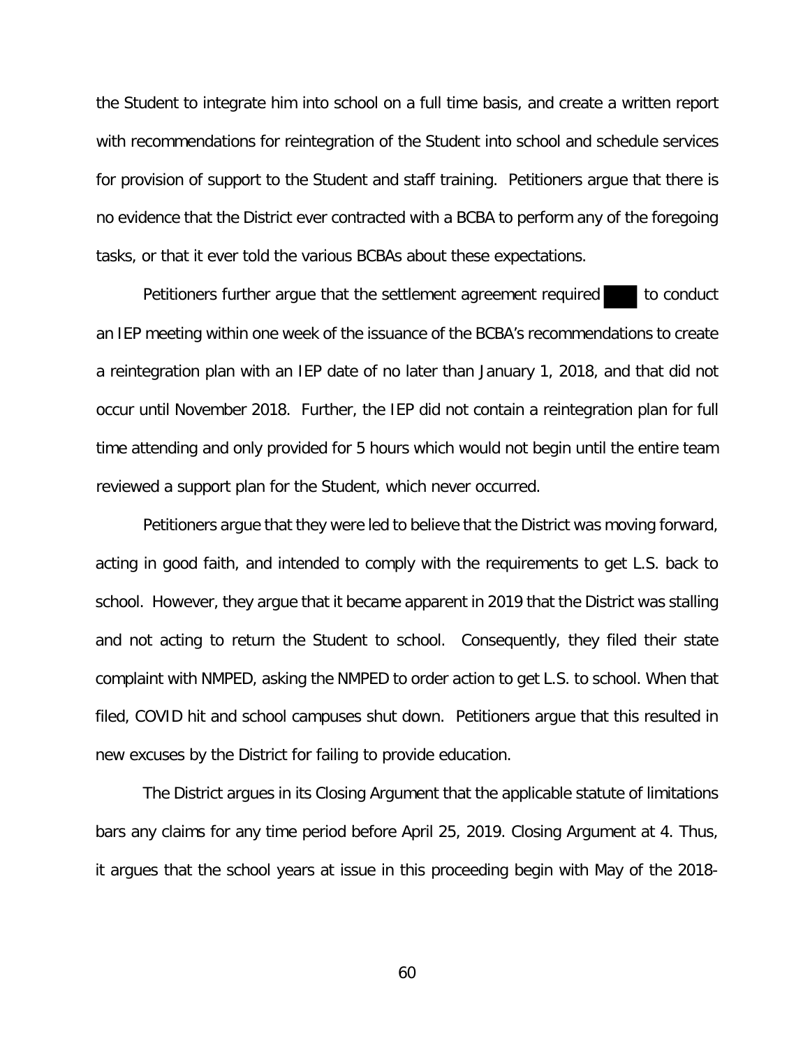the Student to integrate him into school on a full time basis, and create a written report with recommendations for reintegration of the Student into school and schedule services for provision of support to the Student and staff training. Petitioners argue that there is no evidence that the District ever contracted with a BCBA to perform any of the foregoing tasks, or that it ever told the various BCBAs about these expectations.

Petitioners further argue that the settlement agreement required ███ to conduct an IEP meeting within one week of the issuance of the BCBA's recommendations to create a reintegration plan with an IEP date of no later than January 1, 2018, and that did not occur until November 2018. Further, the IEP did not contain a reintegration plan for full time attending and only provided for 5 hours which would not begin until the entire team reviewed a support plan for the Student, which never occurred.

Petitioners argue that they were led to believe that the District was moving forward, acting in good faith, and intended to comply with the requirements to get L.S. back to school. However, they argue that it became apparent in 2019 that the District was stalling and not acting to return the Student to school. Consequently, they filed their state complaint with NMPED, asking the NMPED to order action to get L.S. to school. When that filed, COVID hit and school campuses shut down. Petitioners argue that this resulted in new excuses by the District for failing to provide education.

The District argues in its Closing Argument that the applicable statute of limitations bars any claims for any time period before April 25, 2019. Closing Argument at 4. Thus, it argues that the school years at issue in this proceeding begin with May of the 2018-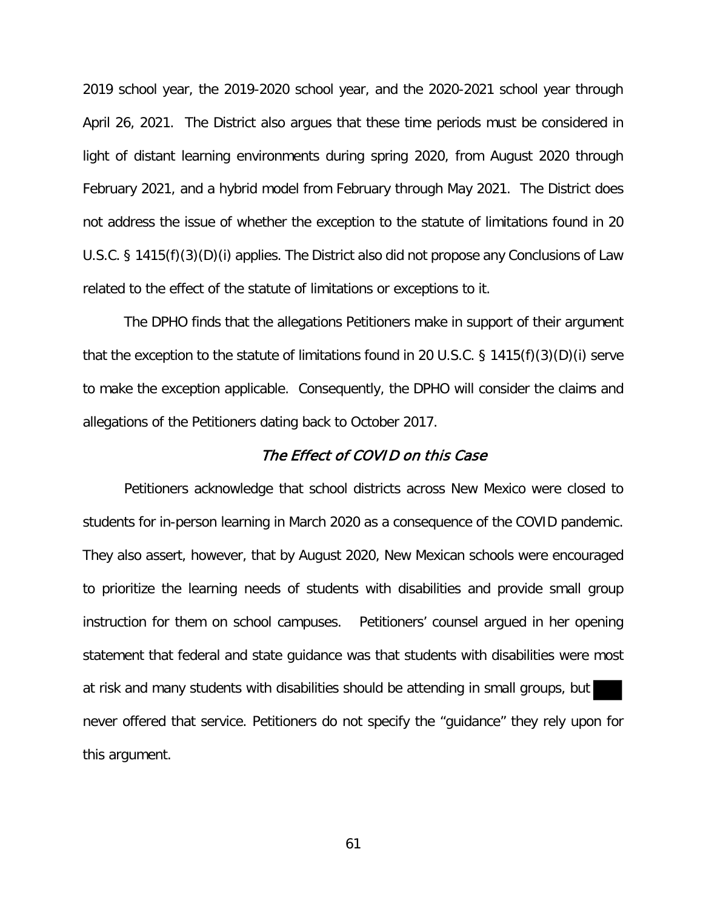2019 school year, the 2019-2020 school year, and the 2020-2021 school year through April 26, 2021. The District also argues that these time periods must be considered in light of distant learning environments during spring 2020, from August 2020 through February 2021, and a hybrid model from February through May 2021. The District does not address the issue of whether the exception to the statute of limitations found in 20 U.S.C. § 1415(f)(3)(D)(i) applies. The District also did not propose any Conclusions of Law related to the effect of the statute of limitations or exceptions to it.

The DPHO finds that the allegations Petitioners make in support of their argument that the exception to the statute of limitations found in 20 U.S.C. § 1415(f)(3)(D)(i) serve to make the exception applicable. Consequently, the DPHO will consider the claims and allegations of the Petitioners dating back to October 2017.

### *The Effect of COVID on this Case*

Petitioners acknowledge that school districts across New Mexico were closed to students for in-person learning in March 2020 as a consequence of the COVID pandemic. They also assert, however, that by August 2020, New Mexican schools were encouraged to prioritize the learning needs of students with disabilities and provide small group instruction for them on school campuses. Petitioners' counsel argued in her opening statement that federal and state guidance was that students with disabilities were most at risk and many students with disabilities should be attending in small groups, but ███ never offered that service. Petitioners do not specify the "guidance" they rely upon for this argument.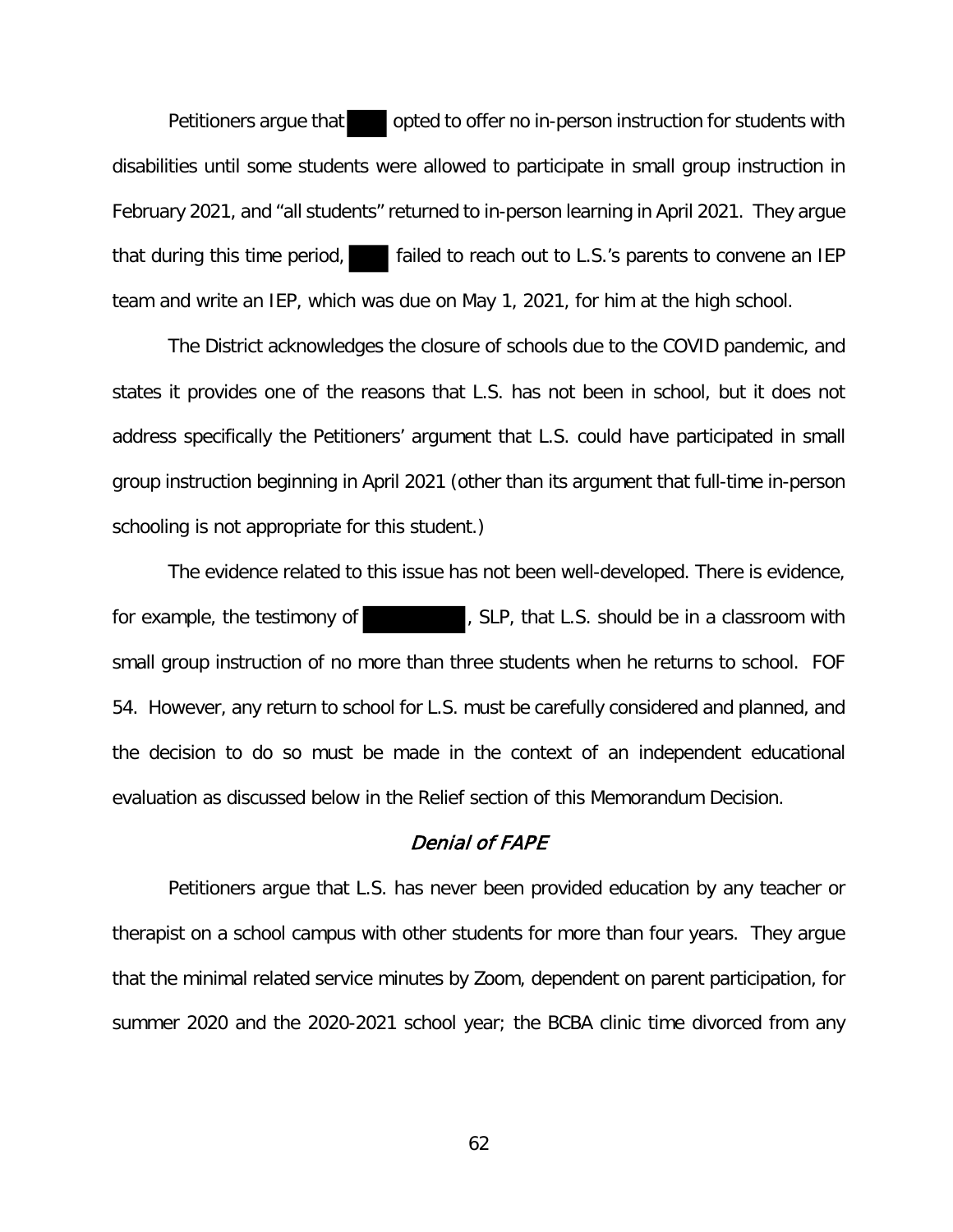Petitioners argue that ████ opted to offer no in-person instruction for students with disabilities until some students were allowed to participate in small group instruction in February 2021, and "all students" returned to in-person learning in April 2021. They argue that during this time period, ████ failed to reach out to L.S.'s parents to convene an IEP team and write an IEP, which was due on May 1, 2021, for him at the high school.

The District acknowledges the closure of schools due to the COVID pandemic, and states it provides one of the reasons that L.S. has not been in school, but it does not address specifically the Petitioners' argument that L.S. could have participated in small group instruction beginning in April 2021 (other than its argument that full-time in-person schooling is not appropriate for this student.)

The evidence related to this issue has not been well-developed. There is evidence, for example, the testimony of ████████, SLP, that L.S. should be in a classroom with small group instruction of no more than three students when he returns to school. FOF 54. However, any return to school for L.S. must be carefully considered and planned, and the decision to do so must be made in the context of an independent educational evaluation as discussed below in the Relief section of this Memorandum Decision.

### *Denial of FAPE*

Petitioners argue that L.S. has never been provided education by any teacher or therapist on a school campus with other students for more than four years. They argue that the minimal related service minutes by Zoom, dependent on parent participation, for summer 2020 and the 2020-2021 school year; the BCBA clinic time divorced from any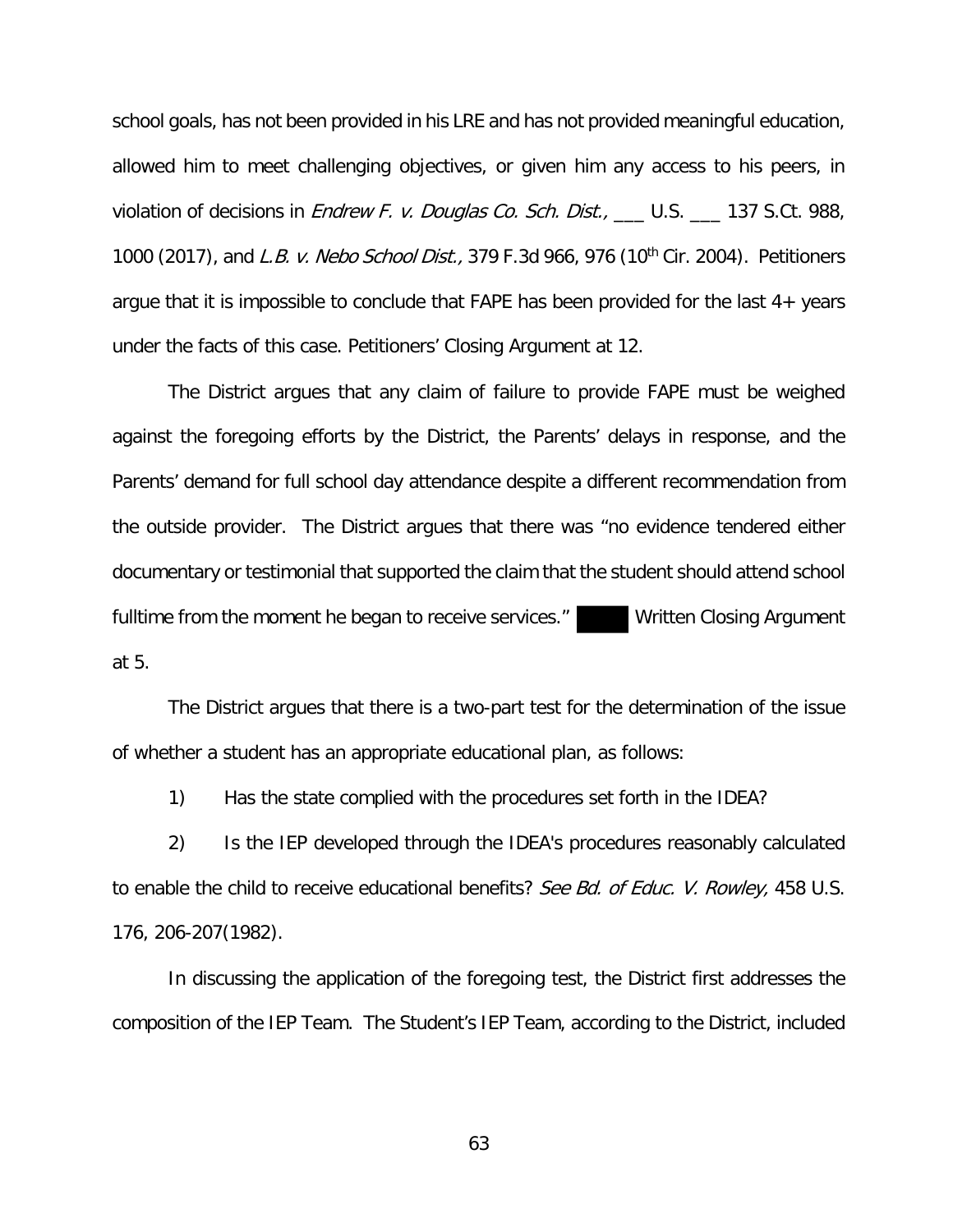school goals, has not been provided in his LRE and has not provided meaningful education, allowed him to meet challenging objectives, or given him any access to his peers, in violation of decisions in *Endrew F. v. Douglas Co. Sch. Dist.,* ___ U.S. ___ 137 S.Ct. 988, 1000 (2017), and *L.B. v. Nebo School Dist.,* 379 F.3d 966, 976 (10th Cir. 2004). Petitioners argue that it is impossible to conclude that FAPE has been provided for the last 4+ years under the facts of this case. Petitioners' Closing Argument at 12.

The District argues that any claim of failure to provide FAPE must be weighed against the foregoing efforts by the District, the Parents' delays in response, and the Parents' demand for full school day attendance despite a different recommendation from the outside provider. The District argues that there was "no evidence tendered either documentary or testimonial that supported the claim that the student should attend school fulltime from the moment he began to receive services." ████ Written Closing Argument at 5.

The District argues that there is a two-part test for the determination of the issue of whether a student has an appropriate educational plan, as follows:

1) Has the state complied with the procedures set forth in the IDEA?

2) Is the IEP developed through the IDEA's procedures reasonably calculated to enable the child to receive educational benefits? *See Bd. of Educ. V. Rowley,* 458 U.S. 176, 206-207(1982).

In discussing the application of the foregoing test, the District first addresses the composition of the IEP Team. The Student's IEP Team, according to the District, included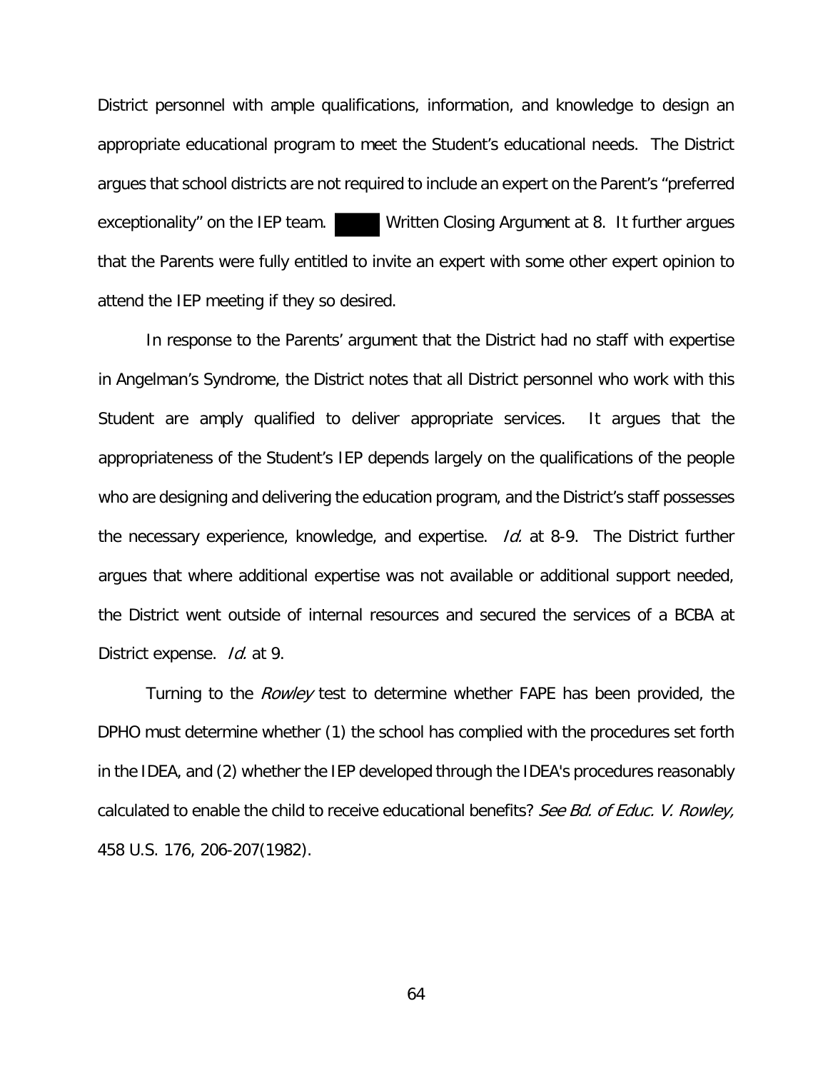District personnel with ample qualifications, information, and knowledge to design an appropriate educational program to meet the Student's educational needs. The District argues that school districts are not required to include an expert on the Parent's "preferred exceptionality" on the IEP team. ██████ Written Closing Argument at 8. It further argues that the Parents were fully entitled to invite an expert with some other expert opinion to attend the IEP meeting if they so desired.

In response to the Parents' argument that the District had no staff with expertise in Angelman's Syndrome, the District notes that all District personnel who work with this Student are amply qualified to deliver appropriate services. It argues that the appropriateness of the Student's IEP depends largely on the qualifications of the people who are designing and delivering the education program, and the District's staff possesses the necessary experience, knowledge, and expertise. *Id.* at 8-9. The District further argues that where additional expertise was not available or additional support needed, the District went outside of internal resources and secured the services of a BCBA at District expense. *Id.* at 9.

Turning to the *Rowley* test to determine whether FAPE has been provided, the DPHO must determine whether (1) the school has complied with the procedures set forth in the IDEA, and (2) whether the IEP developed through the IDEA's procedures reasonably calculated to enable the child to receive educational benefits? *See Bd. of Educ. V. Rowley,* 458 U.S. 176, 206-207(1982).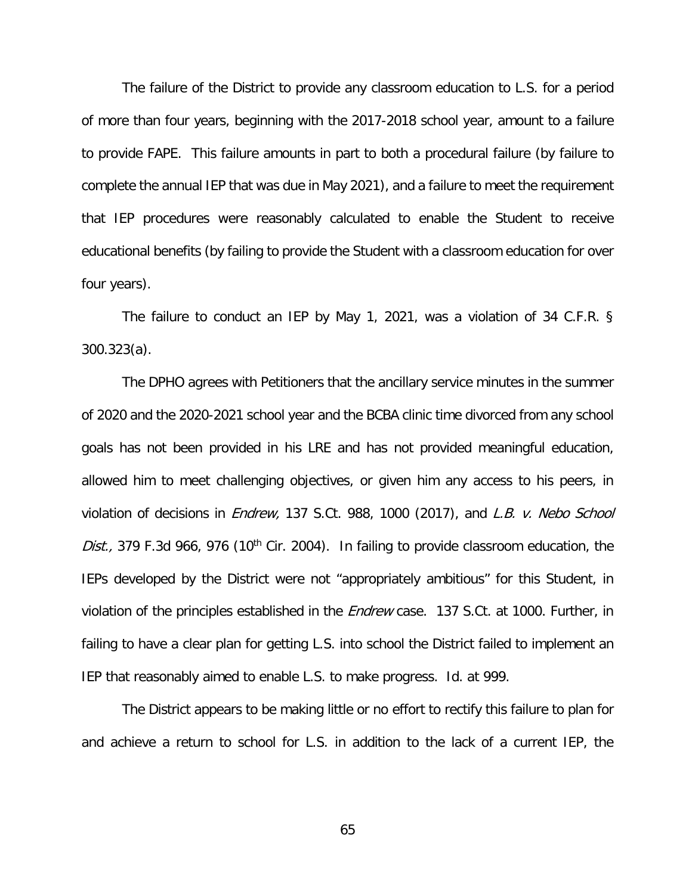The failure of the District to provide any classroom education to L.S. for a period of more than four years, beginning with the 2017-2018 school year, amount to a failure to provide FAPE. This failure amounts in part to both a procedural failure (by failure to complete the annual IEP that was due in May 2021), and a failure to meet the requirement that IEP procedures were reasonably calculated to enable the Student to receive educational benefits (by failing to provide the Student with a classroom education for over four years).

The failure to conduct an IEP by May 1, 2021, was a violation of 34 C.F.R. § 300.323(a).

The DPHO agrees with Petitioners that the ancillary service minutes in the summer of 2020 and the 2020-2021 school year and the BCBA clinic time divorced from any school goals has not been provided in his LRE and has not provided meaningful education, allowed him to meet challenging objectives, or given him any access to his peers, in violation of decisions in *Endrew,* 137 S.Ct. 988, 1000 (2017), and *L.B. v. Nebo School Dist.,* 379 F.3d 966, 976 (10th Cir. 2004). In failing to provide classroom education, the IEPs developed by the District were not "appropriately ambitious" for this Student, in violation of the principles established in the *Endrew* case. 137 S.Ct. at 1000. Further, in failing to have a clear plan for getting L.S. into school the District failed to implement an IEP that reasonably aimed to enable L.S. to make progress. Id. at 999.

The District appears to be making little or no effort to rectify this failure to plan for and achieve a return to school for L.S. in addition to the lack of a current IEP, the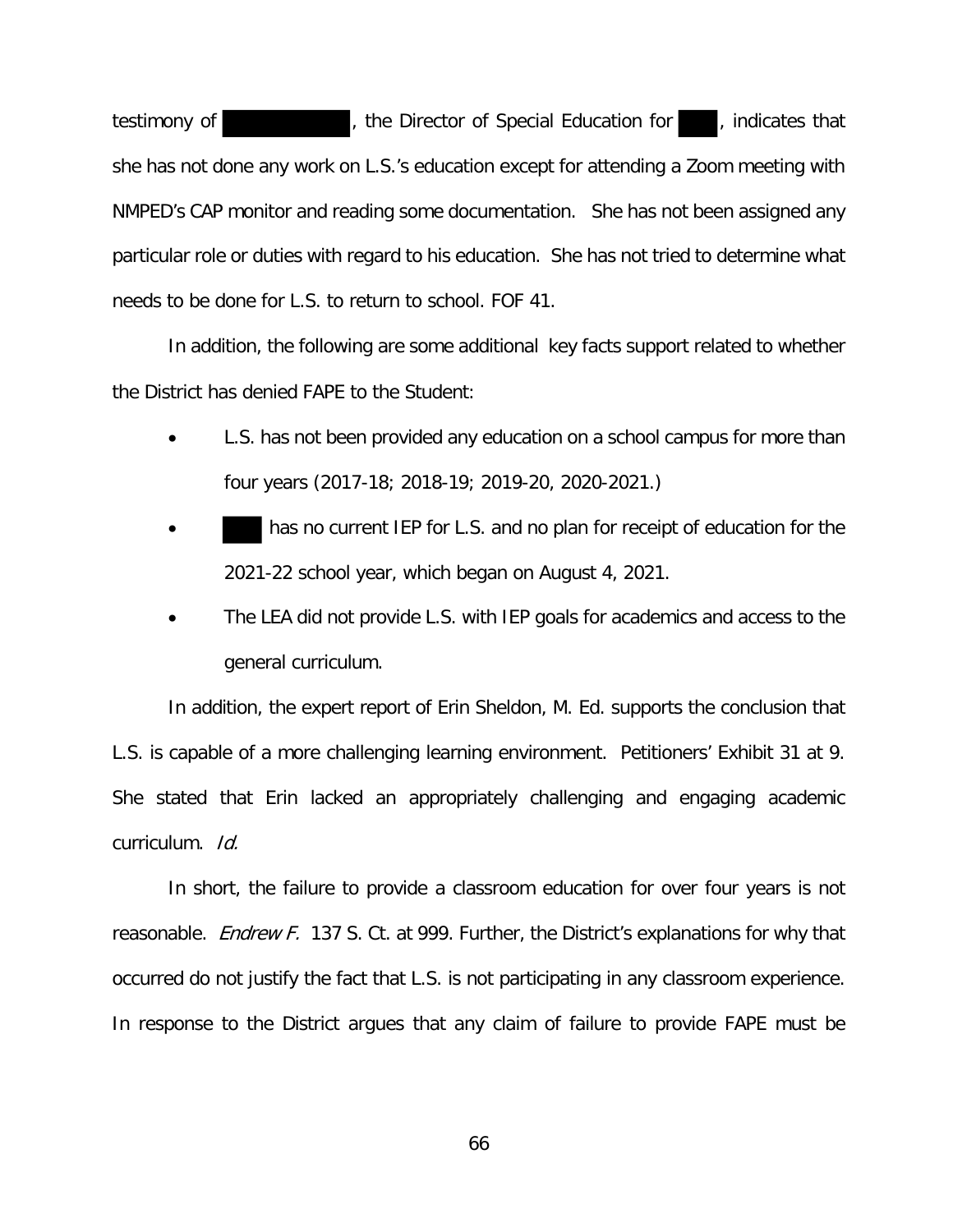testimony of [REDACTED], the Director of Special Education for [REDACTED], indicates that she has not done any work on L.S.'s education except for attending a Zoom meeting with NMPED's CAP monitor and reading some documentation. She has not been assigned any particular role or duties with regard to his education. She has not tried to determine what needs to be done for L.S. to return to school. FOF 41.

In addition, the following are some additional key facts support related to whether the District has denied FAPE to the Student:

- L.S. has not been provided any education on a school campus for more than four years (2017-18; 2018-19; 2019-20, 2020-2021.)
- [REDACTED] has no current IEP for L.S. and no plan for receipt of education for the 2021-22 school year, which began on August 4, 2021.
- The LEA did not provide L.S. with IEP goals for academics and access to the general curriculum.

In addition, the expert report of Erin Sheldon, M. Ed. supports the conclusion that L.S. is capable of a more challenging learning environment. Petitioners' Exhibit 31 at 9. She stated that Erin lacked an appropriately challenging and engaging academic curriculum. *Id.*

In short, the failure to provide a classroom education for over four years is not reasonable. *Endrew F.* 137 S. Ct. at 999. Further, the District's explanations for why that occurred do not justify the fact that L.S. is not participating in any classroom experience. In response to the District argues that any claim of failure to provide FAPE must be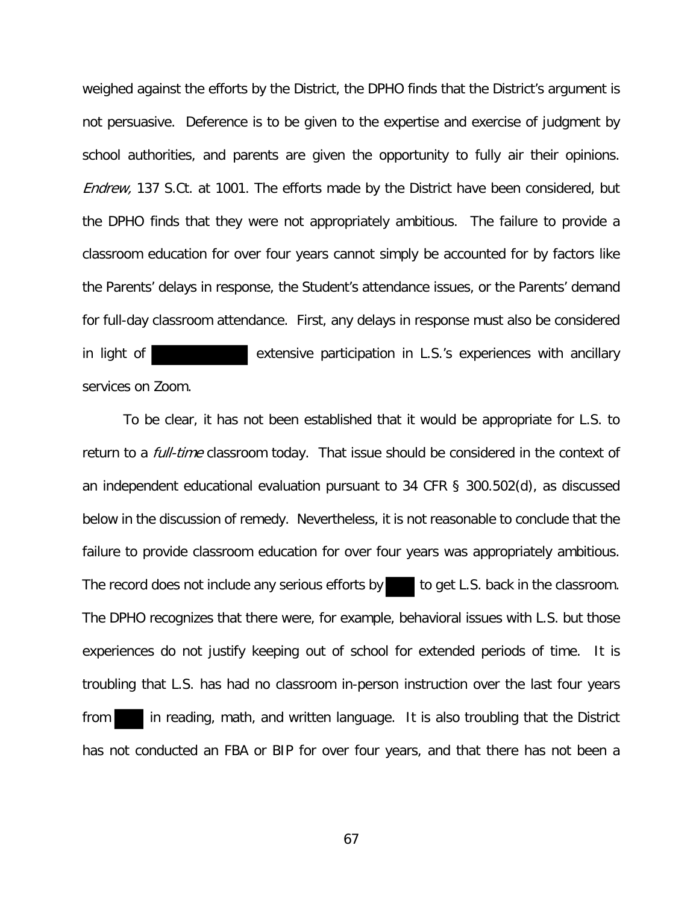weighed against the efforts by the District, the DPHO finds that the District's argument is not persuasive. Deference is to be given to the expertise and exercise of judgment by school authorities, and parents are given the opportunity to fully air their opinions. *Endrew,* 137 S.Ct. at 1001. The efforts made by the District have been considered, but the DPHO finds that they were not appropriately ambitious. The failure to provide a classroom education for over four years cannot simply be accounted for by factors like the Parents' delays in response, the Student's attendance issues, or the Parents' demand for full-day classroom attendance. First, any delays in response must also be considered in light of ██████████ extensive participation in L.S.'s experiences with ancillary services on Zoom.

To be clear, it has not been established that it would be appropriate for L.S. to return to a *full-time* classroom today. That issue should be considered in the context of an independent educational evaluation pursuant to 34 CFR § 300.502(d), as discussed below in the discussion of remedy. Nevertheless, it is not reasonable to conclude that the failure to provide classroom education for over four years was appropriately ambitious. The record does not include any serious efforts by ████ to get L.S. back in the classroom. The DPHO recognizes that there were, for example, behavioral issues with L.S. but those experiences do not justify keeping out of school for extended periods of time. It is troubling that L.S. has had no classroom in-person instruction over the last four years from ████ in reading, math, and written language. It is also troubling that the District has not conducted an FBA or BIP for over four years, and that there has not been a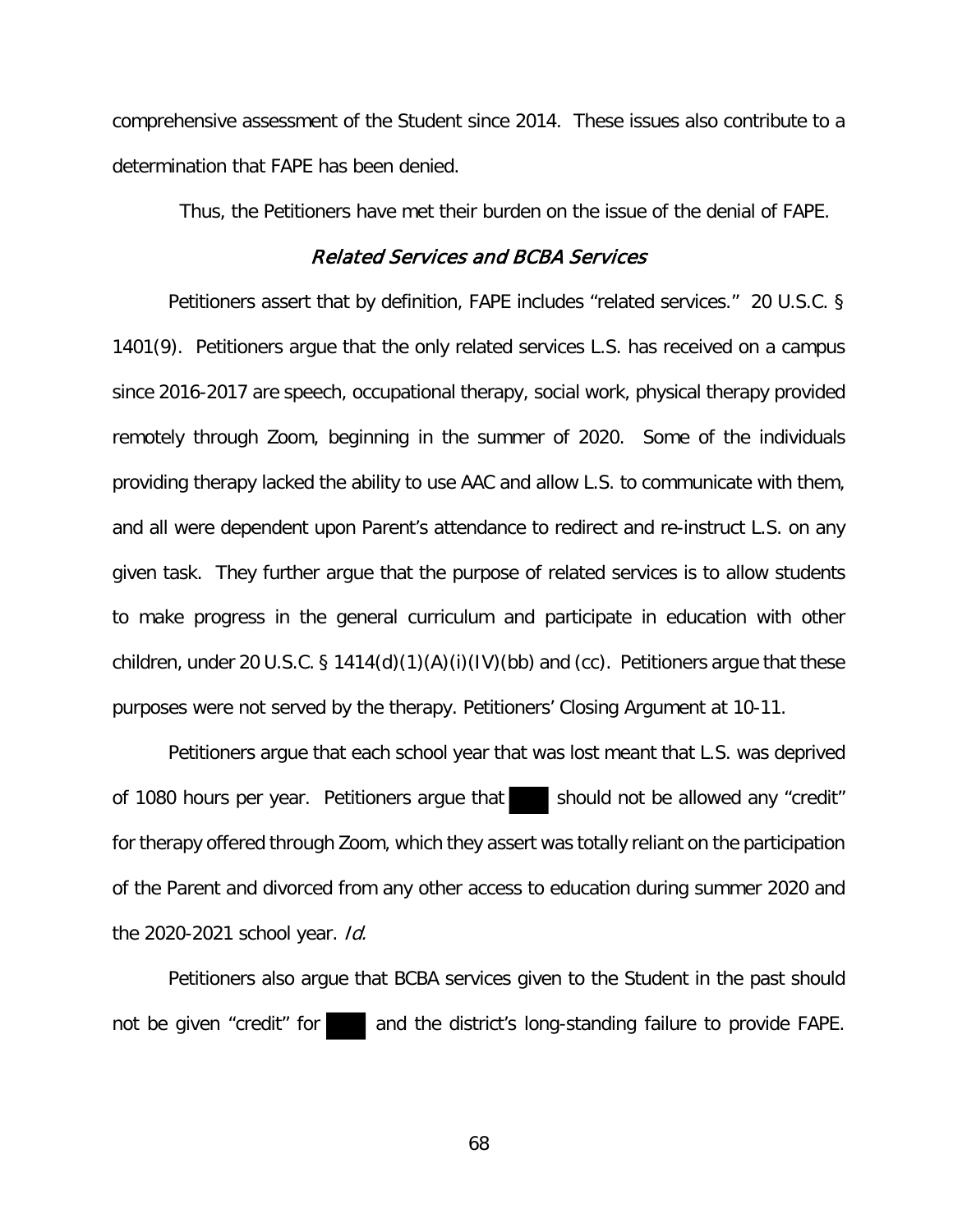comprehensive assessment of the Student since 2014. These issues also contribute to a determination that FAPE has been denied.

Thus, the Petitioners have met their burden on the issue of the denial of FAPE.

### *Related Services and BCBA Services*

Petitioners assert that by definition, FAPE includes "related services." 20 U.S.C. § 1401(9). Petitioners argue that the only related services L.S. has received on a campus since 2016-2017 are speech, occupational therapy, social work, physical therapy provided remotely through Zoom, beginning in the summer of 2020. Some of the individuals providing therapy lacked the ability to use AAC and allow L.S. to communicate with them, and all were dependent upon Parent's attendance to redirect and re-instruct L.S. on any given task. They further argue that the purpose of related services is to allow students to make progress in the general curriculum and participate in education with other children, under 20 U.S.C. § 1414(d)(1)(A)(i)(IV)(bb) and (cc). Petitioners argue that these purposes were not served by the therapy. Petitioners' Closing Argument at 10-11.

Petitioners argue that each school year that was lost meant that L.S. was deprived of 1080 hours per year. Petitioners argue that ███ should not be allowed any "credit" for therapy offered through Zoom, which they assert was totally reliant on the participation of the Parent and divorced from any other access to education during summer 2020 and the 2020-2021 school year. *Id.*

Petitioners also argue that BCBA services given to the Student in the past should not be given "credit" for ███ and the district's long-standing failure to provide FAPE.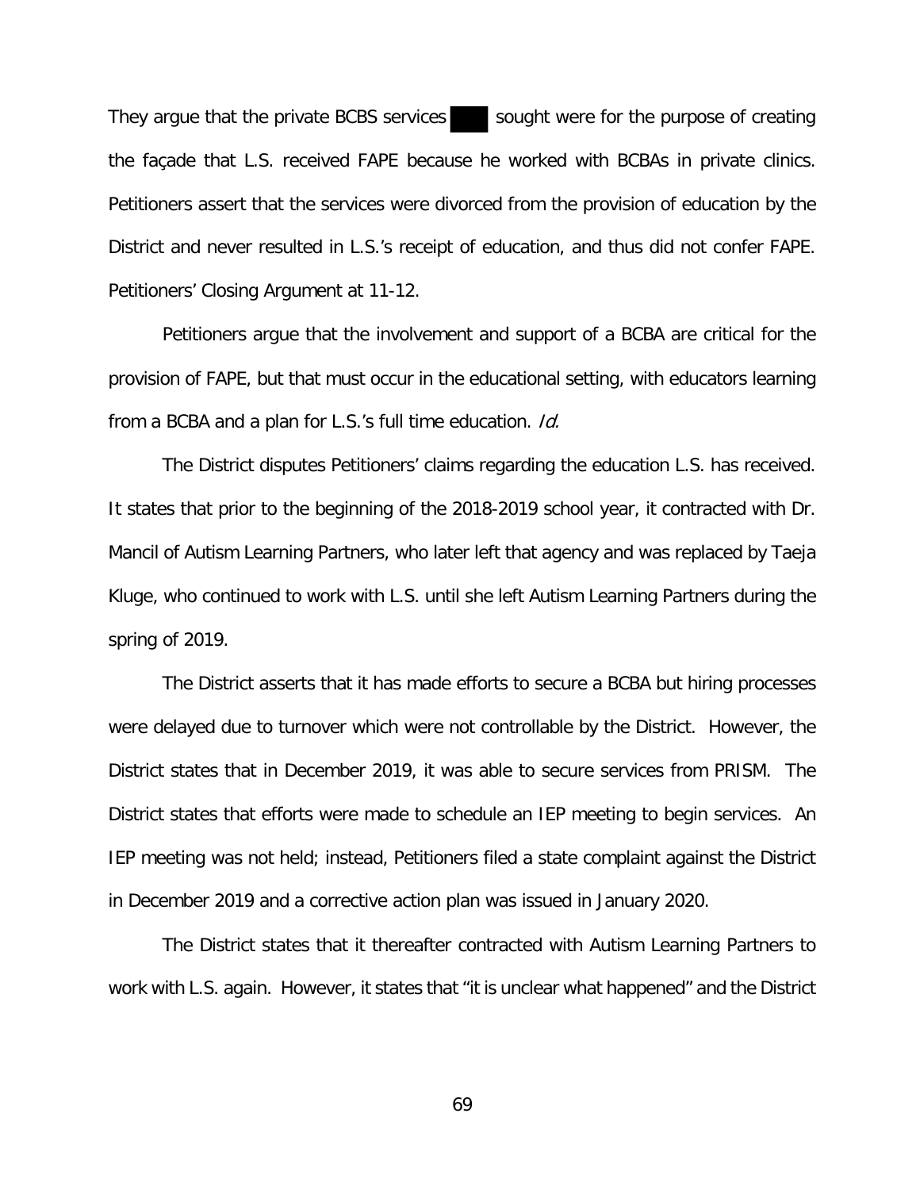They argue that the private BCBS services ███ sought were for the purpose of creating the façade that L.S. received FAPE because he worked with BCBAs in private clinics. Petitioners assert that the services were divorced from the provision of education by the District and never resulted in L.S.'s receipt of education, and thus did not confer FAPE. Petitioners' Closing Argument at 11-12.

Petitioners argue that the involvement and support of a BCBA are critical for the provision of FAPE, but that must occur in the educational setting, with educators learning from a BCBA and a plan for L.S.'s full time education. *Id.*

The District disputes Petitioners' claims regarding the education L.S. has received. It states that prior to the beginning of the 2018-2019 school year, it contracted with Dr. Mancil of Autism Learning Partners, who later left that agency and was replaced by Taeja Kluge, who continued to work with L.S. until she left Autism Learning Partners during the spring of 2019.

The District asserts that it has made efforts to secure a BCBA but hiring processes were delayed due to turnover which were not controllable by the District. However, the District states that in December 2019, it was able to secure services from PRISM. The District states that efforts were made to schedule an IEP meeting to begin services. An IEP meeting was not held; instead, Petitioners filed a state complaint against the District in December 2019 and a corrective action plan was issued in January 2020.

The District states that it thereafter contracted with Autism Learning Partners to work with L.S. again. However, it states that "it is unclear what happened" and the District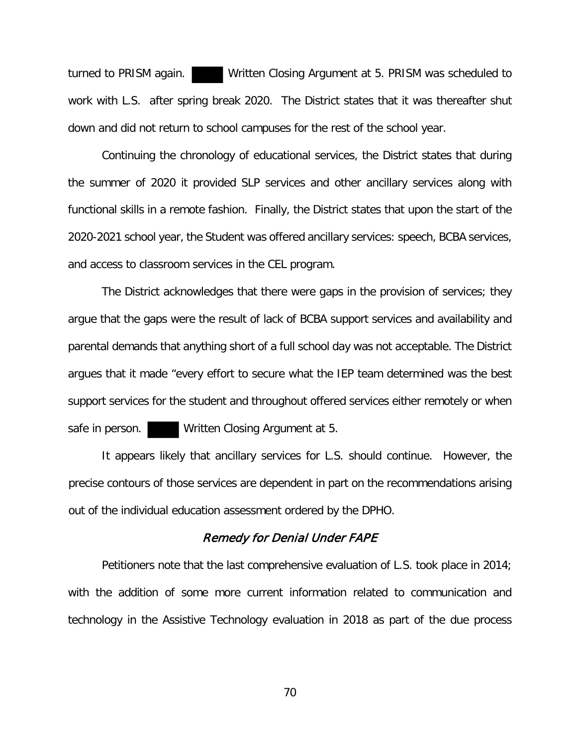turned to PRISM again. ████ Written Closing Argument at 5. PRISM was scheduled to work with L.S. after spring break 2020. The District states that it was thereafter shut down and did not return to school campuses for the rest of the school year.

Continuing the chronology of educational services, the District states that during the summer of 2020 it provided SLP services and other ancillary services along with functional skills in a remote fashion. Finally, the District states that upon the start of the 2020-2021 school year, the Student was offered ancillary services: speech, BCBA services, and access to classroom services in the CEL program.

The District acknowledges that there were gaps in the provision of services; they argue that the gaps were the result of lack of BCBA support services and availability and parental demands that anything short of a full school day was not acceptable. The District argues that it made "every effort to secure what the IEP team determined was the best support services for the student and throughout offered services either remotely or when safe in person. ████ Written Closing Argument at 5.

It appears likely that ancillary services for L.S. should continue. However, the precise contours of those services are dependent in part on the recommendations arising out of the individual education assessment ordered by the DPHO.

### *Remedy for Denial Under FAPE*

Petitioners note that the last comprehensive evaluation of L.S. took place in 2014; with the addition of some more current information related to communication and technology in the Assistive Technology evaluation in 2018 as part of the due process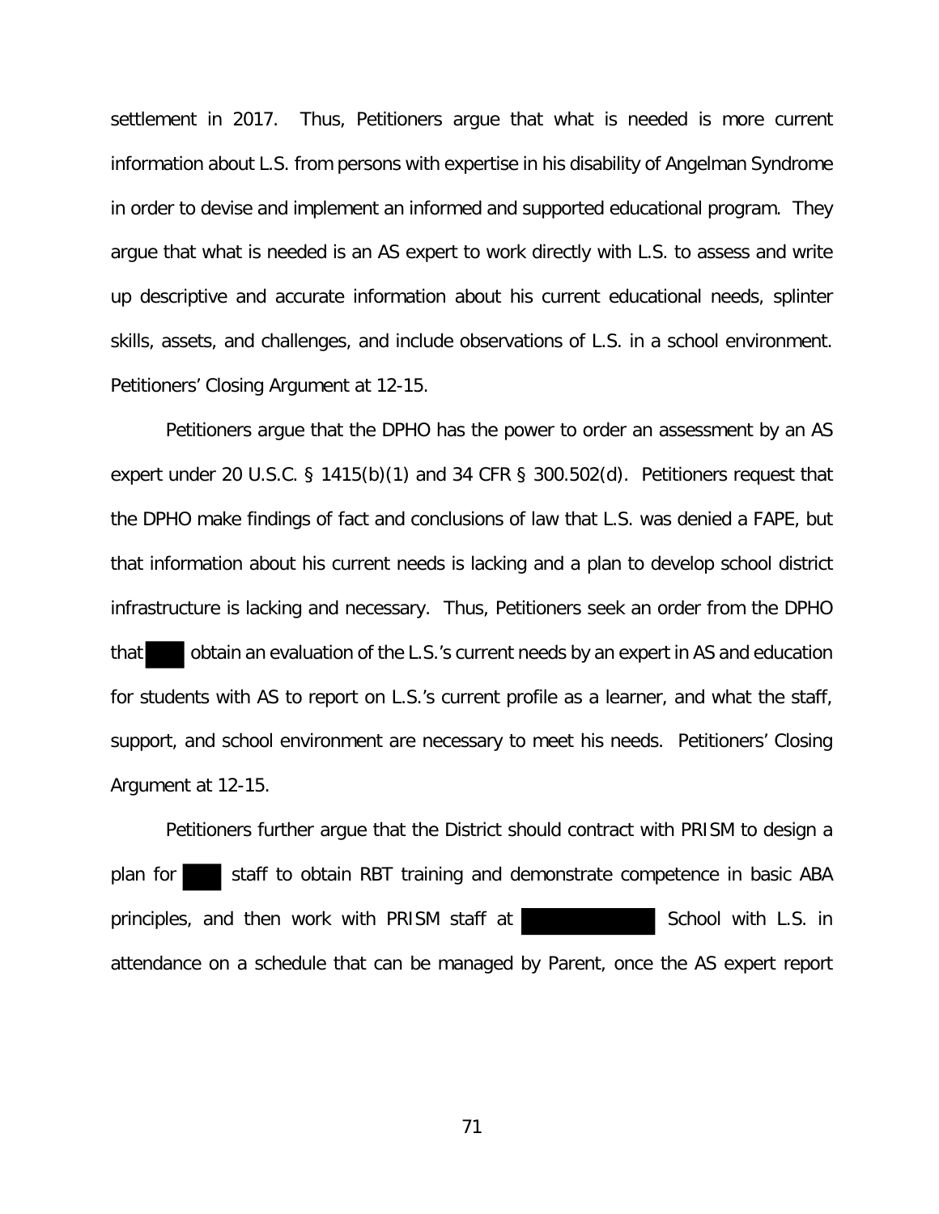settlement in 2017. Thus, Petitioners argue that what is needed is more current information about L.S. from persons with expertise in his disability of Angelman Syndrome in order to devise and implement an informed and supported educational program. They argue that what is needed is an AS expert to work directly with L.S. to assess and write up descriptive and accurate information about his current educational needs, splinter skills, assets, and challenges, and include observations of L.S. in a school environment. Petitioners' Closing Argument at 12-15.

Petitioners argue that the DPHO has the power to order an assessment by an AS expert under 20 U.S.C. § 1415(b)(1) and 34 CFR § 300.502(d). Petitioners request that the DPHO make findings of fact and conclusions of law that L.S. was denied a FAPE, but that information about his current needs is lacking and a plan to develop school district infrastructure is lacking and necessary. Thus, Petitioners seek an order from the DPHO that ███ obtain an evaluation of the L.S.'s current needs by an expert in AS and education for students with AS to report on L.S.'s current profile as a learner, and what the staff, support, and school environment are necessary to meet his needs. Petitioners' Closing Argument at 12-15.

Petitioners further argue that the District should contract with PRISM to design a plan for ███ staff to obtain RBT training and demonstrate competence in basic ABA principles, and then work with PRISM staff at ███████ School with L.S. in attendance on a schedule that can be managed by Parent, once the AS expert report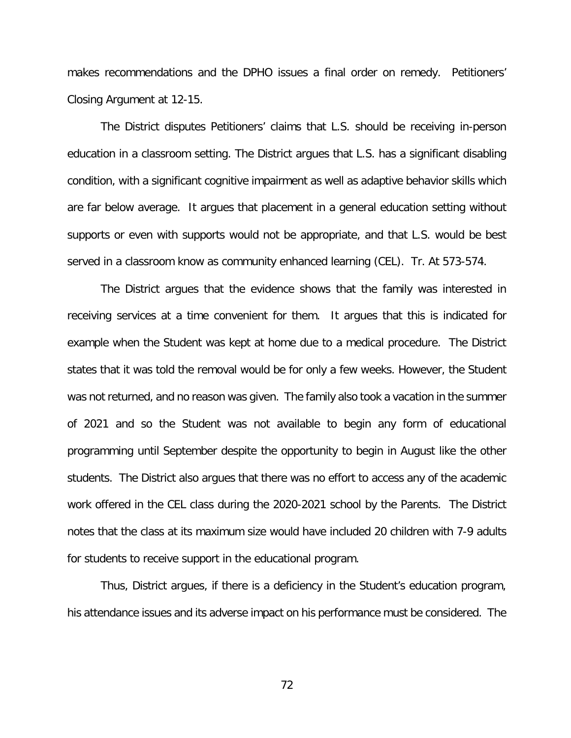makes recommendations and the DPHO issues a final order on remedy. Petitioners' Closing Argument at 12-15.

The District disputes Petitioners' claims that L.S. should be receiving in-person education in a classroom setting. The District argues that L.S. has a significant disabling condition, with a significant cognitive impairment as well as adaptive behavior skills which are far below average. It argues that placement in a general education setting without supports or even with supports would not be appropriate, and that L.S. would be best served in a classroom know as community enhanced learning (CEL). Tr. At 573-574.

The District argues that the evidence shows that the family was interested in receiving services at a time convenient for them. It argues that this is indicated for example when the Student was kept at home due to a medical procedure. The District states that it was told the removal would be for only a few weeks. However, the Student was not returned, and no reason was given. The family also took a vacation in the summer of 2021 and so the Student was not available to begin any form of educational programming until September despite the opportunity to begin in August like the other students. The District also argues that there was no effort to access any of the academic work offered in the CEL class during the 2020-2021 school by the Parents. The District notes that the class at its maximum size would have included 20 children with 7-9 adults for students to receive support in the educational program.

Thus, District argues, if there is a deficiency in the Student's education program, his attendance issues and its adverse impact on his performance must be considered. The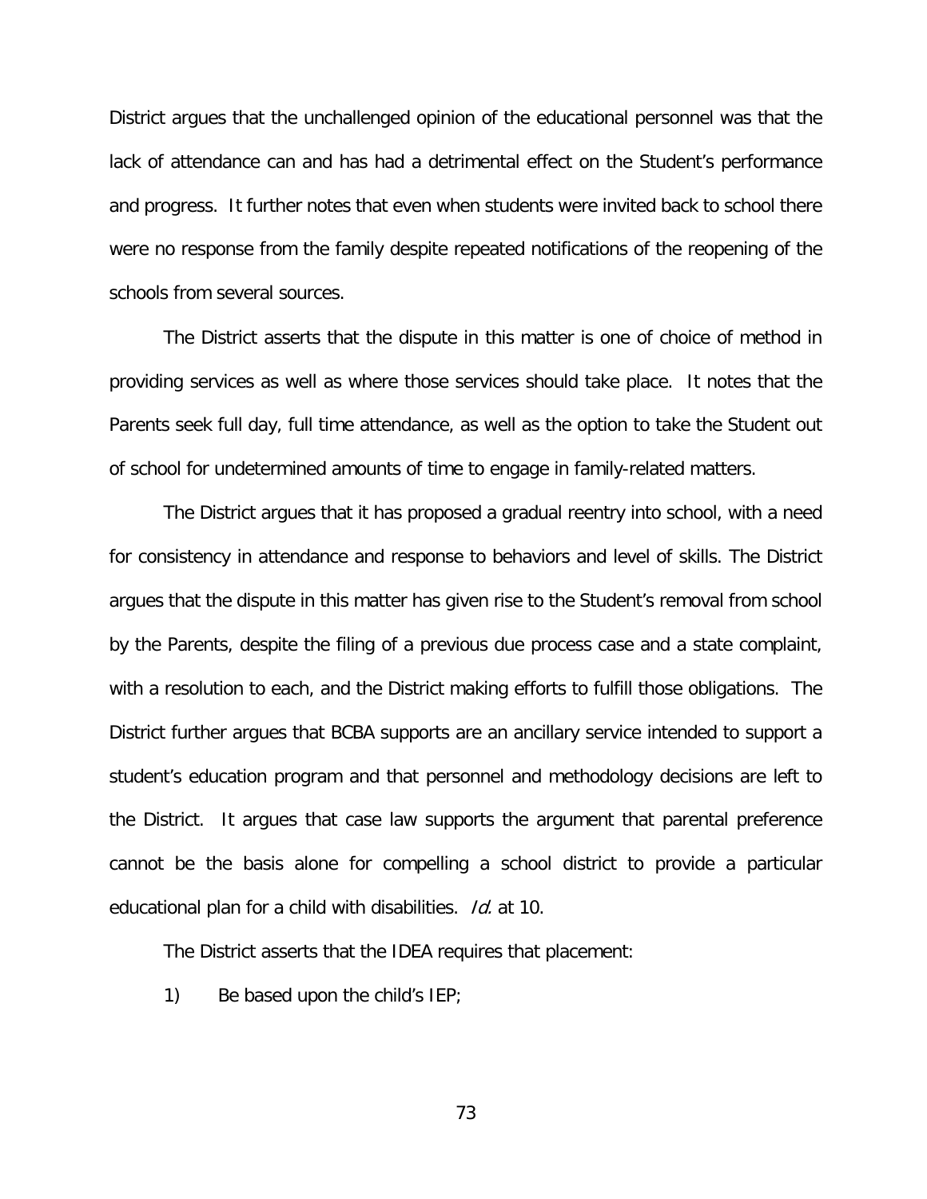District argues that the unchallenged opinion of the educational personnel was that the lack of attendance can and has had a detrimental effect on the Student's performance and progress. It further notes that even when students were invited back to school there were no response from the family despite repeated notifications of the reopening of the schools from several sources.

The District asserts that the dispute in this matter is one of choice of method in providing services as well as where those services should take place. It notes that the Parents seek full day, full time attendance, as well as the option to take the Student out of school for undetermined amounts of time to engage in family-related matters.

The District argues that it has proposed a gradual reentry into school, with a need for consistency in attendance and response to behaviors and level of skills. The District argues that the dispute in this matter has given rise to the Student's removal from school by the Parents, despite the filing of a previous due process case and a state complaint, with a resolution to each, and the District making efforts to fulfill those obligations. The District further argues that BCBA supports are an ancillary service intended to support a student's education program and that personnel and methodology decisions are left to the District. It argues that case law supports the argument that parental preference cannot be the basis alone for compelling a school district to provide a particular educational plan for a child with disabilities. *Id.* at 10.

The District asserts that the IDEA requires that placement:

1) Be based upon the child's IEP;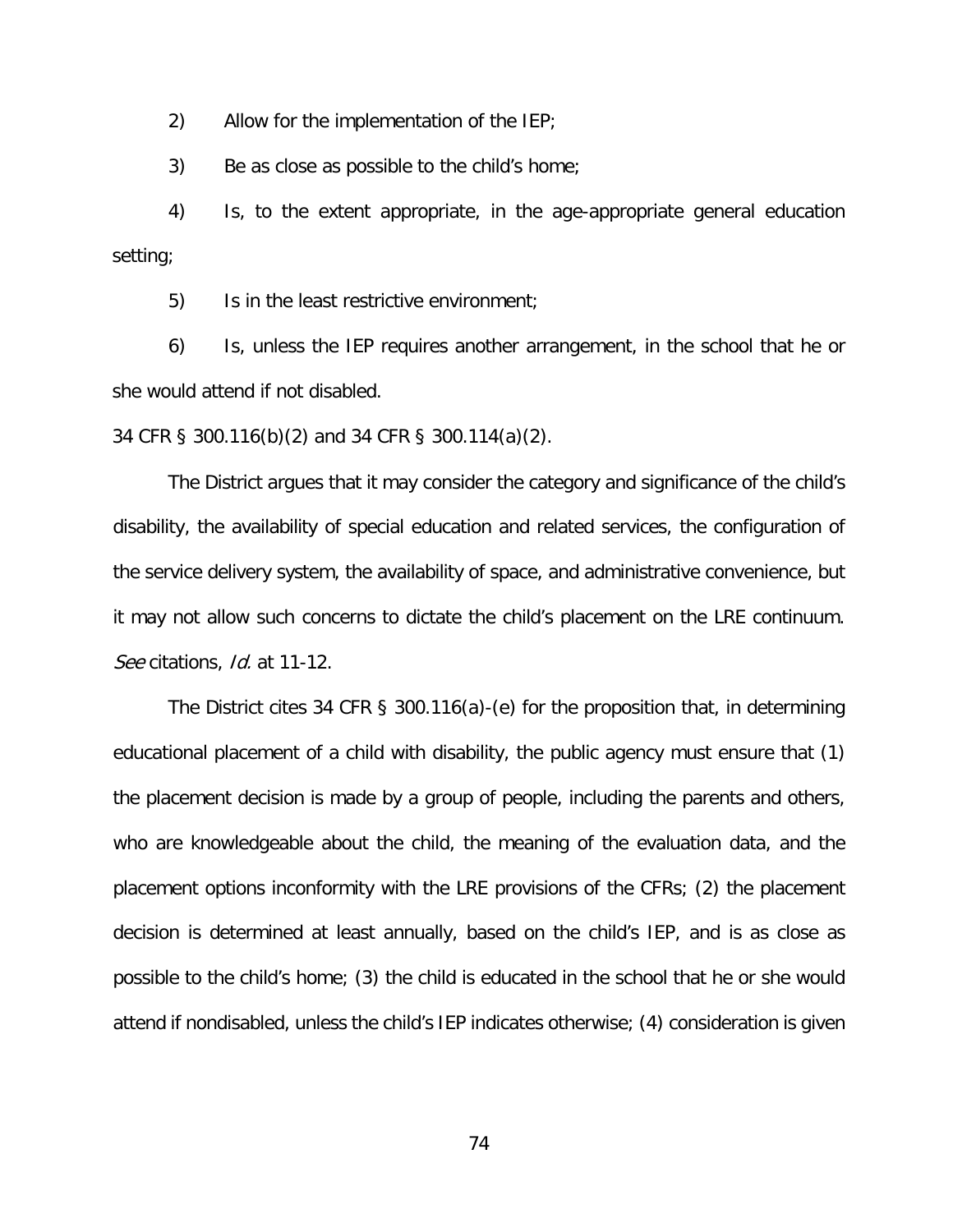2) Allow for the implementation of the IEP;

3) Be as close as possible to the child's home;

4) Is, to the extent appropriate, in the age-appropriate general education setting;

5) Is in the least restrictive environment;

6) Is, unless the IEP requires another arrangement, in the school that he or she would attend if not disabled.

34 CFR § 300.116(b)(2) and 34 CFR § 300.114(a)(2).

The District argues that it may consider the category and significance of the child's disability, the availability of special education and related services, the configuration of the service delivery system, the availability of space, and administrative convenience, but it may not allow such concerns to dictate the child's placement on the LRE continuum. *See* citations, *Id.* at 11-12.

The District cites 34 CFR § 300.116(a)-(e) for the proposition that, in determining educational placement of a child with disability, the public agency must ensure that (1) the placement decision is made by a group of people, including the parents and others, who are knowledgeable about the child, the meaning of the evaluation data, and the placement options inconformity with the LRE provisions of the CFRs; (2) the placement decision is determined at least annually, based on the child's IEP, and is as close as possible to the child's home; (3) the child is educated in the school that he or she would attend if nondisabled, unless the child's IEP indicates otherwise; (4) consideration is given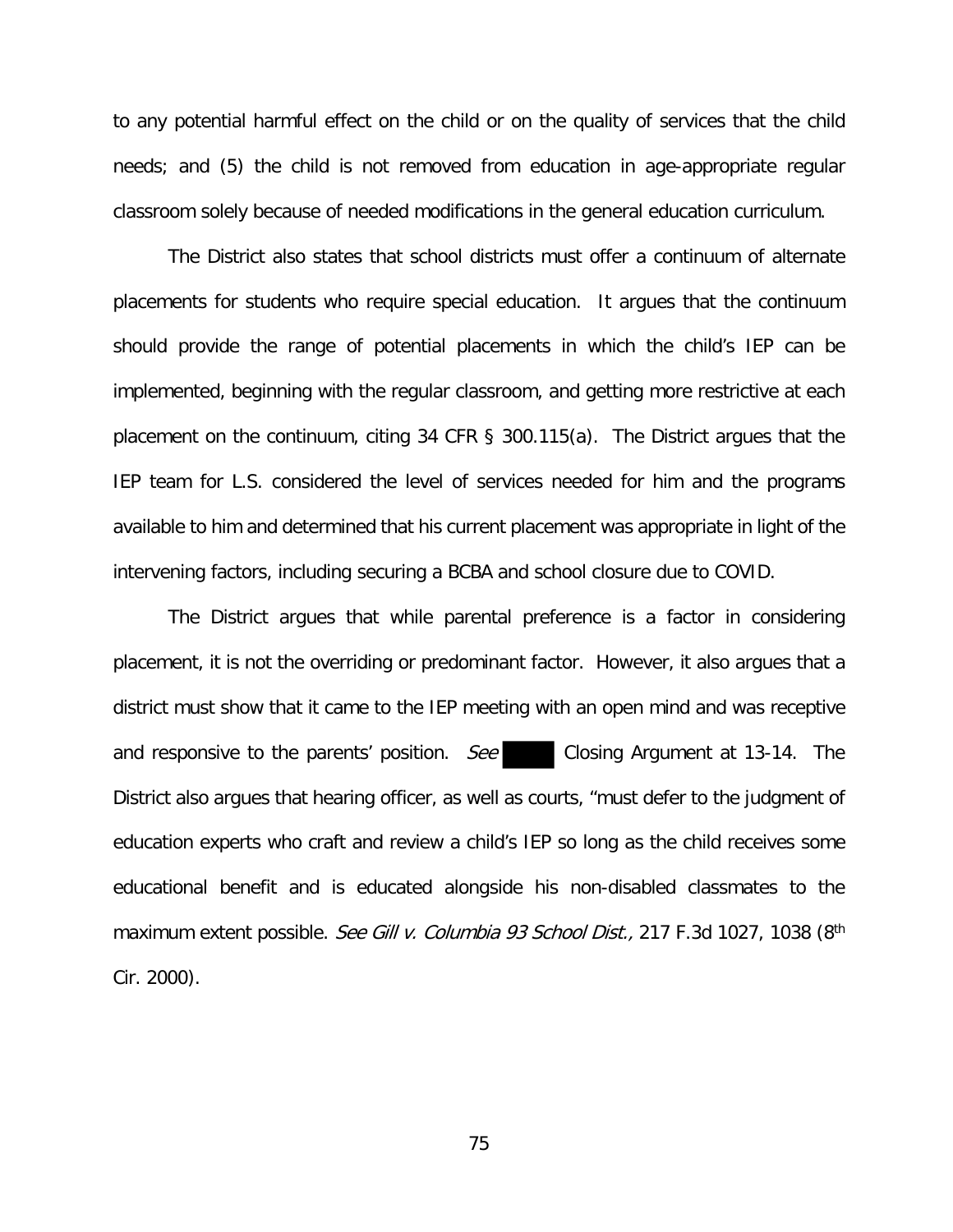to any potential harmful effect on the child or on the quality of services that the child needs; and (5) the child is not removed from education in age-appropriate regular classroom solely because of needed modifications in the general education curriculum.

The District also states that school districts must offer a continuum of alternate placements for students who require special education. It argues that the continuum should provide the range of potential placements in which the child's IEP can be implemented, beginning with the regular classroom, and getting more restrictive at each placement on the continuum, citing 34 CFR § 300.115(a). The District argues that the IEP team for L.S. considered the level of services needed for him and the programs available to him and determined that his current placement was appropriate in light of the intervening factors, including securing a BCBA and school closure due to COVID.

The District argues that while parental preference is a factor in considering placement, it is not the overriding or predominant factor. However, it also argues that a district must show that it came to the IEP meeting with an open mind and was receptive and responsive to the parents' position. *See* ████ Closing Argument at 13-14. The District also argues that hearing officer, as well as courts, "must defer to the judgment of education experts who craft and review a child's IEP so long as the child receives some educational benefit and is educated alongside his non-disabled classmates to the maximum extent possible. *See Gill v. Columbia 93 School Dist.,* 217 F.3d 1027, 1038 (8th Cir. 2000).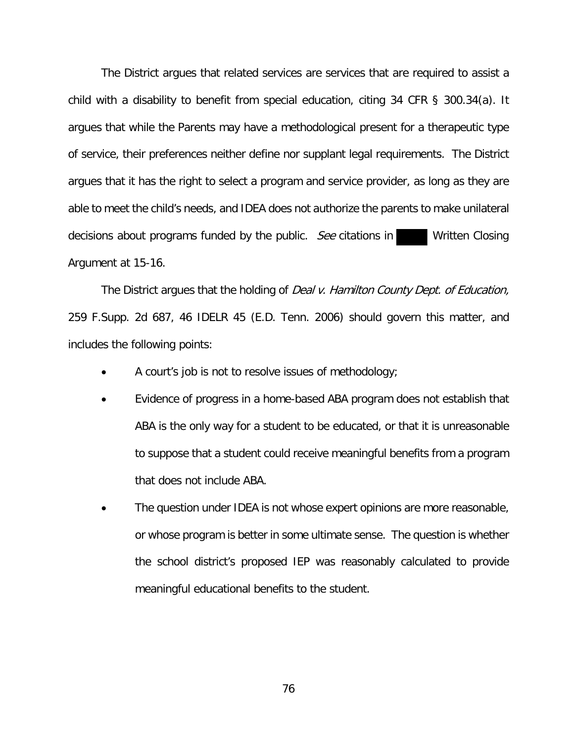The District argues that related services are services that are required to assist a child with a disability to benefit from special education, citing 34 CFR § 300.34(a). It argues that while the Parents may have a methodological present for a therapeutic type of service, their preferences neither define nor supplant legal requirements. The District argues that it has the right to select a program and service provider, as long as they are able to meet the child's needs, and IDEA does not authorize the parents to make unilateral decisions about programs funded by the public. *See* citations in ████ Written Closing Argument at 15-16.

The District argues that the holding of *Deal v. Hamilton County Dept. of Education,* 259 F.Supp. 2d 687, 46 IDELR 45 (E.D. Tenn. 2006) should govern this matter, and includes the following points:

- A court's job is not to resolve issues of methodology;
- Evidence of progress in a home-based ABA program does not establish that ABA is the only way for a student to be educated, or that it is unreasonable to suppose that a student could receive meaningful benefits from a program that does not include ABA.
- The question under IDEA is not whose expert opinions are more reasonable, or whose program is better in some ultimate sense. The question is whether the school district's proposed IEP was reasonably calculated to provide meaningful educational benefits to the student.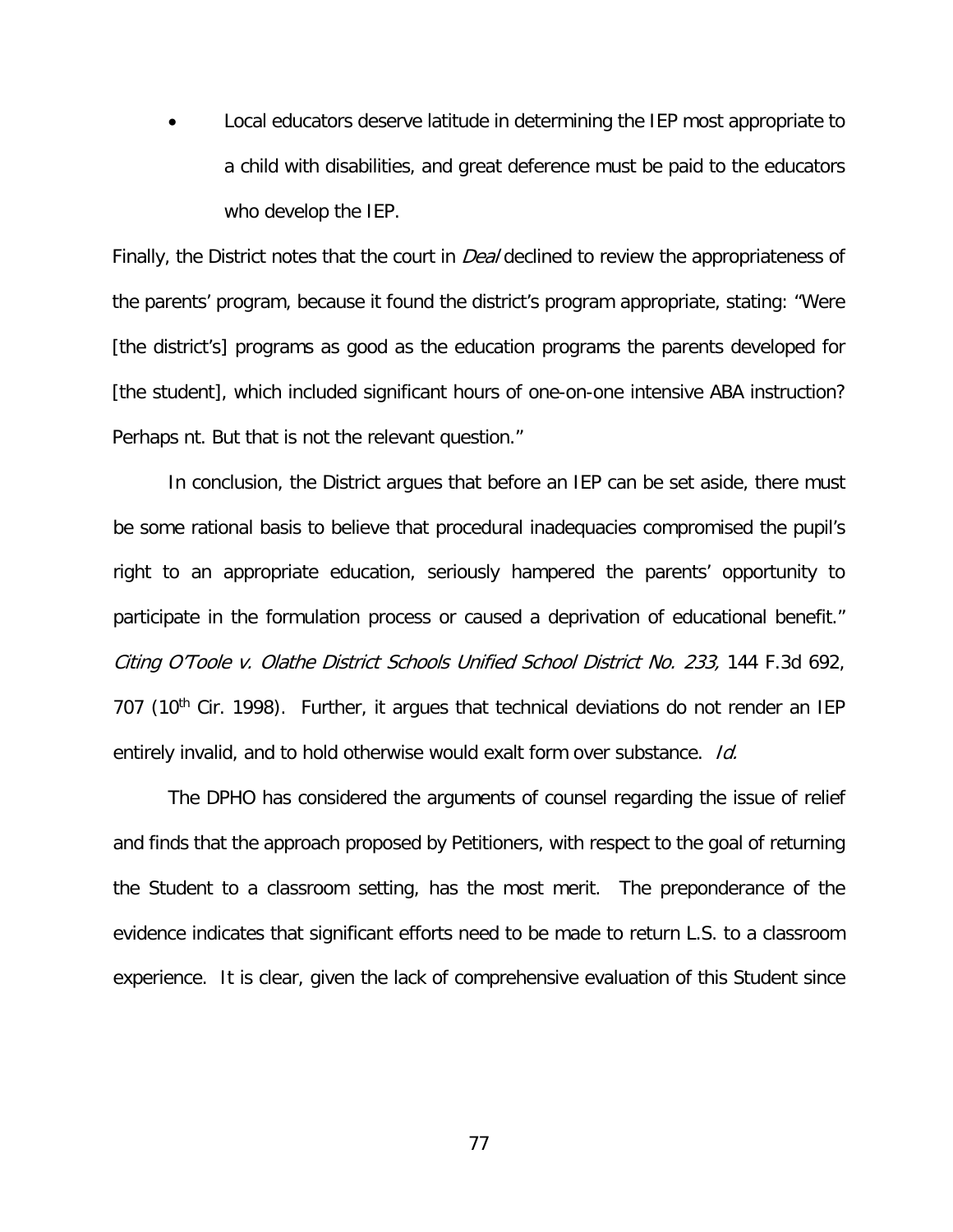- Local educators deserve latitude in determining the IEP most appropriate to a child with disabilities, and great deference must be paid to the educators who develop the IEP.

Finally, the District notes that the court in *Deal* declined to review the appropriateness of the parents' program, because it found the district's program appropriate, stating: "Were [the district's] programs as good as the education programs the parents developed for [the student], which included significant hours of one-on-one intensive ABA instruction? Perhaps nt. But that is not the relevant question."

In conclusion, the District argues that before an IEP can be set aside, there must be some rational basis to believe that procedural inadequacies compromised the pupil's right to an appropriate education, seriously hampered the parents' opportunity to participate in the formulation process or caused a deprivation of educational benefit." *Citing O'Toole v. Olathe District Schools Unified School District No. 233,* 144 F.3d 692, 707 (10th Cir. 1998). Further, it argues that technical deviations do not render an IEP entirely invalid, and to hold otherwise would exalt form over substance. *Id.*

The DPHO has considered the arguments of counsel regarding the issue of relief and finds that the approach proposed by Petitioners, with respect to the goal of returning the Student to a classroom setting, has the most merit. The preponderance of the evidence indicates that significant efforts need to be made to return L.S. to a classroom experience. It is clear, given the lack of comprehensive evaluation of this Student since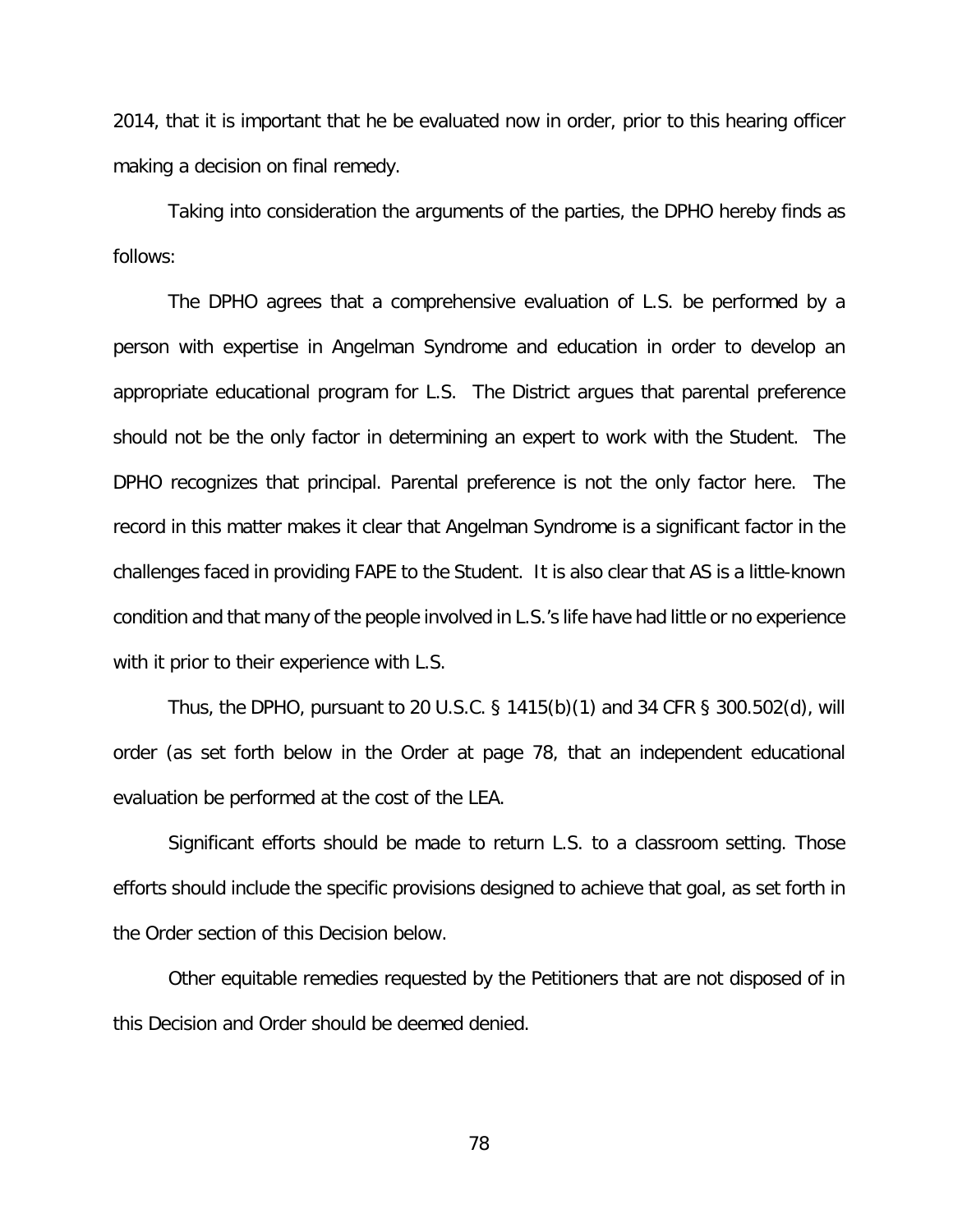2014, that it is important that he be evaluated now in order, prior to this hearing officer making a decision on final remedy.

Taking into consideration the arguments of the parties, the DPHO hereby finds as follows:

The DPHO agrees that a comprehensive evaluation of L.S. be performed by a person with expertise in Angelman Syndrome and education in order to develop an appropriate educational program for L.S. The District argues that parental preference should not be the only factor in determining an expert to work with the Student. The DPHO recognizes that principal. Parental preference is not the only factor here. The record in this matter makes it clear that Angelman Syndrome is a significant factor in the challenges faced in providing FAPE to the Student. It is also clear that AS is a little-known condition and that many of the people involved in L.S.'s life have had little or no experience with it prior to their experience with L.S.

Thus, the DPHO, pursuant to 20 U.S.C. § 1415(b)(1) and 34 CFR § 300.502(d), will order (as set forth below in the Order at page 78, that an independent educational evaluation be performed at the cost of the LEA.

Significant efforts should be made to return L.S. to a classroom setting. Those efforts should include the specific provisions designed to achieve that goal, as set forth in the Order section of this Decision below.

Other equitable remedies requested by the Petitioners that are not disposed of in this Decision and Order should be deemed denied.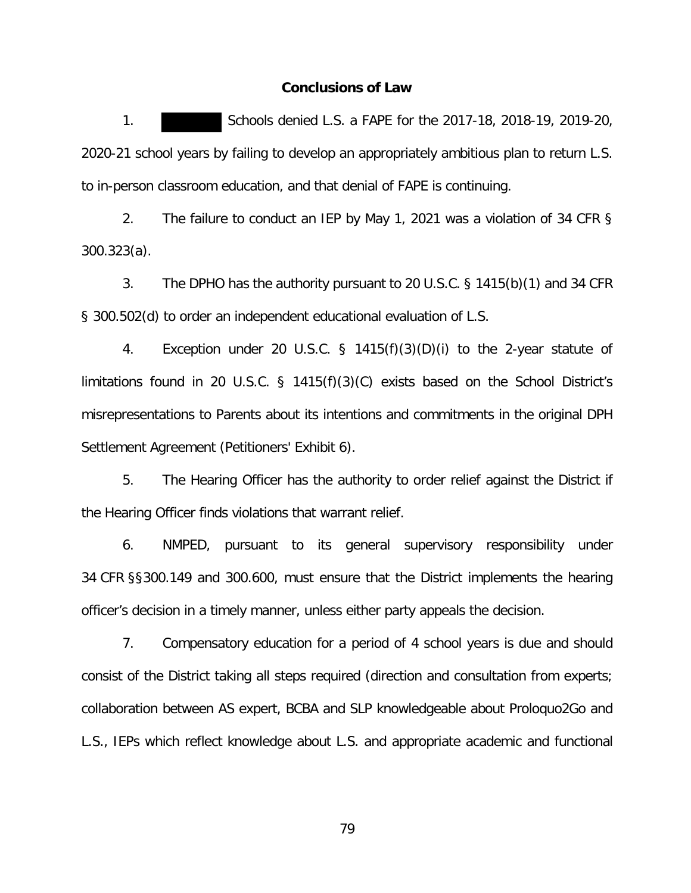## Conclusions of Law

1. ██████ Schools denied L.S. a FAPE for the 2017-18, 2018-19, 2019-20, 2020-21 school years by failing to develop an appropriately ambitious plan to return L.S. to in-person classroom education, and that denial of FAPE is continuing.

2. The failure to conduct an IEP by May 1, 2021 was a violation of 34 CFR § 300.323(a).

3. The DPHO has the authority pursuant to 20 U.S.C. § 1415(b)(1) and 34 CFR § 300.502(d) to order an independent educational evaluation of L.S.

4. Exception under 20 U.S.C. § 1415(f)(3)(D)(i) to the 2-year statute of limitations found in 20 U.S.C. § 1415(f)(3)(C) exists based on the School District's misrepresentations to Parents about its intentions and commitments in the original DPH Settlement Agreement (Petitioners' Exhibit 6).

5. The Hearing Officer has the authority to order relief against the District if the Hearing Officer finds violations that warrant relief.

6. NMPED, pursuant to its general supervisory responsibility under 34 CFR §§300.149 and 300.600, must ensure that the District implements the hearing officer's decision in a timely manner, unless either party appeals the decision.

7. Compensatory education for a period of 4 school years is due and should consist of the District taking all steps required (direction and consultation from experts; collaboration between AS expert, BCBA and SLP knowledgeable about Proloquo2Go and L.S., IEPs which reflect knowledge about L.S. and appropriate academic and functional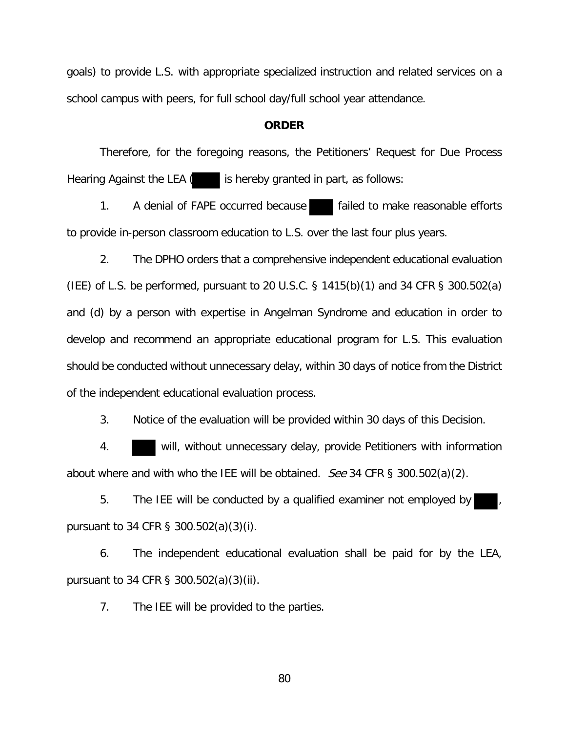goals) to provide L.S. with appropriate specialized instruction and related services on a school campus with peers, for full school day/full school year attendance.

**ORDER**

Therefore, for the foregoing reasons, the Petitioners' Request for Due Process Hearing Against the LEA ( is hereby granted in part, as follows:

1. A denial of FAPE occurred because failed to make reasonable efforts to provide in-person classroom education to L.S. over the last four plus years.

2. The DPHO orders that a comprehensive independent educational evaluation (IEE) of L.S. be performed, pursuant to 20 U.S.C. § 1415(b)(1) and 34 CFR § 300.502(a) and (d) by a person with expertise in Angelman Syndrome and education in order to develop and recommend an appropriate educational program for L.S. This evaluation should be conducted without unnecessary delay, within 30 days of notice from the District of the independent educational evaluation process.

3. Notice of the evaluation will be provided within 30 days of this Decision.

4. will, without unnecessary delay, provide Petitioners with information about where and with who the IEE will be obtained. *See* 34 CFR § 300.502(a)(2).

5. The IEE will be conducted by a qualified examiner not employed by , pursuant to 34 CFR § 300.502(a)(3)(i).

6. The independent educational evaluation shall be paid for by the LEA, pursuant to 34 CFR § 300.502(a)(3)(ii).

7. The IEE will be provided to the parties.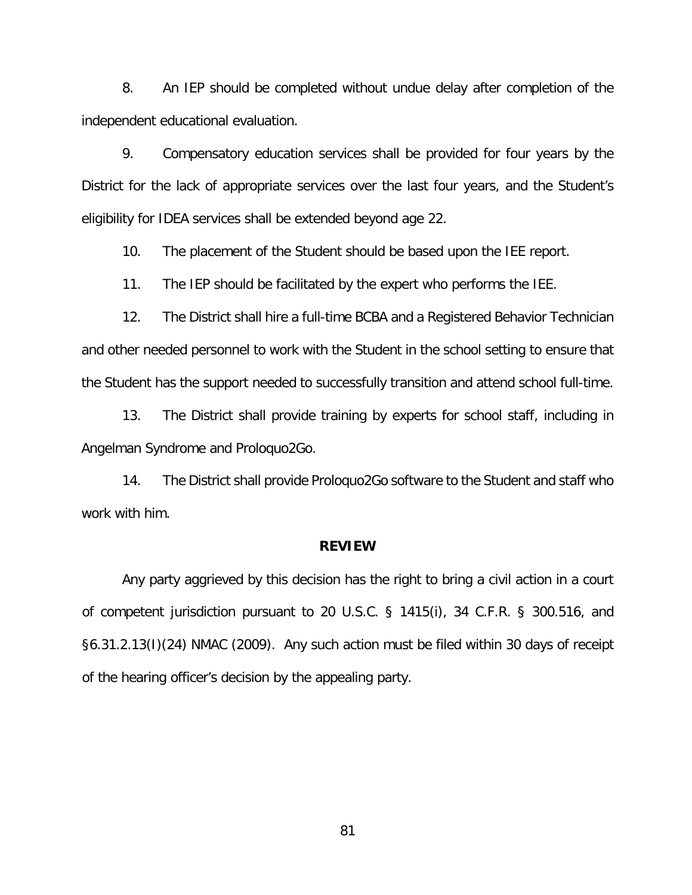8. An IEP should be completed without undue delay after completion of the independent educational evaluation.

9. Compensatory education services shall be provided for four years by the District for the lack of appropriate services over the last four years, and the Student's eligibility for IDEA services shall be extended beyond age 22.

10. The placement of the Student should be based upon the IEE report.

11. The IEP should be facilitated by the expert who performs the IEE.

12. The District shall hire a full-time BCBA and a Registered Behavior Technician and other needed personnel to work with the Student in the school setting to ensure that the Student has the support needed to successfully transition and attend school full-time.

13. The District shall provide training by experts for school staff, including in Angelman Syndrome and Proloquo2Go.

14. The District shall provide Proloquo2Go software to the Student and staff who work with him.

## REVIEW

Any party aggrieved by this decision has the right to bring a civil action in a court of competent jurisdiction pursuant to 20 U.S.C. § 1415(i), 34 C.F.R. § 300.516, and §6.31.2.13(I)(24) NMAC (2009). Any such action must be filed within 30 days of receipt of the hearing officer's decision by the appealing party.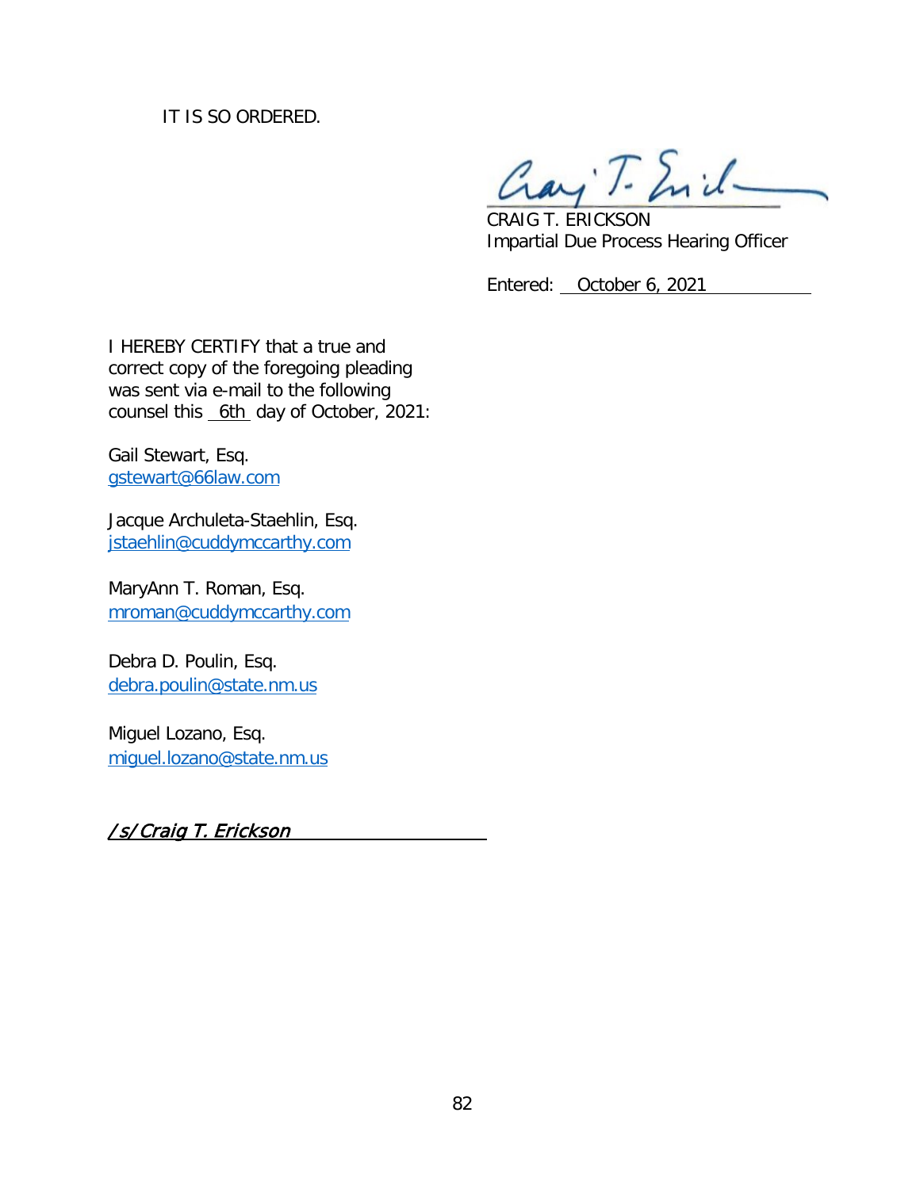IT IS SO ORDERED.

CRAIG T. ERICKSON
Impartial Due Process Hearing Officer

Entered: October 6, 2021

I HEREBY CERTIFY that a true and correct copy of the foregoing pleading was sent via e-mail to the following counsel this 6th day of October, 2021:

Gail Stewart, Esq.
gstewart@66law.com

Jacque Archuleta-Staehlin, Esq.
jstaehlin@cuddymccarthy.com

MaryAnn T. Roman, Esq.
mroman@cuddymccarthy.com

Debra D. Poulin, Esq.
debra.poulin@state.nm.us

Miguel Lozano, Esq.
miguel.lozano@state.nm.us

*/s/ Craig T. Erickson*